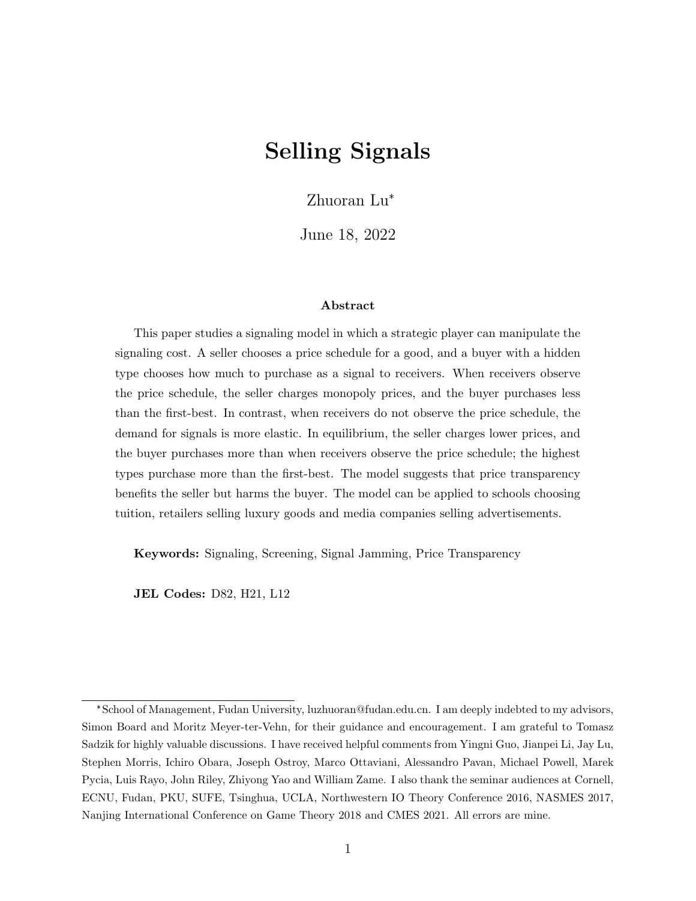# Selling Signals

Zhuoran Lu*

June 18, 2022

### Abstract

This paper studies a signaling model in which a strategic player can manipulate the signaling cost. A seller chooses a price schedule for a good, and a buyer with a hidden type chooses how much to purchase as a signal to receivers. When receivers observe the price schedule, the seller charges monopoly prices, and the buyer purchases less than the first-best. In contrast, when receivers do not observe the price schedule, the demand for signals is more elastic. In equilibrium, the seller charges lower prices, and the buyer purchases more than when receivers observe the price schedule; the highest types purchase more than the first-best. The model suggests that price transparency benefits the seller but harms the buyer. The model can be applied to schools choosing tuition, retailers selling luxury goods and media companies selling advertisements.

**Keywords:** Signaling, Screening, Signal Jamming, Price Transparency

**JEL Codes:** D82, H21, L12

---

*School of Management, Fudan University, luzhuoran@fudan.edu.cn. I am deeply indebted to my advisors, Simon Board and Moritz Meyer-ter-Vehn, for their guidance and encouragement. I am grateful to Tomasz Sadzik for highly valuable discussions. I have received helpful comments from Yingni Guo, Jianpei Li, Jay Lu, Stephen Morris, Ichiro Obara, Joseph Ostroy, Marco Ottaviani, Alessandro Pavan, Michael Powell, Marek Pycia, Luis Rayo, John Riley, Zhiyong Yao and William Zame. I also thank the seminar audiences at Cornell, ECNU, Fudan, PKU, SUFE, Tsinghua, UCLA, Northwestern IO Theory Conference 2016, NASMES 2017, Nanjing International Conference on Game Theory 2018 and CMES 2021. All errors are mine.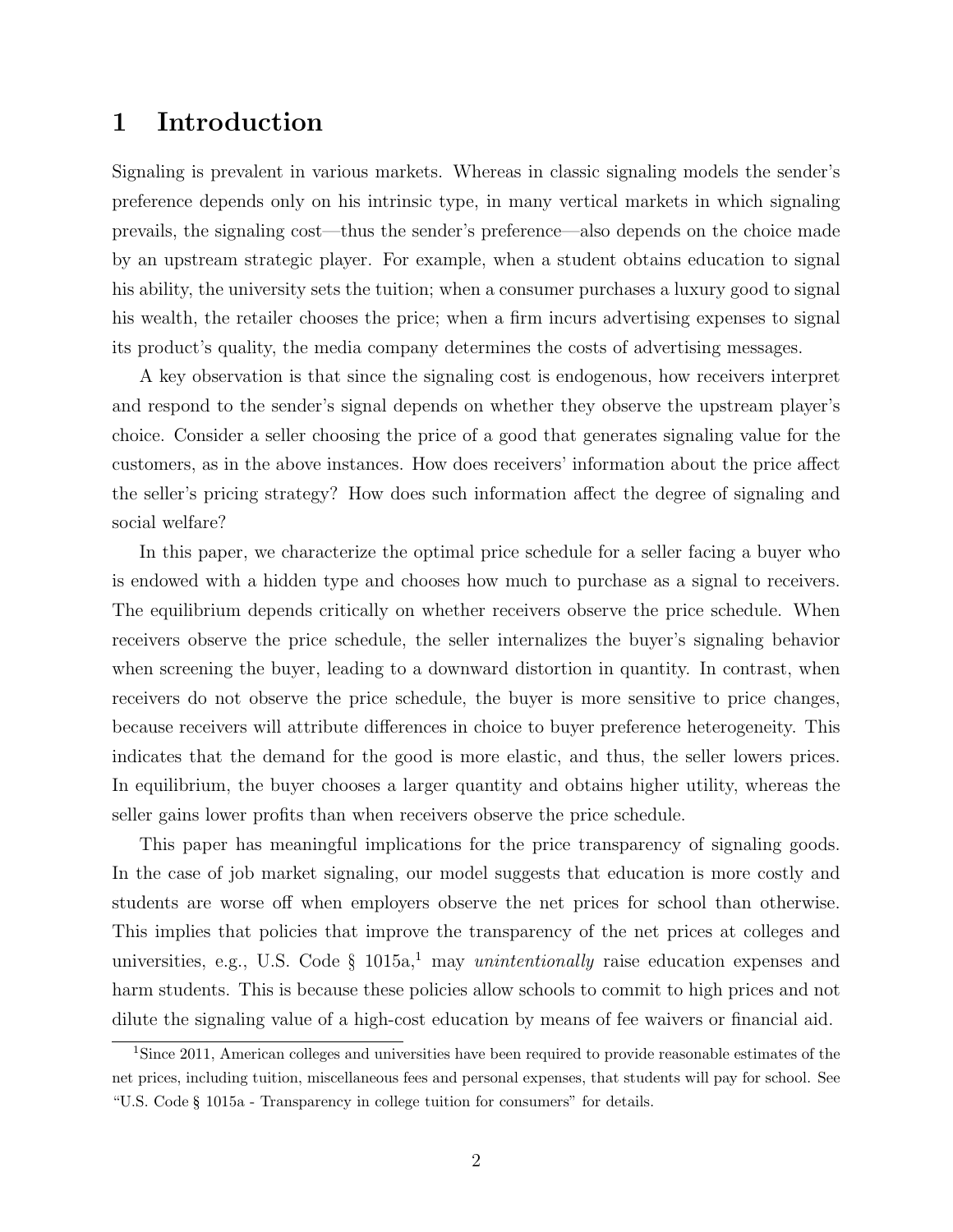# 1 Introduction

Signaling is prevalent in various markets. Whereas in classic signaling models the sender's preference depends only on his intrinsic type, in many vertical markets in which signaling prevails, the signaling cost—thus the sender's preference—also depends on the choice made by an upstream strategic player. For example, when a student obtains education to signal his ability, the university sets the tuition; when a consumer purchases a luxury good to signal his wealth, the retailer chooses the price; when a firm incurs advertising expenses to signal its product's quality, the media company determines the costs of advertising messages.

A key observation is that since the signaling cost is endogenous, how receivers interpret and respond to the sender's signal depends on whether they observe the upstream player's choice. Consider a seller choosing the price of a good that generates signaling value for the customers, as in the above instances. How does receivers' information about the price affect the seller's pricing strategy? How does such information affect the degree of signaling and social welfare?

In this paper, we characterize the optimal price schedule for a seller facing a buyer who is endowed with a hidden type and chooses how much to purchase as a signal to receivers. The equilibrium depends critically on whether receivers observe the price schedule. When receivers observe the price schedule, the seller internalizes the buyer's signaling behavior when screening the buyer, leading to a downward distortion in quantity. In contrast, when receivers do not observe the price schedule, the buyer is more sensitive to price changes, because receivers will attribute differences in choice to buyer preference heterogeneity. This indicates that the demand for the good is more elastic, and thus, the seller lowers prices. In equilibrium, the buyer chooses a larger quantity and obtains higher utility, whereas the seller gains lower profits than when receivers observe the price schedule.

This paper has meaningful implications for the price transparency of signaling goods. In the case of job market signaling, our model suggests that education is more costly and students are worse off when employers observe the net prices for school than otherwise. This implies that policies that improve the transparency of the net prices at colleges and universities, e.g., U.S. Code § 1015a,[1] may *unintentionally* raise education expenses and harm students. This is because these policies allow schools to commit to high prices and not dilute the signaling value of a high-cost education by means of fee waivers or financial aid.

[1] Since 2011, American colleges and universities have been required to provide reasonable estimates of the net prices, including tuition, miscellaneous fees and personal expenses, that students will pay for school. See "U.S. Code § 1015a - Transparency in college tuition for consumers" for details.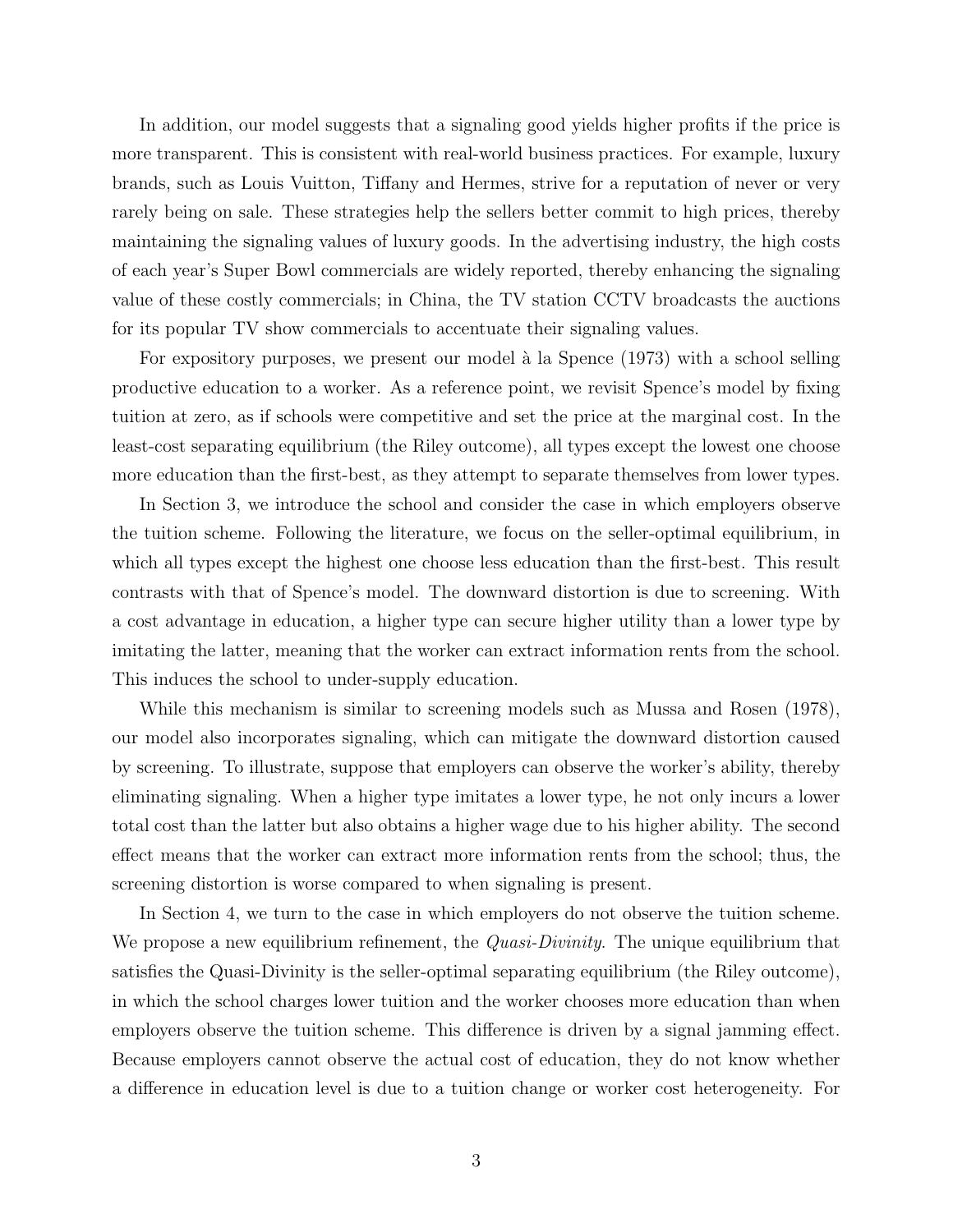In addition, our model suggests that a signaling good yields higher profits if the price is more transparent. This is consistent with real-world business practices. For example, luxury brands, such as Louis Vuitton, Tiffany and Hermes, strive for a reputation of never or very rarely being on sale. These strategies help the sellers better commit to high prices, thereby maintaining the signaling values of luxury goods. In the advertising industry, the high costs of each year's Super Bowl commercials are widely reported, thereby enhancing the signaling value of these costly commercials; in China, the TV station CCTV broadcasts the auctions for its popular TV show commercials to accentuate their signaling values.

For expository purposes, we present our model à la Spence (1973) with a school selling productive education to a worker. As a reference point, we revisit Spence's model by fixing tuition at zero, as if schools were competitive and set the price at the marginal cost. In the least-cost separating equilibrium (the Riley outcome), all types except the lowest one choose more education than the first-best, as they attempt to separate themselves from lower types.

In Section 3, we introduce the school and consider the case in which employers observe the tuition scheme. Following the literature, we focus on the seller-optimal equilibrium, in which all types except the highest one choose less education than the first-best. This result contrasts with that of Spence's model. The downward distortion is due to screening. With a cost advantage in education, a higher type can secure higher utility than a lower type by imitating the latter, meaning that the worker can extract information rents from the school. This induces the school to under-supply education.

While this mechanism is similar to screening models such as Mussa and Rosen (1978), our model also incorporates signaling, which can mitigate the downward distortion caused by screening. To illustrate, suppose that employers can observe the worker's ability, thereby eliminating signaling. When a higher type imitates a lower type, he not only incurs a lower total cost than the latter but also obtains a higher wage due to his higher ability. The second effect means that the worker can extract more information rents from the school; thus, the screening distortion is worse compared to when signaling is present.

In Section 4, we turn to the case in which employers do not observe the tuition scheme. We propose a new equilibrium refinement, the *Quasi-Divinity*. The unique equilibrium that satisfies the Quasi-Divinity is the seller-optimal separating equilibrium (the Riley outcome), in which the school charges lower tuition and the worker chooses more education than when employers observe the tuition scheme. This difference is driven by a signal jamming effect. Because employers cannot observe the actual cost of education, they do not know whether a difference in education level is due to a tuition change or worker cost heterogeneity. For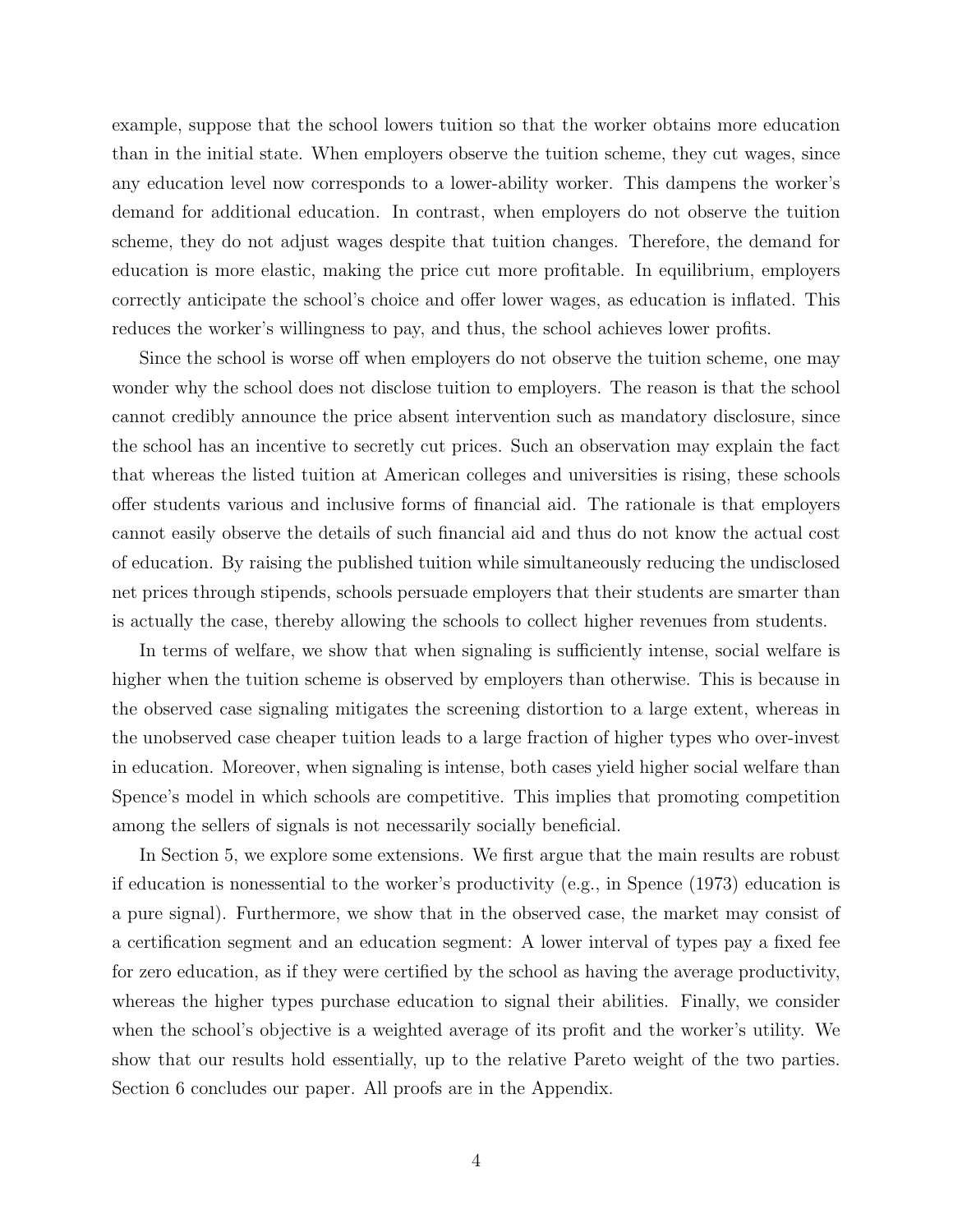example, suppose that the school lowers tuition so that the worker obtains more education than in the initial state. When employers observe the tuition scheme, they cut wages, since any education level now corresponds to a lower-ability worker. This dampens the worker's demand for additional education. In contrast, when employers do not observe the tuition scheme, they do not adjust wages despite that tuition changes. Therefore, the demand for education is more elastic, making the price cut more profitable. In equilibrium, employers correctly anticipate the school's choice and offer lower wages, as education is inflated. This reduces the worker's willingness to pay, and thus, the school achieves lower profits.

Since the school is worse off when employers do not observe the tuition scheme, one may wonder why the school does not disclose tuition to employers. The reason is that the school cannot credibly announce the price absent intervention such as mandatory disclosure, since the school has an incentive to secretly cut prices. Such an observation may explain the fact that whereas the listed tuition at American colleges and universities is rising, these schools offer students various and inclusive forms of financial aid. The rationale is that employers cannot easily observe the details of such financial aid and thus do not know the actual cost of education. By raising the published tuition while simultaneously reducing the undisclosed net prices through stipends, schools persuade employers that their students are smarter than is actually the case, thereby allowing the schools to collect higher revenues from students.

In terms of welfare, we show that when signaling is sufficiently intense, social welfare is higher when the tuition scheme is observed by employers than otherwise. This is because in the observed case signaling mitigates the screening distortion to a large extent, whereas in the unobserved case cheaper tuition leads to a large fraction of higher types who over-invest in education. Moreover, when signaling is intense, both cases yield higher social welfare than Spence's model in which schools are competitive. This implies that promoting competition among the sellers of signals is not necessarily socially beneficial.

In Section 5, we explore some extensions. We first argue that the main results are robust if education is nonessential to the worker's productivity (e.g., in Spence (1973) education is a pure signal). Furthermore, we show that in the observed case, the market may consist of a certification segment and an education segment: A lower interval of types pay a fixed fee for zero education, as if they were certified by the school as having the average productivity, whereas the higher types purchase education to signal their abilities. Finally, we consider when the school's objective is a weighted average of its profit and the worker's utility. We show that our results hold essentially, up to the relative Pareto weight of the two parties. Section 6 concludes our paper. All proofs are in the Appendix.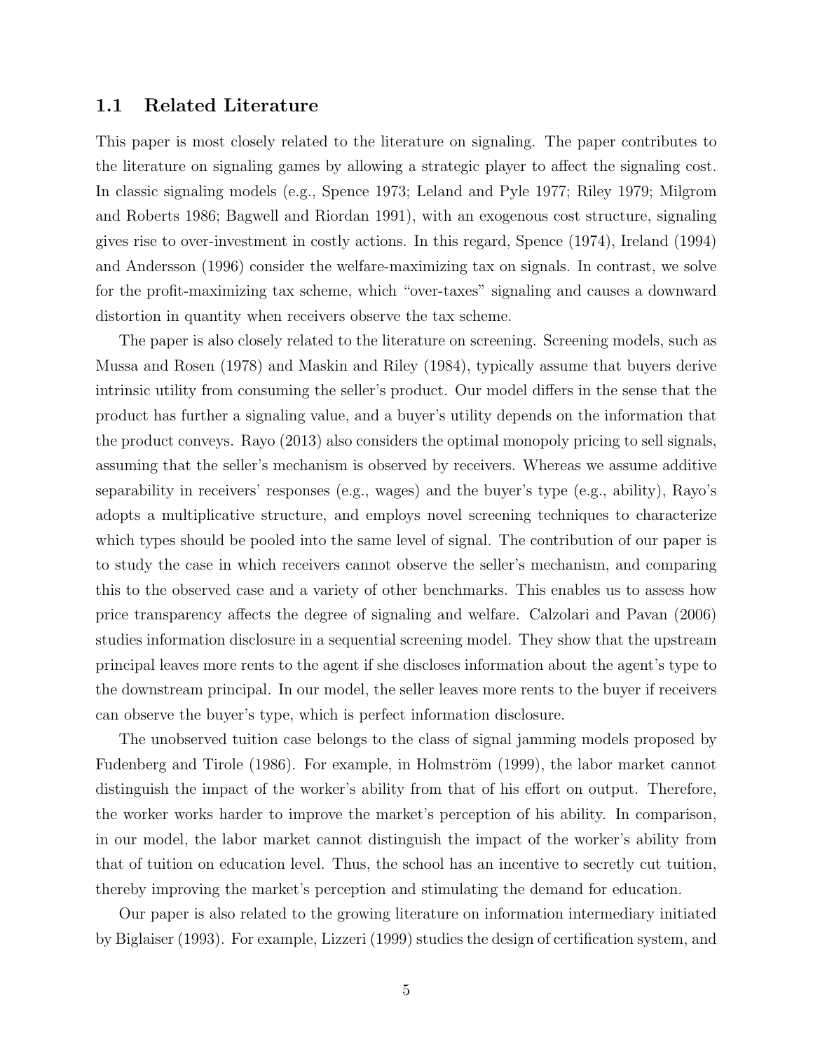### 1.1 Related Literature

This paper is most closely related to the literature on signaling. The paper contributes to the literature on signaling games by allowing a strategic player to affect the signaling cost. In classic signaling models (e.g., Spence 1973; Leland and Pyle 1977; Riley 1979; Milgrom and Roberts 1986; Bagwell and Riordan 1991), with an exogenous cost structure, signaling gives rise to over-investment in costly actions. In this regard, Spence (1974), Ireland (1994) and Andersson (1996) consider the welfare-maximizing tax on signals. In contrast, we solve for the profit-maximizing tax scheme, which "over-taxes" signaling and causes a downward distortion in quantity when receivers observe the tax scheme.

The paper is also closely related to the literature on screening. Screening models, such as Mussa and Rosen (1978) and Maskin and Riley (1984), typically assume that buyers derive intrinsic utility from consuming the seller's product. Our model differs in the sense that the product has further a signaling value, and a buyer's utility depends on the information that the product conveys. Rayo (2013) also considers the optimal monopoly pricing to sell signals, assuming that the seller's mechanism is observed by receivers. Whereas we assume additive separability in receivers' responses (e.g., wages) and the buyer's type (e.g., ability), Rayo's adopts a multiplicative structure, and employs novel screening techniques to characterize which types should be pooled into the same level of signal. The contribution of our paper is to study the case in which receivers cannot observe the seller's mechanism, and comparing this to the observed case and a variety of other benchmarks. This enables us to assess how price transparency affects the degree of signaling and welfare. Calzolari and Pavan (2006) studies information disclosure in a sequential screening model. They show that the upstream principal leaves more rents to the agent if she discloses information about the agent's type to the downstream principal. In our model, the seller leaves more rents to the buyer if receivers can observe the buyer's type, which is perfect information disclosure.

The unobserved tuition case belongs to the class of signal jamming models proposed by Fudenberg and Tirole (1986). For example, in Holmström (1999), the labor market cannot distinguish the impact of the worker's ability from that of his effort on output. Therefore, the worker works harder to improve the market's perception of his ability. In comparison, in our model, the labor market cannot distinguish the impact of the worker's ability from that of tuition on education level. Thus, the school has an incentive to secretly cut tuition, thereby improving the market's perception and stimulating the demand for education.

Our paper is also related to the growing literature on information intermediary initiated by Biglaiser (1993). For example, Lizzeri (1999) studies the design of certification system, and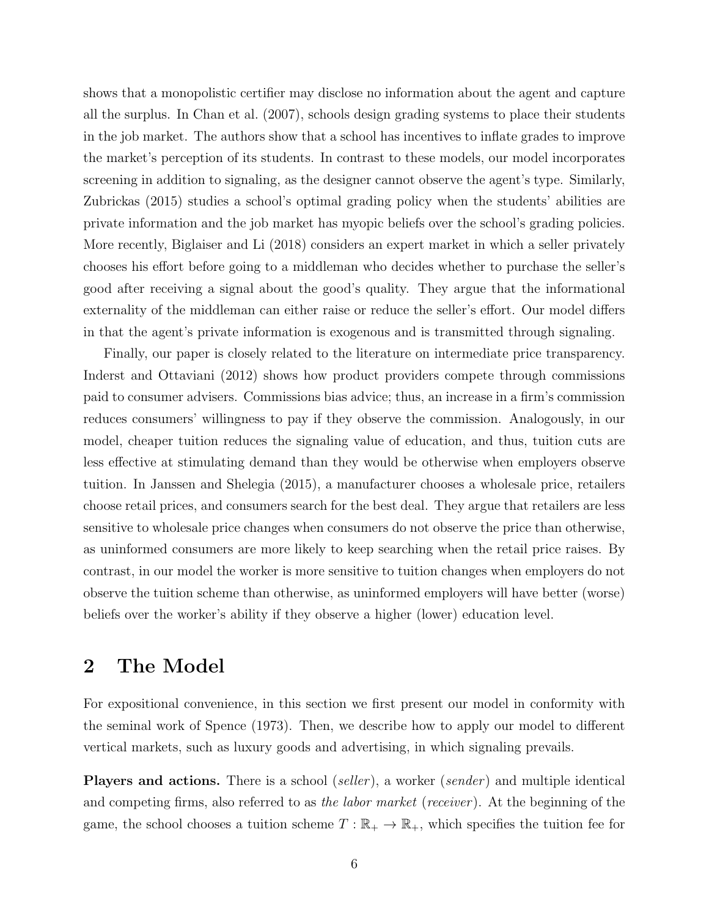shows that a monopolistic certifier may disclose no information about the agent and capture all the surplus. In Chan et al. (2007), schools design grading systems to place their students in the job market. The authors show that a school has incentives to inflate grades to improve the market's perception of its students. In contrast to these models, our model incorporates screening in addition to signaling, as the designer cannot observe the agent's type. Similarly, Zubrickas (2015) studies a school's optimal grading policy when the students' abilities are private information and the job market has myopic beliefs over the school's grading policies. More recently, Biglaiser and Li (2018) considers an expert market in which a seller privately chooses his effort before going to a middleman who decides whether to purchase the seller's good after receiving a signal about the good's quality. They argue that the informational externality of the middleman can either raise or reduce the seller's effort. Our model differs in that the agent's private information is exogenous and is transmitted through signaling.

Finally, our paper is closely related to the literature on intermediate price transparency. Inderst and Ottaviani (2012) shows how product providers compete through commissions paid to consumer advisers. Commissions bias advice; thus, an increase in a firm's commission reduces consumers' willingness to pay if they observe the commission. Analogously, in our model, cheaper tuition reduces the signaling value of education, and thus, tuition cuts are less effective at stimulating demand than they would be otherwise when employers observe tuition. In Janssen and Shelegia (2015), a manufacturer chooses a wholesale price, retailers choose retail prices, and consumers search for the best deal. They argue that retailers are less sensitive to wholesale price changes when consumers do not observe the price than otherwise, as uninformed consumers are more likely to keep searching when the retail price raises. By contrast, in our model the worker is more sensitive to tuition changes when employers do not observe the tuition scheme than otherwise, as uninformed employers will have better (worse) beliefs over the worker's ability if they observe a higher (lower) education level.

# 2 The Model

For expositional convenience, in this section we first present our model in conformity with the seminal work of Spence (1973). Then, we describe how to apply our model to different vertical markets, such as luxury goods and advertising, in which signaling prevails.

**Players and actions.** There is a school (*seller*), a worker (*sender*) and multiple identical and competing firms, also referred to as *the labor market* (*receiver*). At the beginning of the game, the school chooses a tuition scheme $T : \mathbb{R}_+ \to \mathbb{R}_+$, which specifies the tuition fee for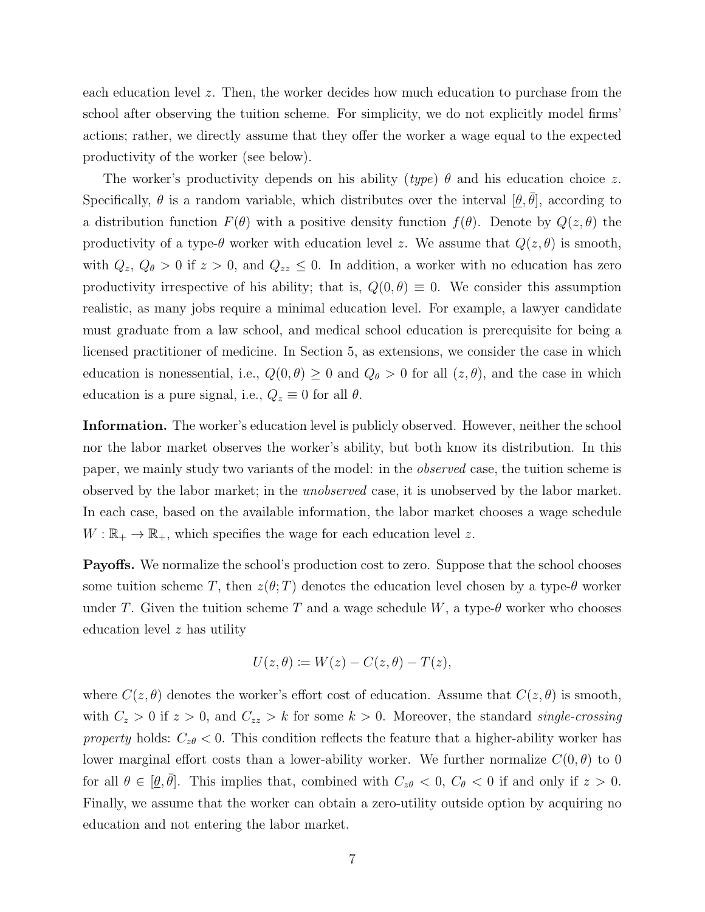each education level $z$. Then, the worker decides how much education to purchase from the school after observing the tuition scheme. For simplicity, we do not explicitly model firms' actions; rather, we directly assume that they offer the worker a wage equal to the expected productivity of the worker (see below).

The worker's productivity depends on his ability (*type*) $\theta$ and his education choice $z$. Specifically, $\theta$ is a random variable, which distributes over the interval $[\underline{\theta}, \bar{\theta}]$, according to a distribution function $F(\theta)$ with a positive density function $f(\theta)$. Denote by $Q(z, \theta)$ the productivity of a type-$\theta$ worker with education level $z$. We assume that $Q(z, \theta)$ is smooth, with $Q_z$, $Q_\theta > 0$ if $z > 0$, and $Q_{zz} \leq 0$. In addition, a worker with no education has zero productivity irrespective of his ability; that is, $Q(0, \theta) \equiv 0$. We consider this assumption realistic, as many jobs require a minimal education level. For example, a lawyer candidate must graduate from a law school, and medical school education is prerequisite for being a licensed practitioner of medicine. In Section 5, as extensions, we consider the case in which education is nonessential, i.e., $Q(0, \theta) \geq 0$ and $Q_\theta > 0$ for all $(z, \theta)$, and the case in which education is a pure signal, i.e., $Q_z \equiv 0$ for all $\theta$.

**Information.** The worker's education level is publicly observed. However, neither the school nor the labor market observes the worker's ability, but both know its distribution. In this paper, we mainly study two variants of the model: in the *observed* case, the tuition scheme is observed by the labor market; in the *unobserved* case, it is unobserved by the labor market. In each case, based on the available information, the labor market chooses a wage schedule $W : \mathbb{R}_+ \to \mathbb{R}_+$, which specifies the wage for each education level $z$.

**Payoffs.** We normalize the school's production cost to zero. Suppose that the school chooses some tuition scheme $T$, then $z(\theta; T)$ denotes the education level chosen by a type-$\theta$ worker under $T$. Given the tuition scheme $T$ and a wage schedule $W$, a type-$\theta$ worker who chooses education level $z$ has utility

$$U(z, \theta) := W(z) - C(z, \theta) - T(z),$$

where $C(z, \theta)$ denotes the worker's effort cost of education. Assume that $C(z, \theta)$ is smooth, with $C_z > 0$ if $z > 0$, and $C_{zz} > k$ for some $k > 0$. Moreover, the standard *single-crossing property* holds: $C_{z\theta} < 0$. This condition reflects the feature that a higher-ability worker has lower marginal effort costs than a lower-ability worker. We further normalize $C(0, \theta)$ to 0 for all $\theta \in [\underline{\theta}, \bar{\theta}]$. This implies that, combined with $C_{z\theta} < 0$, $C_\theta < 0$ if and only if $z > 0$. Finally, we assume that the worker can obtain a zero-utility outside option by acquiring no education and not entering the labor market.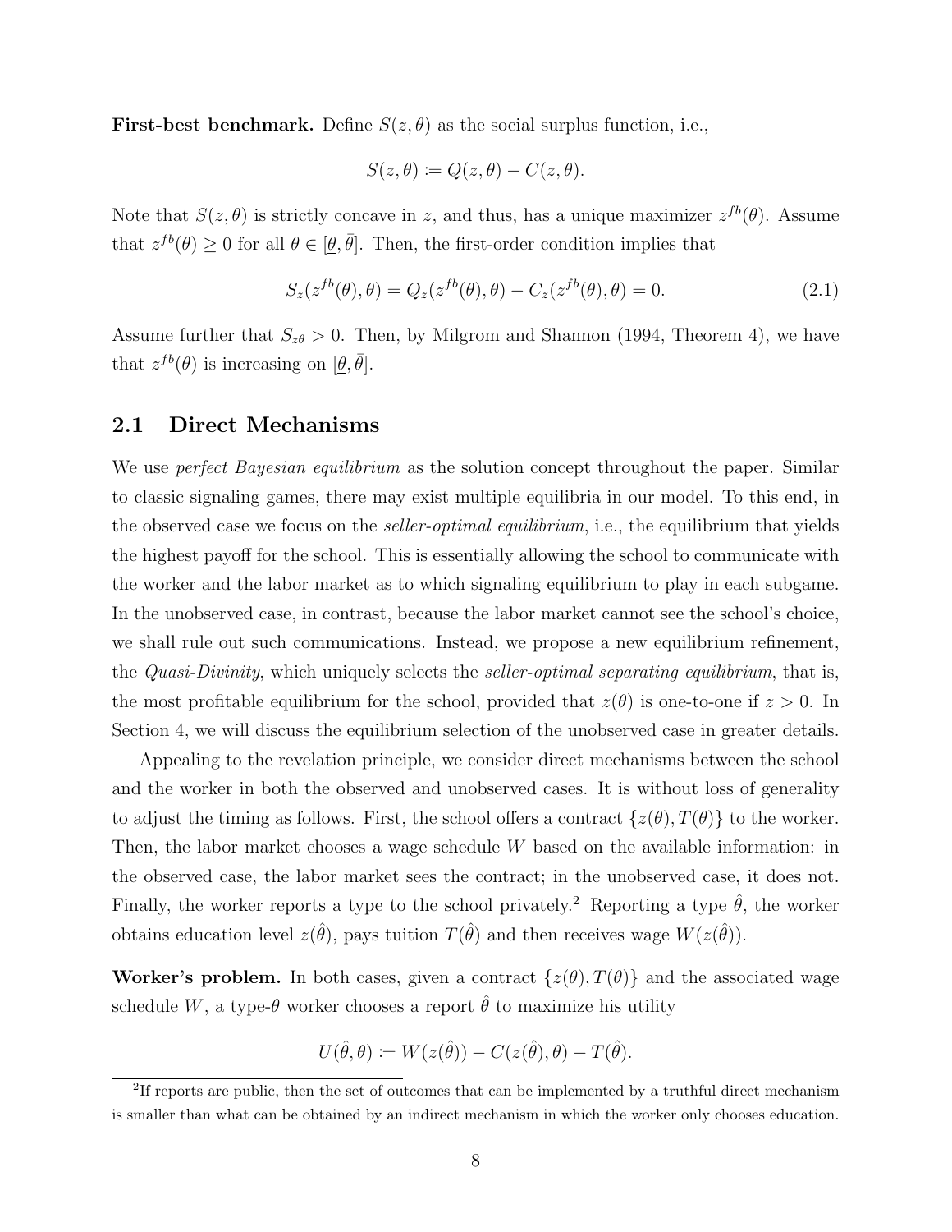**First-best benchmark.** Define $S(z, \theta)$ as the social surplus function, i.e.,

$$S(z, \theta) \coloneqq Q(z, \theta) - C(z, \theta).$$

Note that $S(z, \theta)$ is strictly concave in $z$, and thus, has a unique maximizer $z^{fb}(\theta)$. Assume that $z^{fb}(\theta) \geq 0$ for all $\theta \in [\underline{\theta}, \bar{\theta}]$. Then, the first-order condition implies that

$$S_z(z^{fb}(\theta), \theta) = Q_z(z^{fb}(\theta), \theta) - C_z(z^{fb}(\theta), \theta) = 0. \tag{2.1}$$

Assume further that $S_{z\theta} > 0$. Then, by Milgrom and Shannon (1994, Theorem 4), we have that $z^{fb}(\theta)$ is increasing on $[\underline{\theta}, \bar{\theta}]$.

## 2.1 Direct Mechanisms

We use *perfect Bayesian equilibrium* as the solution concept throughout the paper. Similar to classic signaling games, there may exist multiple equilibria in our model. To this end, in the observed case we focus on the *seller-optimal equilibrium*, i.e., the equilibrium that yields the highest payoff for the school. This is essentially allowing the school to communicate with the worker and the labor market as to which signaling equilibrium to play in each subgame. In the unobserved case, in contrast, because the labor market cannot see the school's choice, we shall rule out such communications. Instead, we propose a new equilibrium refinement, the *Quasi-Divinity*, which uniquely selects the *seller-optimal separating equilibrium*, that is, the most profitable equilibrium for the school, provided that $z(\theta)$ is one-to-one if $z > 0$. In Section 4, we will discuss the equilibrium selection of the unobserved case in greater details.

Appealing to the revelation principle, we consider direct mechanisms between the school and the worker in both the observed and unobserved cases. It is without loss of generality to adjust the timing as follows. First, the school offers a contract $\{z(\theta), T(\theta)\}$ to the worker. Then, the labor market chooses a wage schedule $W$ based on the available information: in the observed case, the labor market sees the contract; in the unobserved case, it does not. Finally, the worker reports a type to the school privately.[2] Reporting a type $\hat{\theta}$, the worker obtains education level $z(\hat{\theta})$, pays tuition $T(\hat{\theta})$ and then receives wage $W(z(\hat{\theta}))$.

**Worker's problem.** In both cases, given a contract $\{z(\theta), T(\theta)\}$ and the associated wage schedule $W$, a type-$\theta$ worker chooses a report $\hat{\theta}$ to maximize his utility

$$U(\hat{\theta}, \theta) \coloneqq W(z(\hat{\theta})) - C(z(\hat{\theta}), \theta) - T(\hat{\theta}).$$

[2] If reports are public, then the set of outcomes that can be implemented by a truthful direct mechanism is smaller than what can be obtained by an indirect mechanism in which the worker only chooses education.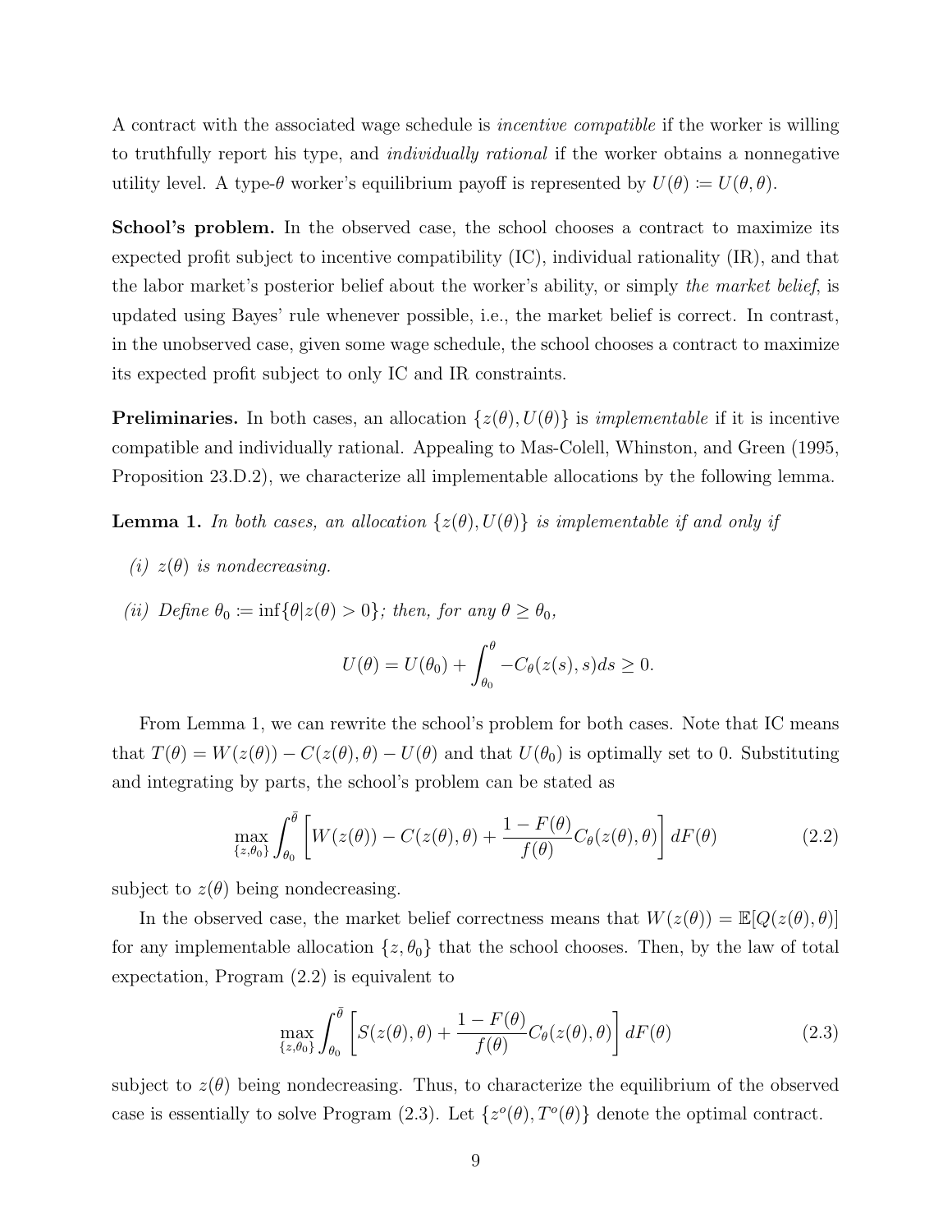A contract with the associated wage schedule is *incentive compatible* if the worker is willing to truthfully report his type, and *individually rational* if the worker obtains a nonnegative utility level. A type-$\theta$ worker's equilibrium payoff is represented by $U(\theta) \coloneqq U(\theta, \theta)$.

**School's problem.** In the observed case, the school chooses a contract to maximize its expected profit subject to incentive compatibility (IC), individual rationality (IR), and that the labor market's posterior belief about the worker's ability, or simply *the market belief*, is updated using Bayes' rule whenever possible, i.e., the market belief is correct. In contrast, in the unobserved case, given some wage schedule, the school chooses a contract to maximize its expected profit subject to only IC and IR constraints.

**Preliminaries.** In both cases, an allocation $\{z(\theta), U(\theta)\}$ is *implementable* if it is incentive compatible and individually rational. Appealing to Mas-Colell, Whinston, and Green (1995, Proposition 23.D.2), we characterize all implementable allocations by the following lemma.

**Lemma 1.** *In both cases, an allocation $\{z(\theta), U(\theta)\}$ is implementable if and only if*

*(i) $z(\theta)$ is nondecreasing.*

*(ii) Define $\theta_0 \coloneqq \inf\{\theta | z(\theta) > 0\}$; then, for any $\theta \geq \theta_0$,*

$$U(\theta) = U(\theta_0) + \int_{\theta_0}^{\theta} -C_\theta(z(s), s)ds \geq 0.$$

From Lemma 1, we can rewrite the school's problem for both cases. Note that IC means that $T(\theta) = W(z(\theta)) - C(z(\theta), \theta) - U(\theta)$ and that $U(\theta_0)$ is optimally set to 0. Substituting and integrating by parts, the school's problem can be stated as

$$\max_{\{z, \theta_0\}} \int_{\theta_0}^{\bar{\theta}} \left[ W(z(\theta)) - C(z(\theta), \theta) + \frac{1 - F(\theta)}{f(\theta)} C_\theta(z(\theta), \theta) \right] dF(\theta) \tag{2.2}$$

subject to $z(\theta)$ being nondecreasing.

In the observed case, the market belief correctness means that $W(z(\theta)) = \mathbb{E}[Q(z(\theta), \theta)]$ for any implementable allocation $\{z, \theta_0\}$ that the school chooses. Then, by the law of total expectation, Program (2.2) is equivalent to

$$\max_{\{z, \theta_0\}} \int_{\theta_0}^{\bar{\theta}} \left[ S(z(\theta), \theta) + \frac{1 - F(\theta)}{f(\theta)} C_\theta(z(\theta), \theta) \right] dF(\theta) \tag{2.3}$$

subject to $z(\theta)$ being nondecreasing. Thus, to characterize the equilibrium of the observed case is essentially to solve Program (2.3). Let $\{z^o(\theta), T^o(\theta)\}$ denote the optimal contract.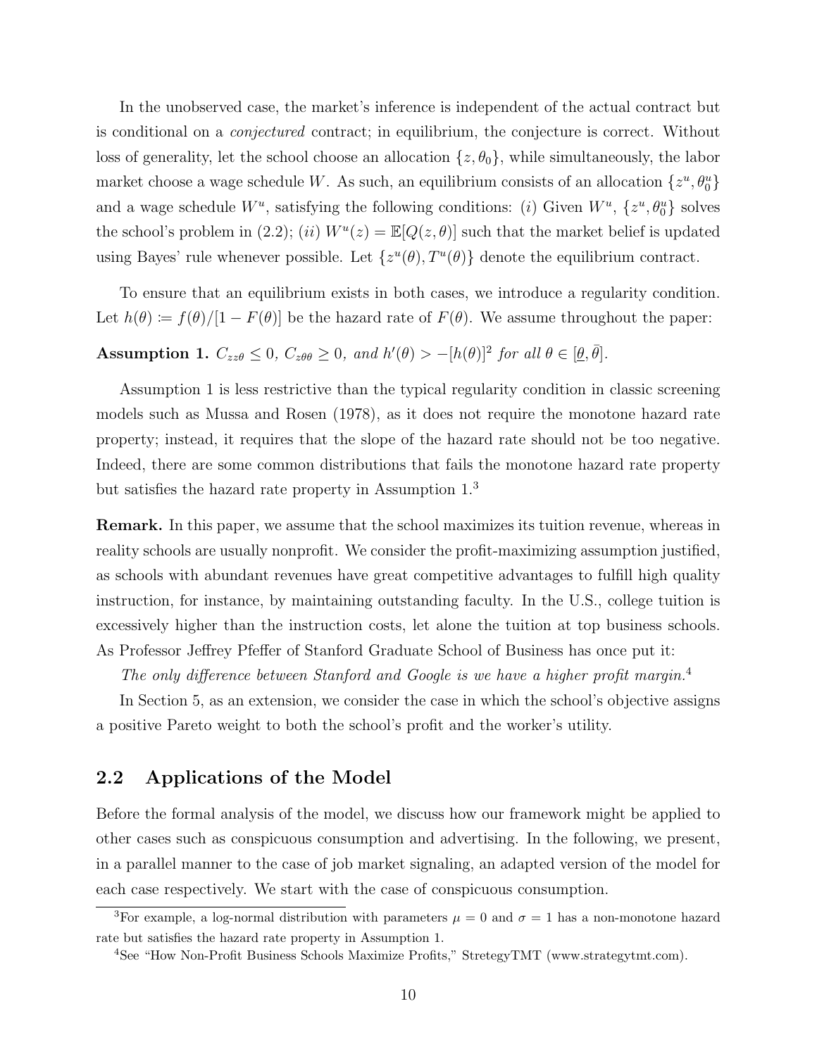In the unobserved case, the market's inference is independent of the actual contract but is conditional on a *conjectured* contract; in equilibrium, the conjecture is correct. Without loss of generality, let the school choose an allocation $\{z, \theta_0\}$, while simultaneously, the labor market choose a wage schedule $W$. As such, an equilibrium consists of an allocation $\{z^u, \theta_0^u\}$ and a wage schedule $W^u$, satisfying the following conditions: $(i)$ Given $W^u$, $\{z^u, \theta_0^u\}$ solves the school's problem in (2.2); $(ii)$ $W^u(z) = \mathbb{E}[Q(z, \theta)]$ such that the market belief is updated using Bayes' rule whenever possible. Let $\{z^u(\theta), T^u(\theta)\}$ denote the equilibrium contract.

To ensure that an equilibrium exists in both cases, we introduce a regularity condition. Let $h(\theta) \coloneqq f(\theta)/[1 - F(\theta)]$ be the hazard rate of $F(\theta)$. We assume throughout the paper:

**Assumption 1.** *$C_{zz\theta} \leq 0$, $C_{z\theta\theta} \geq 0$, and $h'(\theta) > -[h(\theta)]^2$ for all $\theta \in [\underline{\theta}, \bar{\theta}]$.*

Assumption 1 is less restrictive than the typical regularity condition in classic screening models such as Mussa and Rosen (1978), as it does not require the monotone hazard rate property; instead, it requires that the slope of the hazard rate should not be too negative. Indeed, there are some common distributions that fails the monotone hazard rate property but satisfies the hazard rate property in Assumption 1.[3]

**Remark.** In this paper, we assume that the school maximizes its tuition revenue, whereas in reality schools are usually nonprofit. We consider the profit-maximizing assumption justified, as schools with abundant revenues have great competitive advantages to fulfill high quality instruction, for instance, by maintaining outstanding faculty. In the U.S., college tuition is excessively higher than the instruction costs, let alone the tuition at top business schools. As Professor Jeffrey Pfeffer of Stanford Graduate School of Business has once put it:

*The only difference between Stanford and Google is we have a higher profit margin.*[4]

In Section 5, as an extension, we consider the case in which the school's objective assigns a positive Pareto weight to both the school's profit and the worker's utility.

## 2.2 Applications of the Model

Before the formal analysis of the model, we discuss how our framework might be applied to other cases such as conspicuous consumption and advertising. In the following, we present, in a parallel manner to the case of job market signaling, an adapted version of the model for each case respectively. We start with the case of conspicuous consumption.

---

[3] For example, a log-normal distribution with parameters $\mu = 0$ and $\sigma = 1$ has a non-monotone hazard rate but satisfies the hazard rate property in Assumption 1.

[4] See "How Non-Profit Business Schools Maximize Profits," StretegyTMT (www.strategytmt.com).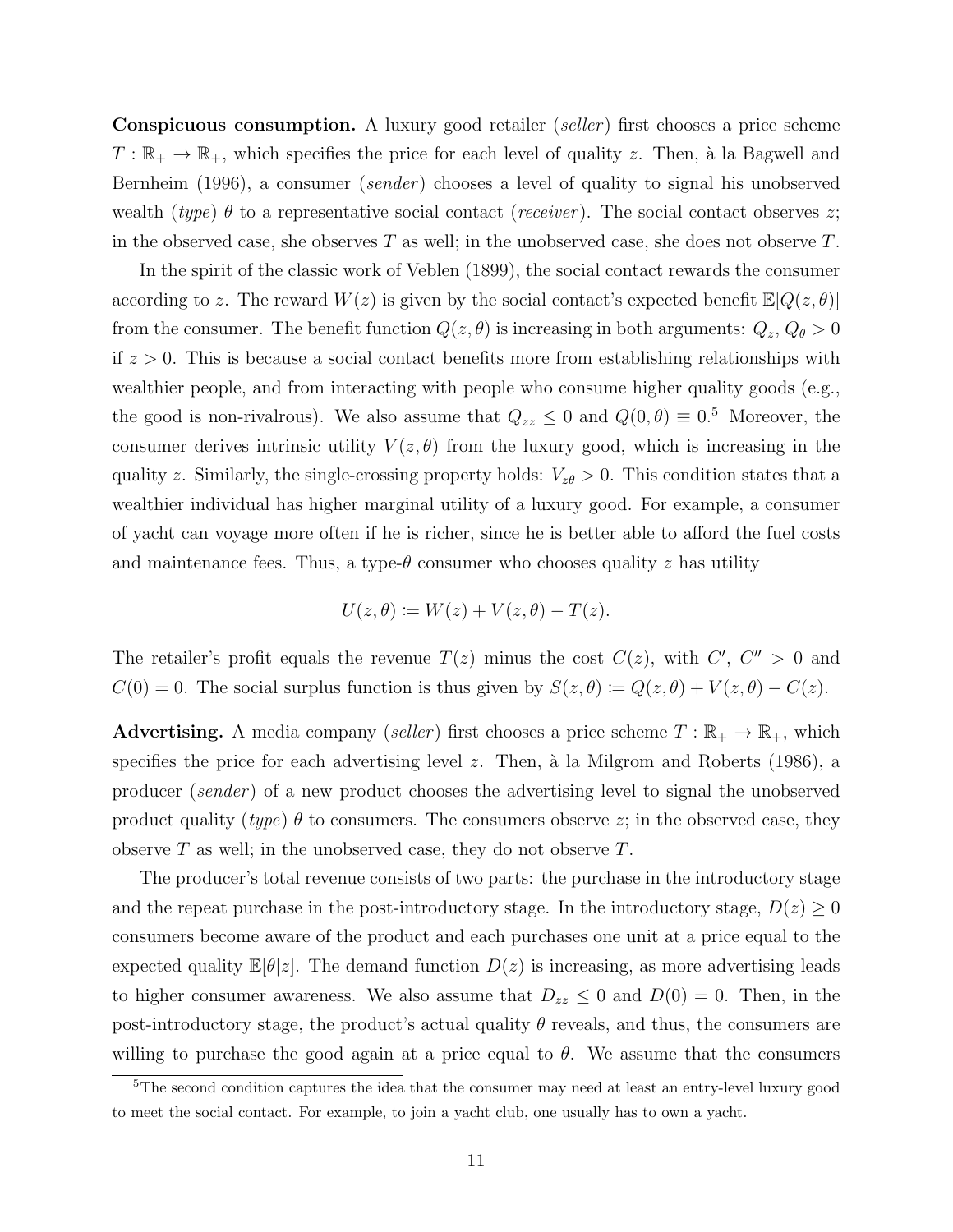**Conspicuous consumption.** A luxury good retailer (*seller*) first chooses a price scheme $T : \mathbb{R}_+ \to \mathbb{R}_+$, which specifies the price for each level of quality $z$. Then, à la Bagwell and Bernheim (1996), a consumer (*sender*) chooses a level of quality to signal his unobserved wealth (*type*) $\theta$ to a representative social contact (*receiver*). The social contact observes $z$; in the observed case, she observes $T$ as well; in the unobserved case, she does not observe $T$.

In the spirit of the classic work of Veblen (1899), the social contact rewards the consumer according to $z$. The reward $W(z)$ is given by the social contact's expected benefit $\mathbb{E}[Q(z, \theta)]$ from the consumer. The benefit function $Q(z, \theta)$ is increasing in both arguments: $Q_z, Q_\theta > 0$ if $z > 0$. This is because a social contact benefits more from establishing relationships with wealthier people, and from interacting with people who consume higher quality goods (e.g., the good is non-rivalrous). We also assume that $Q_{zz} \leq 0$ and $Q(0, \theta) \equiv 0$.[5] Moreover, the consumer derives intrinsic utility $V(z, \theta)$ from the luxury good, which is increasing in the quality $z$. Similarly, the single-crossing property holds: $V_{z\theta} > 0$. This condition states that a wealthier individual has higher marginal utility of a luxury good. For example, a consumer of yacht can voyage more often if he is richer, since he is better able to afford the fuel costs and maintenance fees. Thus, a type-$\theta$ consumer who chooses quality $z$ has utility

$$U(z, \theta) := W(z) + V(z, \theta) - T(z).$$

The retailer's profit equals the revenue $T(z)$ minus the cost $C(z)$, with $C'$, $C'' > 0$ and $C(0) = 0$. The social surplus function is thus given by $S(z, \theta) := Q(z, \theta) + V(z, \theta) - C(z)$.

**Advertising.** A media company (*seller*) first chooses a price scheme $T : \mathbb{R}_+ \to \mathbb{R}_+$, which specifies the price for each advertising level $z$. Then, à la Milgrom and Roberts (1986), a producer (*sender*) of a new product chooses the advertising level to signal the unobserved product quality (*type*) $\theta$ to consumers. The consumers observe $z$; in the observed case, they observe $T$ as well; in the unobserved case, they do not observe $T$.

The producer's total revenue consists of two parts: the purchase in the introductory stage and the repeat purchase in the post-introductory stage. In the introductory stage, $D(z) \geq 0$ consumers become aware of the product and each purchases one unit at a price equal to the expected quality $\mathbb{E}[\theta|z]$. The demand function $D(z)$ is increasing, as more advertising leads to higher consumer awareness. We also assume that $D_{zz} \leq 0$ and $D(0) = 0$. Then, in the post-introductory stage, the product's actual quality $\theta$ reveals, and thus, the consumers are willing to purchase the good again at a price equal to $\theta$. We assume that the consumers

[5] The second condition captures the idea that the consumer may need at least an entry-level luxury good to meet the social contact. For example, to join a yacht club, one usually has to own a yacht.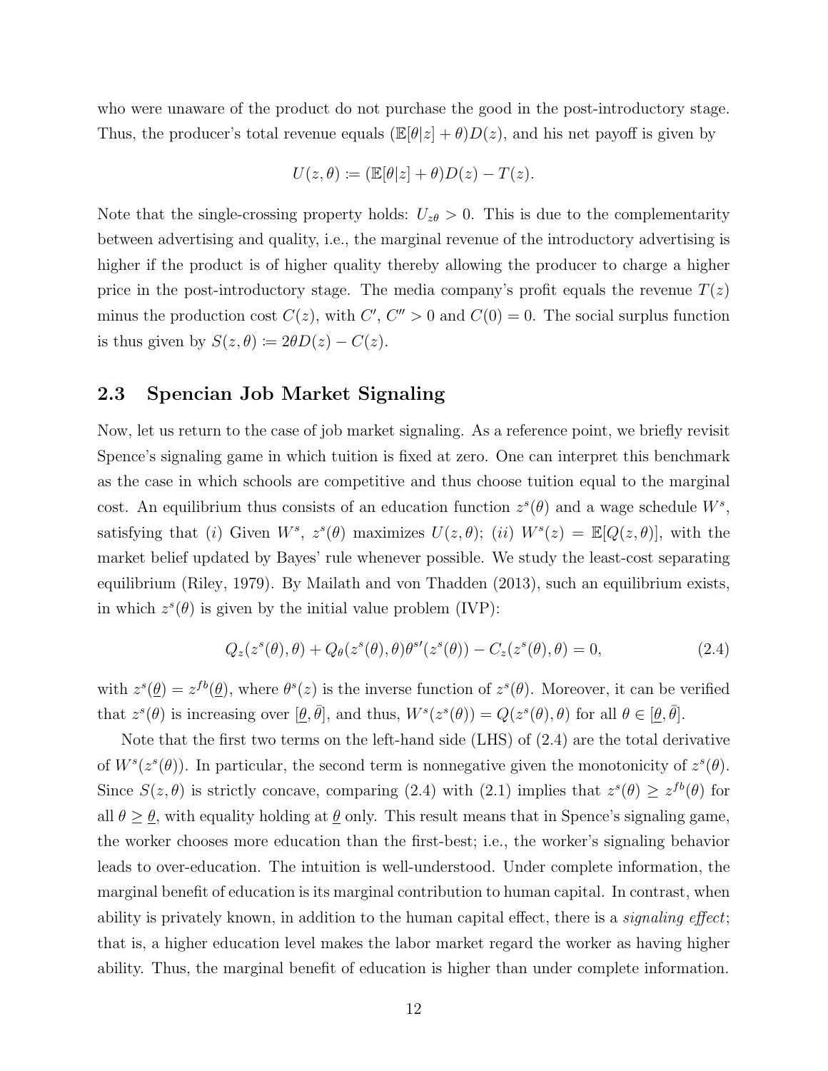who were unaware of the product do not purchase the good in the post-introductory stage. Thus, the producer's total revenue equals $(\mathbb{E}[\theta|z]+\theta)D(z)$, and his net payoff is given by

$$U(z,\theta) \coloneqq (\mathbb{E}[\theta|z]+\theta)D(z) - T(z).$$

Note that the single-crossing property holds: $U_{z\theta} > 0$. This is due to the complementarity between advertising and quality, i.e., the marginal revenue of the introductory advertising is higher if the product is of higher quality thereby allowing the producer to charge a higher price in the post-introductory stage. The media company's profit equals the revenue $T(z)$ minus the production cost $C(z)$, with $C'$, $C'' > 0$ and $C(0) = 0$. The social surplus function is thus given by $S(z,\theta) \coloneqq 2\theta D(z) - C(z)$.

## 2.3 Spencian Job Market Signaling

Now, let us return to the case of job market signaling. As a reference point, we briefly revisit Spence's signaling game in which tuition is fixed at zero. One can interpret this benchmark as the case in which schools are competitive and thus choose tuition equal to the marginal cost. An equilibrium thus consists of an education function $z^s(\theta)$ and a wage schedule $W^s$, satisfying that (*i*) Given $W^s$, $z^s(\theta)$ maximizes $U(z,\theta)$; (*ii*) $W^s(z) = \mathbb{E}[Q(z,\theta)]$, with the market belief updated by Bayes' rule whenever possible. We study the least-cost separating equilibrium (Riley, 1979). By Mailath and von Thadden (2013), such an equilibrium exists, in which $z^s(\theta)$ is given by the initial value problem (IVP):

$$Q_z(z^s(\theta),\theta) + Q_\theta(z^s(\theta),\theta)\theta^{s\prime}(z^s(\theta)) - C_z(z^s(\theta),\theta) = 0, \tag{2.4}$$

with $z^s(\underline{\theta}) = z^{fb}(\underline{\theta})$, where $\theta^s(z)$ is the inverse function of $z^s(\theta)$. Moreover, it can be verified that $z^s(\theta)$ is increasing over $[\underline{\theta},\bar{\theta}]$, and thus, $W^s(z^s(\theta)) = Q(z^s(\theta),\theta)$ for all $\theta \in [\underline{\theta},\bar{\theta}]$.

Note that the first two terms on the left-hand side (LHS) of (2.4) are the total derivative of $W^s(z^s(\theta))$. In particular, the second term is nonnegative given the monotonicity of $z^s(\theta)$. Since $S(z,\theta)$ is strictly concave, comparing (2.4) with (2.1) implies that $z^s(\theta) \geq z^{fb}(\theta)$ for all $\theta \geq \underline{\theta}$, with equality holding at $\underline{\theta}$ only. This result means that in Spence's signaling game, the worker chooses more education than the first-best; i.e., the worker's signaling behavior leads to over-education. The intuition is well-understood. Under complete information, the marginal benefit of education is its marginal contribution to human capital. In contrast, when ability is privately known, in addition to the human capital effect, there is a *signaling effect*; that is, a higher education level makes the labor market regard the worker as having higher ability. Thus, the marginal benefit of education is higher than under complete information.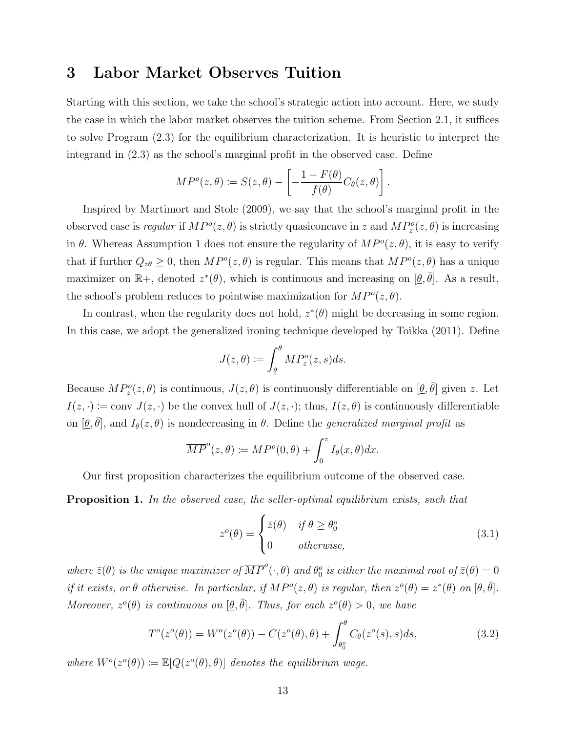## 3 Labor Market Observes Tuition

Starting with this section, we take the school's strategic action into account. Here, we study the case in which the labor market observes the tuition scheme. From Section 2.1, it suffices to solve Program (2.3) for the equilibrium characterization. It is heuristic to interpret the integrand in (2.3) as the school's marginal profit in the observed case. Define

$$MP^o(z,\theta) := S(z,\theta) - \left[-\frac{1-F(\theta)}{f(\theta)}C_\theta(z,\theta)\right].$$

Inspired by Martimort and Stole (2009), we say that the school's marginal profit in the observed case is *regular* if $MP^o(z,\theta)$ is strictly quasiconcave in $z$ and $MP^o_z(z,\theta)$ is increasing in $\theta$. Whereas Assumption 1 does not ensure the regularity of $MP^o(z,\theta)$, it is easy to verify that if further $Q_{z\theta} \geq 0$, then $MP^o(z,\theta)$ is regular. This means that $MP^o(z,\theta)$ has a unique maximizer on $\mathbb{R}+$, denoted $z^*(\theta)$, which is continuous and increasing on $[\underline{\theta},\bar{\theta}]$. As a result, the school's problem reduces to pointwise maximization for $MP^o(z,\theta)$.

In contrast, when the regularity does not hold, $z^*(\theta)$ might be decreasing in some region. In this case, we adopt the generalized ironing technique developed by Toikka (2011). Define

$$J(z,\theta) := \int_{\underline{\theta}}^{\theta} MP^o_z(z,s)ds.$$

Because $MP^o_z(z,\theta)$ is continuous, $J(z,\theta)$ is continuously differentiable on $[\underline{\theta},\bar{\theta}]$ given $z$. Let $I(z,\cdot) := \text{conv } J(z,\cdot)$ be the convex hull of $J(z,\cdot)$; thus, $I(z,\theta)$ is continuously differentiable on $[\underline{\theta},\bar{\theta}]$, and $I_\theta(z,\theta)$ is nondecreasing in $\theta$. Define the *generalized marginal profit* as

$$\overline{MP}^o(z,\theta) := MP^o(0,\theta) + \int_0^z I_\theta(x,\theta)dx.$$

Our first proposition characterizes the equilibrium outcome of the observed case.

**Proposition 1.** *In the observed case, the seller-optimal equilibrium exists, such that*

$$z^o(\theta) = \begin{cases} \bar{z}(\theta) & \text{if } \theta \geq \theta_0^o \\ 0 & \text{otherwise,} \end{cases} \tag{3.1}$$

*where $\bar{z}(\theta)$ is the unique maximizer of $\overline{MP}^o(\cdot,\theta)$ and $\theta_0^o$ is either the maximal root of $\bar{z}(\theta) = 0$ if it exists, or $\underline{\theta}$ otherwise. In particular, if $MP^o(z,\theta)$ is regular, then $z^o(\theta) = z^*(\theta)$ on $[\underline{\theta},\bar{\theta}]$. Moreover, $z^o(\theta)$ is continuous on $[\underline{\theta},\bar{\theta}]$. Thus, for each $z^o(\theta) > 0$, we have*

$$T^o(z^o(\theta)) = W^o(z^o(\theta)) - C(z^o(\theta),\theta) + \int_{\theta_0^o}^{\theta} C_\theta(z^o(s),s)ds, \tag{3.2}$$

*where $W^o(z^o(\theta)) := \mathbb{E}[Q(z^o(\theta),\theta)]$ denotes the equilibrium wage.*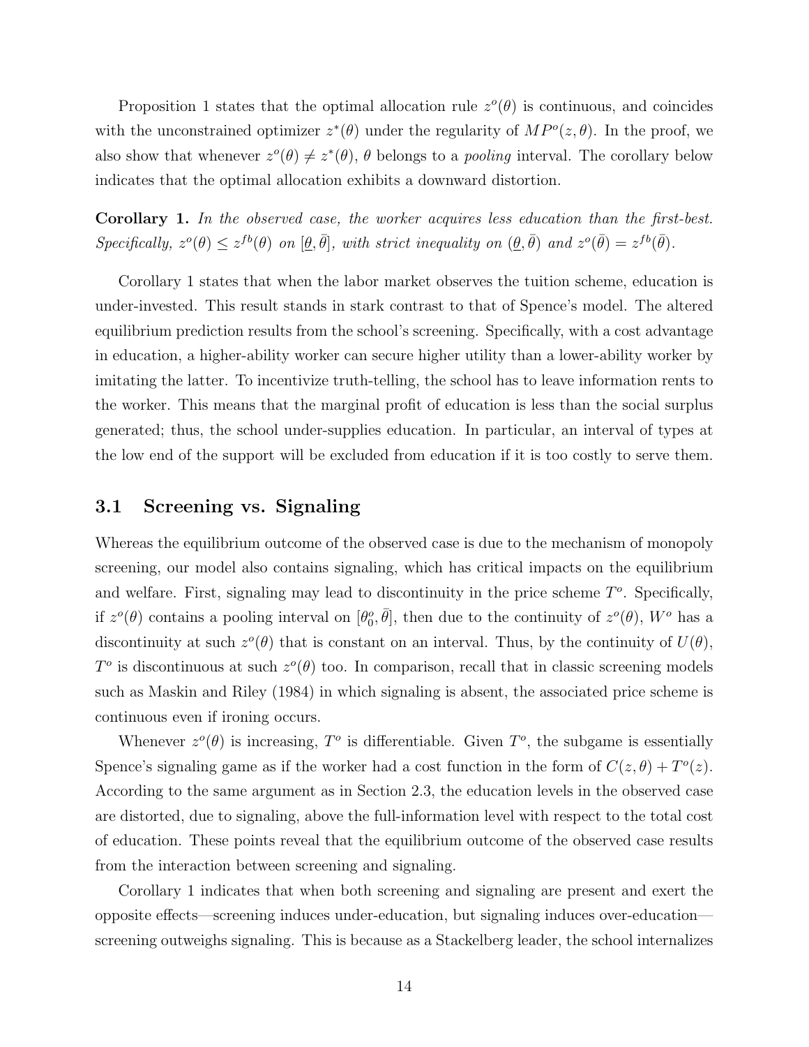Proposition 1 states that the optimal allocation rule $z^o(\theta)$ is continuous, and coincides with the unconstrained optimizer $z^*(\theta)$ under the regularity of $MP^o(z, \theta)$. In the proof, we also show that whenever $z^o(\theta) \neq z^*(\theta)$, $\theta$ belongs to a *pooling* interval. The corollary below indicates that the optimal allocation exhibits a downward distortion.

**Corollary 1.** *In the observed case, the worker acquires less education than the first-best. Specifically, $z^o(\theta) \leq z^{fb}(\theta)$ on $[\underline{\theta}, \bar{\theta}]$, with strict inequality on $(\underline{\theta}, \bar{\theta})$ and $z^o(\bar{\theta}) = z^{fb}(\bar{\theta})$.*

Corollary 1 states that when the labor market observes the tuition scheme, education is under-invested. This result stands in stark contrast to that of Spence's model. The altered equilibrium prediction results from the school's screening. Specifically, with a cost advantage in education, a higher-ability worker can secure higher utility than a lower-ability worker by imitating the latter. To incentivize truth-telling, the school has to leave information rents to the worker. This means that the marginal profit of education is less than the social surplus generated; thus, the school under-supplies education. In particular, an interval of types at the low end of the support will be excluded from education if it is too costly to serve them.

## 3.1 Screening vs. Signaling

Whereas the equilibrium outcome of the observed case is due to the mechanism of monopoly screening, our model also contains signaling, which has critical impacts on the equilibrium and welfare. First, signaling may lead to discontinuity in the price scheme $T^o$. Specifically, if $z^o(\theta)$ contains a pooling interval on $[\theta_0^o, \bar{\theta}]$, then due to the continuity of $z^o(\theta)$, $W^o$ has a discontinuity at such $z^o(\theta)$ that is constant on an interval. Thus, by the continuity of $U(\theta)$, $T^o$ is discontinuous at such $z^o(\theta)$ too. In comparison, recall that in classic screening models such as Maskin and Riley (1984) in which signaling is absent, the associated price scheme is continuous even if ironing occurs.

Whenever $z^o(\theta)$ is increasing, $T^o$ is differentiable. Given $T^o$, the subgame is essentially Spence's signaling game as if the worker had a cost function in the form of $C(z, \theta) + T^o(z)$. According to the same argument as in Section 2.3, the education levels in the observed case are distorted, due to signaling, above the full-information level with respect to the total cost of education. These points reveal that the equilibrium outcome of the observed case results from the interaction between screening and signaling.

Corollary 1 indicates that when both screening and signaling are present and exert the opposite effects—screening induces under-education, but signaling induces over-education—screening outweighs signaling. This is because as a Stackelberg leader, the school internalizes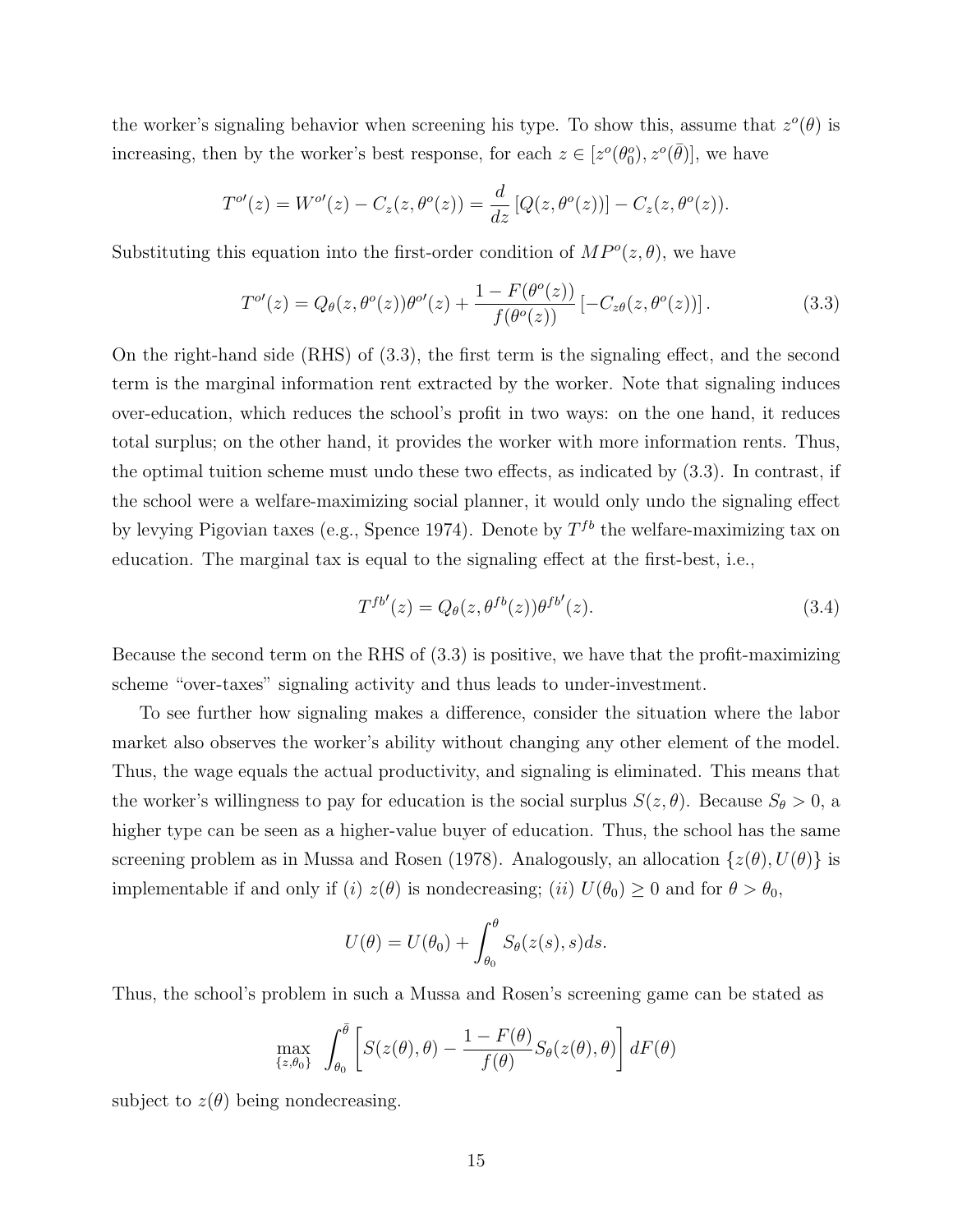the worker's signaling behavior when screening his type. To show this, assume that $z^o(\theta)$ is increasing, then by the worker's best response, for each $z \in [z^o(\theta_0^o), z^o(\bar{\theta})]$, we have

$$T^{o\prime}(z) = W^{o\prime}(z) - C_z(z, \theta^o(z)) = \frac{d}{dz}\left[Q(z, \theta^o(z))\right] - C_z(z, \theta^o(z)).$$

Substituting this equation into the first-order condition of $MP^o(z, \theta)$, we have

$$T^{o\prime}(z) = Q_\theta(z, \theta^o(z))\theta^{o\prime}(z) + \frac{1 - F(\theta^o(z))}{f(\theta^o(z))}\left[-C_{z\theta}(z, \theta^o(z))\right]. \tag{3.3}$$

On the right-hand side (RHS) of (3.3), the first term is the signaling effect, and the second term is the marginal information rent extracted by the worker. Note that signaling induces over-education, which reduces the school's profit in two ways: on the one hand, it reduces total surplus; on the other hand, it provides the worker with more information rents. Thus, the optimal tuition scheme must undo these two effects, as indicated by (3.3). In contrast, if the school were a welfare-maximizing social planner, it would only undo the signaling effect by levying Pigovian taxes (e.g., Spence 1974). Denote by $T^{fb}$ the welfare-maximizing tax on education. The marginal tax is equal to the signaling effect at the first-best, i.e.,

$$T^{fb\prime}(z) = Q_\theta(z, \theta^{fb}(z))\theta^{fb\prime}(z). \tag{3.4}$$

Because the second term on the RHS of (3.3) is positive, we have that the profit-maximizing scheme "over-taxes" signaling activity and thus leads to under-investment.

To see further how signaling makes a difference, consider the situation where the labor market also observes the worker's ability without changing any other element of the model. Thus, the wage equals the actual productivity, and signaling is eliminated. This means that the worker's willingness to pay for education is the social surplus $S(z, \theta)$. Because $S_\theta > 0$, a higher type can be seen as a higher-value buyer of education. Thus, the school has the same screening problem as in Mussa and Rosen (1978). Analogously, an allocation $\{z(\theta), U(\theta)\}$ is implementable if and only if (*i*) $z(\theta)$ is nondecreasing; (*ii*) $U(\theta_0) \geq 0$ and for $\theta > \theta_0$,

$$U(\theta) = U(\theta_0) + \int_{\theta_0}^{\theta} S_\theta(z(s), s)ds.$$

Thus, the school's problem in such a Mussa and Rosen's screening game can be stated as

$$\max_{\{z, \theta_0\}} \int_{\theta_0}^{\bar{\theta}} \left[S(z(\theta), \theta) - \frac{1 - F(\theta)}{f(\theta)} S_\theta(z(\theta), \theta)\right] dF(\theta)$$

subject to $z(\theta)$ being nondecreasing.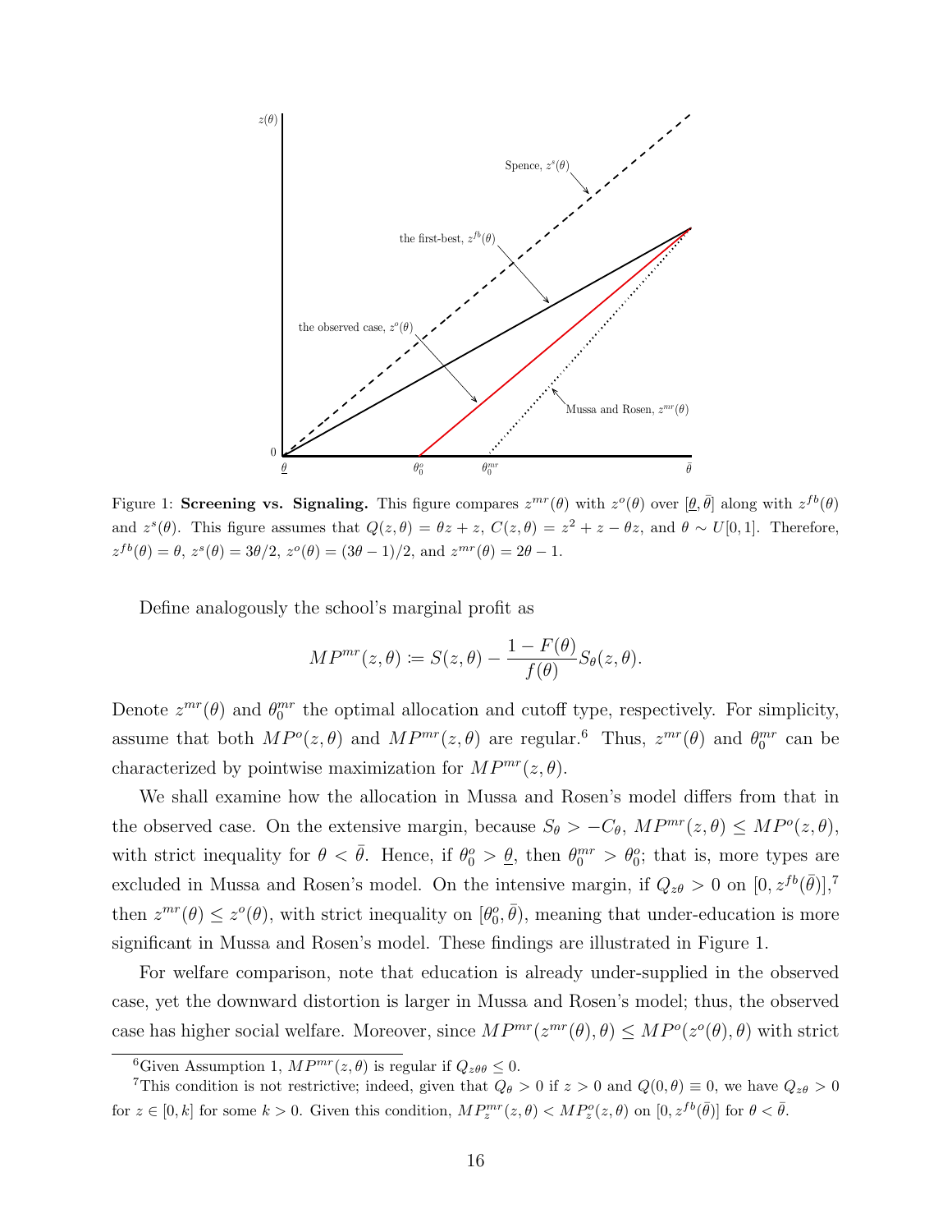Figure 1: **Screening vs. Signaling.** This figure compares $z^{mr}(\theta)$ with $z^o(\theta)$ over $[\underline{\theta}, \bar{\theta}]$ along with $z^{fb}(\theta)$ and $z^s(\theta)$. This figure assumes that $Q(z, \theta) = \theta z + z$, $C(z, \theta) = z^2 + z - \theta z$, and $\theta \sim U[0, 1]$. Therefore, $z^{fb}(\theta) = \theta$, $z^s(\theta) = 3\theta/2$, $z^o(\theta) = (3\theta - 1)/2$, and $z^{mr}(\theta) = 2\theta - 1$.

Define analogously the school's marginal profit as

$$MP^{mr}(z, \theta) := S(z, \theta) - \frac{1 - F(\theta)}{f(\theta)} S_\theta(z, \theta).$$

Denote $z^{mr}(\theta)$ and $\theta_0^{mr}$ the optimal allocation and cutoff type, respectively. For simplicity, assume that both $MP^o(z, \theta)$ and $MP^{mr}(z, \theta)$ are regular.[6] Thus, $z^{mr}(\theta)$ and $\theta_0^{mr}$ can be characterized by pointwise maximization for $MP^{mr}(z, \theta)$.

We shall examine how the allocation in Mussa and Rosen's model differs from that in the observed case. On the extensive margin, because $S_\theta > -C_\theta$, $MP^{mr}(z, \theta) \leq MP^o(z, \theta)$, with strict inequality for $\theta < \bar{\theta}$. Hence, if $\theta_0^o > \underline{\theta}$, then $\theta_0^{mr} > \theta_0^o$; that is, more types are excluded in Mussa and Rosen's model. On the intensive margin, if $Q_{z\theta} > 0$ on $[0, z^{fb}(\bar{\theta})]$,[7] then $z^{mr}(\theta) \leq z^o(\theta)$, with strict inequality on $[\theta_0^o, \bar{\theta})$, meaning that under-education is more significant in Mussa and Rosen's model. These findings are illustrated in Figure 1.

For welfare comparison, note that education is already under-supplied in the observed case, yet the downward distortion is larger in Mussa and Rosen's model; thus, the observed case has higher social welfare. Moreover, since $MP^{mr}(z^{mr}(\theta), \theta) \leq MP^o(z^o(\theta), \theta)$ with strict

[6] Given Assumption 1, $MP^{mr}(z, \theta)$ is regular if $Q_{z\theta\theta} \leq 0$.

[7] This condition is not restrictive; indeed, given that $Q_\theta > 0$ if $z > 0$ and $Q(0, \theta) \equiv 0$, we have $Q_{z\theta} > 0$ for $z \in [0, k]$ for some $k > 0$. Given this condition, $MP_z^{mr}(z, \theta) < MP_z^o(z, \theta)$ on $[0, z^{fb}(\bar{\theta})]$ for $\theta < \bar{\theta}$.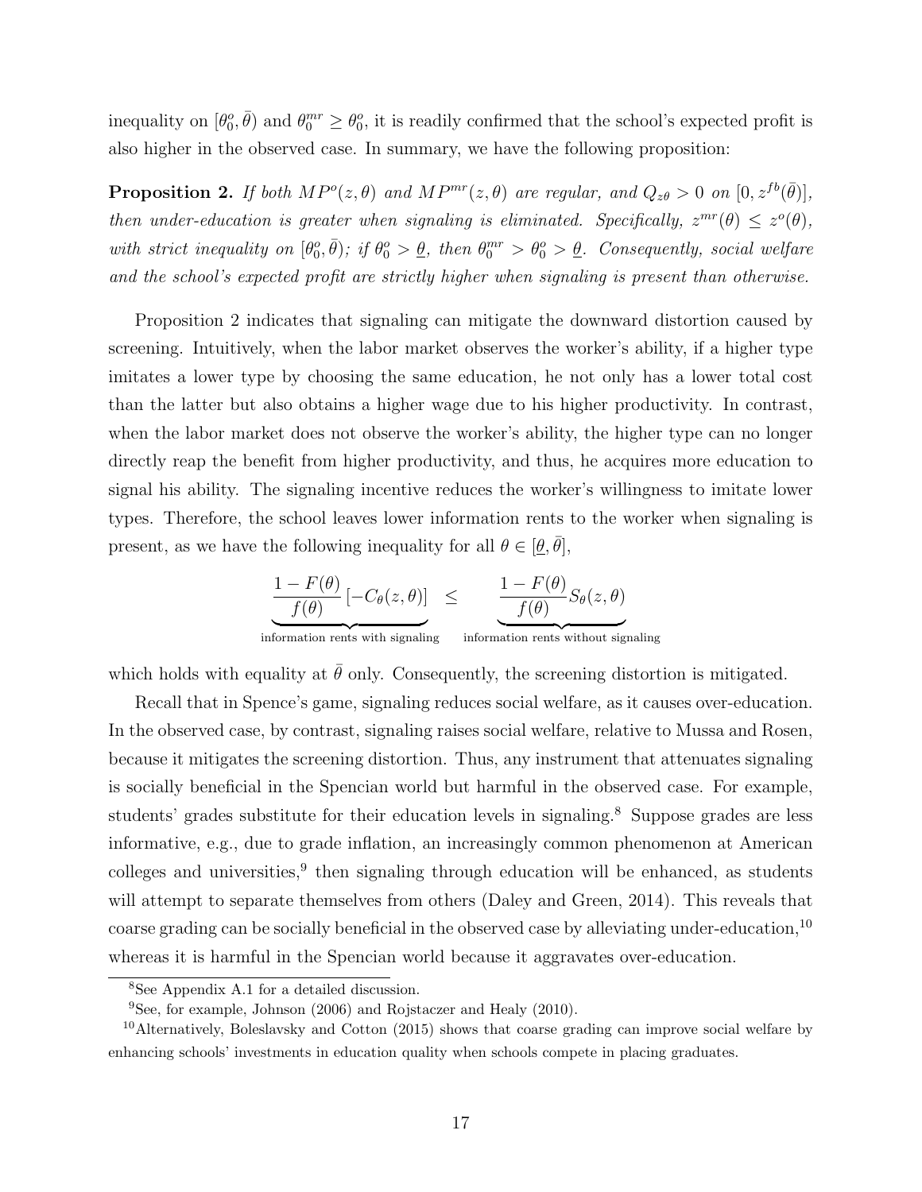inequality on $[\theta_0^o, \bar{\theta})$ and $\theta_0^{mr} \geq \theta_0^o$, it is readily confirmed that the school's expected profit is also higher in the observed case. In summary, we have the following proposition:

**Proposition 2.** *If both $MP^o(z, \theta)$ and $MP^{mr}(z, \theta)$ are regular, and $Q_{z\theta} > 0$ on $[0, z^{fb}(\bar{\theta})]$, then under-education is greater when signaling is eliminated. Specifically, $z^{mr}(\theta) \leq z^o(\theta)$, with strict inequality on $[\theta_0^o, \bar{\theta})$; if $\theta_0^o > \underline{\theta}$, then $\theta_0^{mr} > \theta_0^o > \underline{\theta}$. Consequently, social welfare and the school's expected profit are strictly higher when signaling is present than otherwise.*

Proposition 2 indicates that signaling can mitigate the downward distortion caused by screening. Intuitively, when the labor market observes the worker's ability, if a higher type imitates a lower type by choosing the same education, he not only has a lower total cost than the latter but also obtains a higher wage due to his higher productivity. In contrast, when the labor market does not observe the worker's ability, the higher type can no longer directly reap the benefit from higher productivity, and thus, he acquires more education to signal his ability. The signaling incentive reduces the worker's willingness to imitate lower types. Therefore, the school leaves lower information rents to the worker when signaling is present, as we have the following inequality for all $\theta \in [\underline{\theta}, \bar{\theta}]$,

$$\underbrace{\frac{1 - F(\theta)}{f(\theta)} [-C_\theta(z, \theta)]}_{\text{information rents with signaling}} \leq \underbrace{\frac{1 - F(\theta)}{f(\theta)} S_\theta(z, \theta)}_{\text{information rents without signaling}}$$

which holds with equality at $\bar{\theta}$ only. Consequently, the screening distortion is mitigated.

Recall that in Spence's game, signaling reduces social welfare, as it causes over-education. In the observed case, by contrast, signaling raises social welfare, relative to Mussa and Rosen, because it mitigates the screening distortion. Thus, any instrument that attenuates signaling is socially beneficial in the Spencian world but harmful in the observed case. For example, students' grades substitute for their education levels in signaling.[8] Suppose grades are less informative, e.g., due to grade inflation, an increasingly common phenomenon at American colleges and universities,[9] then signaling through education will be enhanced, as students will attempt to separate themselves from others (Daley and Green, 2014). This reveals that coarse grading can be socially beneficial in the observed case by alleviating under-education,[10] whereas it is harmful in the Spencian world because it aggravates over-education.

[8] See Appendix A.1 for a detailed discussion.

[9] See, for example, Johnson (2006) and Rojstaczer and Healy (2010).

[10] Alternatively, Boleslavsky and Cotton (2015) shows that coarse grading can improve social welfare by enhancing schools' investments in education quality when schools compete in placing graduates.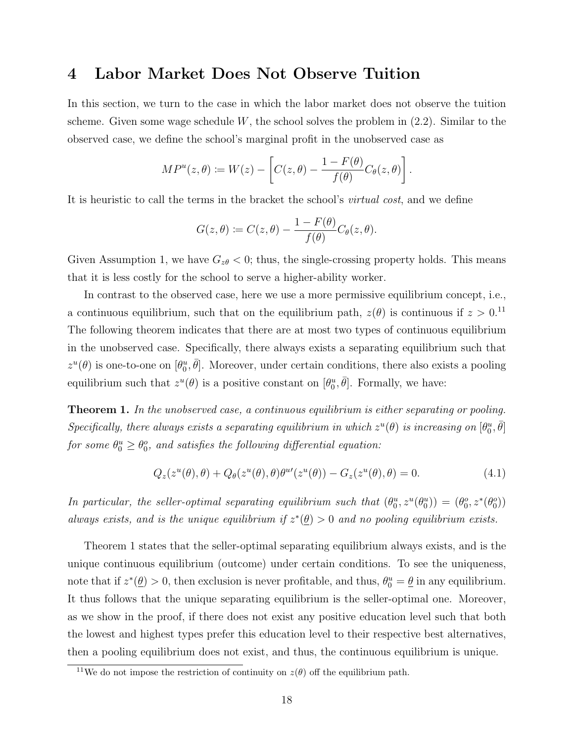# 4 Labor Market Does Not Observe Tuition

In this section, we turn to the case in which the labor market does not observe the tuition scheme. Given some wage schedule $W$, the school solves the problem in (2.2). Similar to the observed case, we define the school's marginal profit in the unobserved case as

$$MP^u(z,\theta) := W(z) - \left[C(z,\theta) - \frac{1-F(\theta)}{f(\theta)}C_\theta(z,\theta)\right].$$

It is heuristic to call the terms in the bracket the school's *virtual cost*, and we define

$$G(z,\theta) := C(z,\theta) - \frac{1-F(\theta)}{f(\theta)}C_\theta(z,\theta).$$

Given Assumption 1, we have $G_{z\theta} < 0$; thus, the single-crossing property holds. This means that it is less costly for the school to serve a higher-ability worker.

In contrast to the observed case, here we use a more permissive equilibrium concept, i.e., a continuous equilibrium, such that on the equilibrium path, $z(\theta)$ is continuous if $z > 0$.[11] The following theorem indicates that there are at most two types of continuous equilibrium in the unobserved case. Specifically, there always exists a separating equilibrium such that $z^u(\theta)$ is one-to-one on $[\theta_0^u, \bar{\theta}]$. Moreover, under certain conditions, there also exists a pooling equilibrium such that $z^u(\theta)$ is a positive constant on $[\theta_0^u, \bar{\theta}]$. Formally, we have:

**Theorem 1.** *In the unobserved case, a continuous equilibrium is either separating or pooling. Specifically, there always exists a separating equilibrium in which $z^u(\theta)$ is increasing on $[\theta_0^u, \bar{\theta}]$ for some $\theta_0^u \geq \theta_0^o$, and satisfies the following differential equation:*

$$Q_z(z^u(\theta),\theta) + Q_\theta(z^u(\theta),\theta)\theta^{u\prime}(z^u(\theta)) - G_z(z^u(\theta),\theta) = 0. \tag{4.1}$$

*In particular, the seller-optimal separating equilibrium such that $(\theta_0^u, z^u(\theta_0^u)) = (\theta_0^o, z^*(\theta_0^o))$ always exists, and is the unique equilibrium if $z^*(\underline{\theta}) > 0$ and no pooling equilibrium exists.*

Theorem 1 states that the seller-optimal separating equilibrium always exists, and is the unique continuous equilibrium (outcome) under certain conditions. To see the uniqueness, note that if $z^*(\underline{\theta}) > 0$, then exclusion is never profitable, and thus, $\theta_0^u = \underline{\theta}$ in any equilibrium. It thus follows that the unique separating equilibrium is the seller-optimal one. Moreover, as we show in the proof, if there does not exist any positive education level such that both the lowest and highest types prefer this education level to their respective best alternatives, then a pooling equilibrium does not exist, and thus, the continuous equilibrium is unique.

[11] We do not impose the restriction of continuity on $z(\theta)$ off the equilibrium path.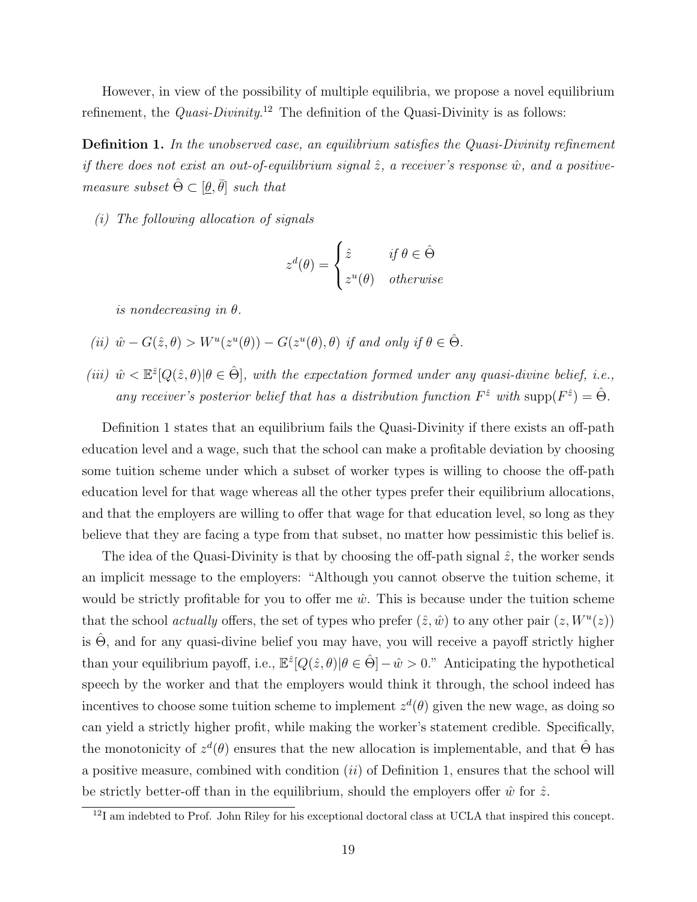However, in view of the possibility of multiple equilibria, we propose a novel equilibrium refinement, the *Quasi-Divinity*.[12] The definition of the Quasi-Divinity is as follows:

**Definition 1.** *In the unobserved case, an equilibrium satisfies the Quasi-Divinity refinement if there does not exist an out-of-equilibrium signal $\hat{z}$, a receiver's response $\hat{w}$, and a positive-measure subset $\hat{\Theta} \subset [\underline{\theta}, \bar{\theta}]$ such that*

*(i) The following allocation of signals*

$$z^d(\theta) = \begin{cases} \hat{z} & \text{if } \theta \in \hat{\Theta} \\ z^u(\theta) & \text{otherwise} \end{cases}$$

*is nondecreasing in $\theta$.*

*(ii) $\hat{w} - G(\hat{z}, \theta) > W^u(z^u(\theta)) - G(z^u(\theta), \theta)$ if and only if $\theta \in \hat{\Theta}$.*

*(iii) $\hat{w} < \mathbb{E}^{\hat{z}}[Q(\hat{z}, \theta) | \theta \in \hat{\Theta}]$, with the expectation formed under any quasi-divine belief, i.e., any receiver's posterior belief that has a distribution function $F^{\hat{z}}$ with $\text{supp}(F^{\hat{z}}) = \hat{\Theta}$.*

Definition 1 states that an equilibrium fails the Quasi-Divinity if there exists an off-path education level and a wage, such that the school can make a profitable deviation by choosing some tuition scheme under which a subset of worker types is willing to choose the off-path education level for that wage whereas all the other types prefer their equilibrium allocations, and that the employers are willing to offer that wage for that education level, so long as they believe that they are facing a type from that subset, no matter how pessimistic this belief is.

The idea of the Quasi-Divinity is that by choosing the off-path signal $\hat{z}$, the worker sends an implicit message to the employers: "Although you cannot observe the tuition scheme, it would be strictly profitable for you to offer me $\hat{w}$. This is because under the tuition scheme that the school *actually* offers, the set of types who prefer $(\hat{z}, \hat{w})$ to any other pair $(z, W^u(z))$ is $\hat{\Theta}$, and for any quasi-divine belief you may have, you will receive a payoff strictly higher than your equilibrium payoff, i.e., $\mathbb{E}^{\hat{z}}[Q(\hat{z}, \theta) | \theta \in \hat{\Theta}] - \hat{w} > 0$." Anticipating the hypothetical speech by the worker and that the employers would think it through, the school indeed has incentives to choose some tuition scheme to implement $z^d(\theta)$ given the new wage, as doing so can yield a strictly higher profit, while making the worker's statement credible. Specifically, the monotonicity of $z^d(\theta)$ ensures that the new allocation is implementable, and that $\hat{\Theta}$ has a positive measure, combined with condition $(ii)$ of Definition 1, ensures that the school will be strictly better-off than in the equilibrium, should the employers offer $\hat{w}$ for $\hat{z}$.

[12] I am indebted to Prof. John Riley for his exceptional doctoral class at UCLA that inspired this concept.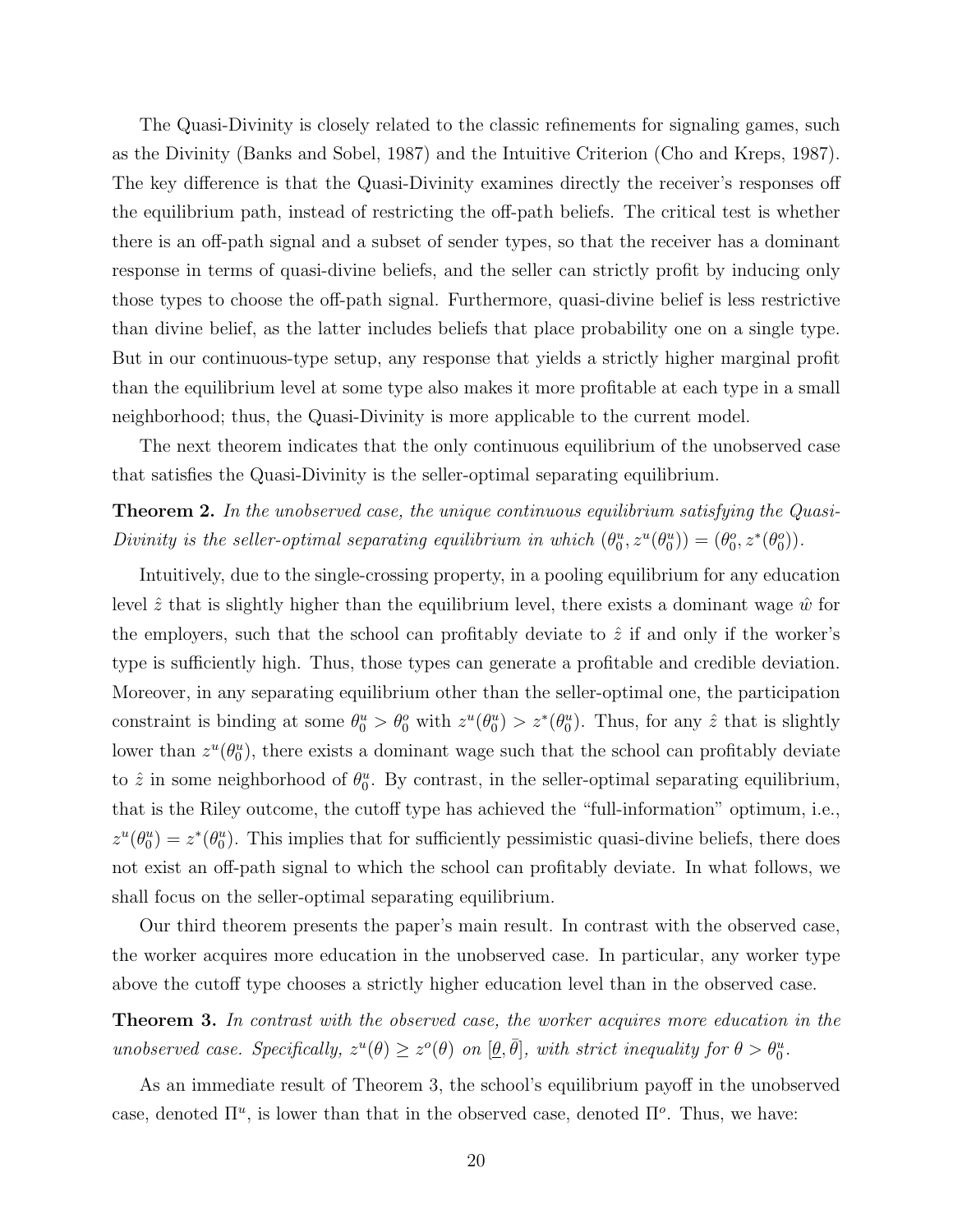The Quasi-Divinity is closely related to the classic refinements for signaling games, such as the Divinity (Banks and Sobel, 1987) and the Intuitive Criterion (Cho and Kreps, 1987). The key difference is that the Quasi-Divinity examines directly the receiver's responses off the equilibrium path, instead of restricting the off-path beliefs. The critical test is whether there is an off-path signal and a subset of sender types, so that the receiver has a dominant response in terms of quasi-divine beliefs, and the seller can strictly profit by inducing only those types to choose the off-path signal. Furthermore, quasi-divine belief is less restrictive than divine belief, as the latter includes beliefs that place probability one on a single type. But in our continuous-type setup, any response that yields a strictly higher marginal profit than the equilibrium level at some type also makes it more profitable at each type in a small neighborhood; thus, the Quasi-Divinity is more applicable to the current model.

The next theorem indicates that the only continuous equilibrium of the unobserved case that satisfies the Quasi-Divinity is the seller-optimal separating equilibrium.

**Theorem 2.** *In the unobserved case, the unique continuous equilibrium satisfying the Quasi-Divinity is the seller-optimal separating equilibrium in which* $(\theta_0^u, z^u(\theta_0^u)) = (\theta_0^o, z^*(\theta_0^o))$.

Intuitively, due to the single-crossing property, in a pooling equilibrium for any education level $\hat{z}$ that is slightly higher than the equilibrium level, there exists a dominant wage $\hat{w}$ for the employers, such that the school can profitably deviate to $\hat{z}$ if and only if the worker's type is sufficiently high. Thus, those types can generate a profitable and credible deviation. Moreover, in any separating equilibrium other than the seller-optimal one, the participation constraint is binding at some $\theta_0^u > \theta_0^o$ with $z^u(\theta_0^u) > z^*(\theta_0^u)$. Thus, for any $\hat{z}$ that is slightly lower than $z^u(\theta_0^u)$, there exists a dominant wage such that the school can profitably deviate to $\hat{z}$ in some neighborhood of $\theta_0^u$. By contrast, in the seller-optimal separating equilibrium, that is the Riley outcome, the cutoff type has achieved the "full-information" optimum, i.e., $z^u(\theta_0^u) = z^*(\theta_0^u)$. This implies that for sufficiently pessimistic quasi-divine beliefs, there does not exist an off-path signal to which the school can profitably deviate. In what follows, we shall focus on the seller-optimal separating equilibrium.

Our third theorem presents the paper's main result. In contrast with the observed case, the worker acquires more education in the unobserved case. In particular, any worker type above the cutoff type chooses a strictly higher education level than in the observed case.

**Theorem 3.** *In contrast with the observed case, the worker acquires more education in the unobserved case. Specifically,* $z^u(\theta) \geq z^o(\theta)$ *on* $[\underline{\theta}, \bar{\theta}]$*, with strict inequality for* $\theta > \theta_0^u$.

As an immediate result of Theorem 3, the school's equilibrium payoff in the unobserved case, denoted $\Pi^u$, is lower than that in the observed case, denoted $\Pi^o$. Thus, we have: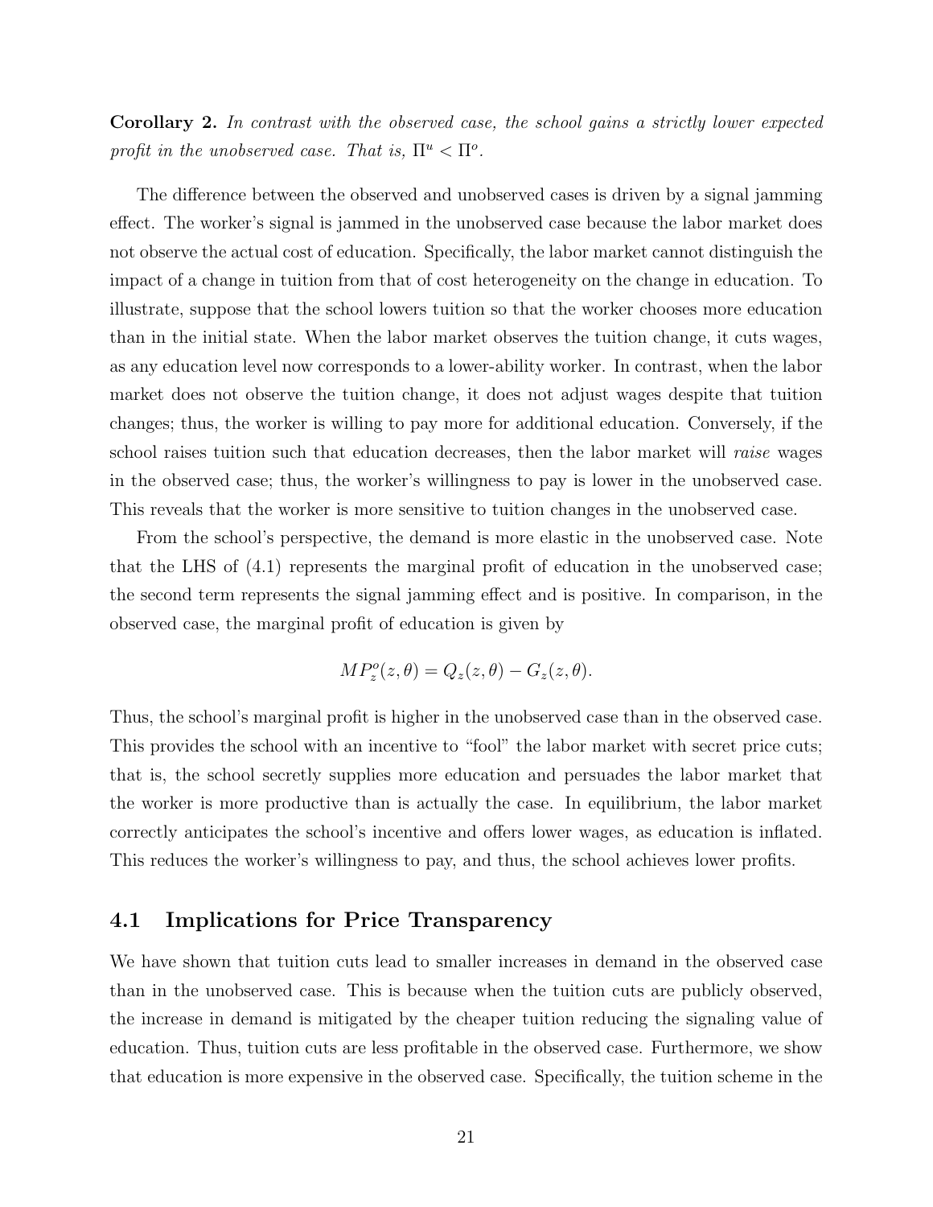**Corollary 2.** *In contrast with the observed case, the school gains a strictly lower expected profit in the unobserved case. That is,* $\Pi^u < \Pi^o$.

The difference between the observed and unobserved cases is driven by a signal jamming effect. The worker's signal is jammed in the unobserved case because the labor market does not observe the actual cost of education. Specifically, the labor market cannot distinguish the impact of a change in tuition from that of cost heterogeneity on the change in education. To illustrate, suppose that the school lowers tuition so that the worker chooses more education than in the initial state. When the labor market observes the tuition change, it cuts wages, as any education level now corresponds to a lower-ability worker. In contrast, when the labor market does not observe the tuition change, it does not adjust wages despite that tuition changes; thus, the worker is willing to pay more for additional education. Conversely, if the school raises tuition such that education decreases, then the labor market will *raise* wages in the observed case; thus, the worker's willingness to pay is lower in the unobserved case. This reveals that the worker is more sensitive to tuition changes in the unobserved case.

From the school's perspective, the demand is more elastic in the unobserved case. Note that the LHS of (4.1) represents the marginal profit of education in the unobserved case; the second term represents the signal jamming effect and is positive. In comparison, in the observed case, the marginal profit of education is given by

$$MP_z^o(z, \theta) = Q_z(z, \theta) - G_z(z, \theta).$$

Thus, the school's marginal profit is higher in the unobserved case than in the observed case. This provides the school with an incentive to "fool" the labor market with secret price cuts; that is, the school secretly supplies more education and persuades the labor market that the worker is more productive than is actually the case. In equilibrium, the labor market correctly anticipates the school's incentive and offers lower wages, as education is inflated. This reduces the worker's willingness to pay, and thus, the school achieves lower profits.

## 4.1 Implications for Price Transparency

We have shown that tuition cuts lead to smaller increases in demand in the observed case than in the unobserved case. This is because when the tuition cuts are publicly observed, the increase in demand is mitigated by the cheaper tuition reducing the signaling value of education. Thus, tuition cuts are less profitable in the observed case. Furthermore, we show that education is more expensive in the observed case. Specifically, the tuition scheme in the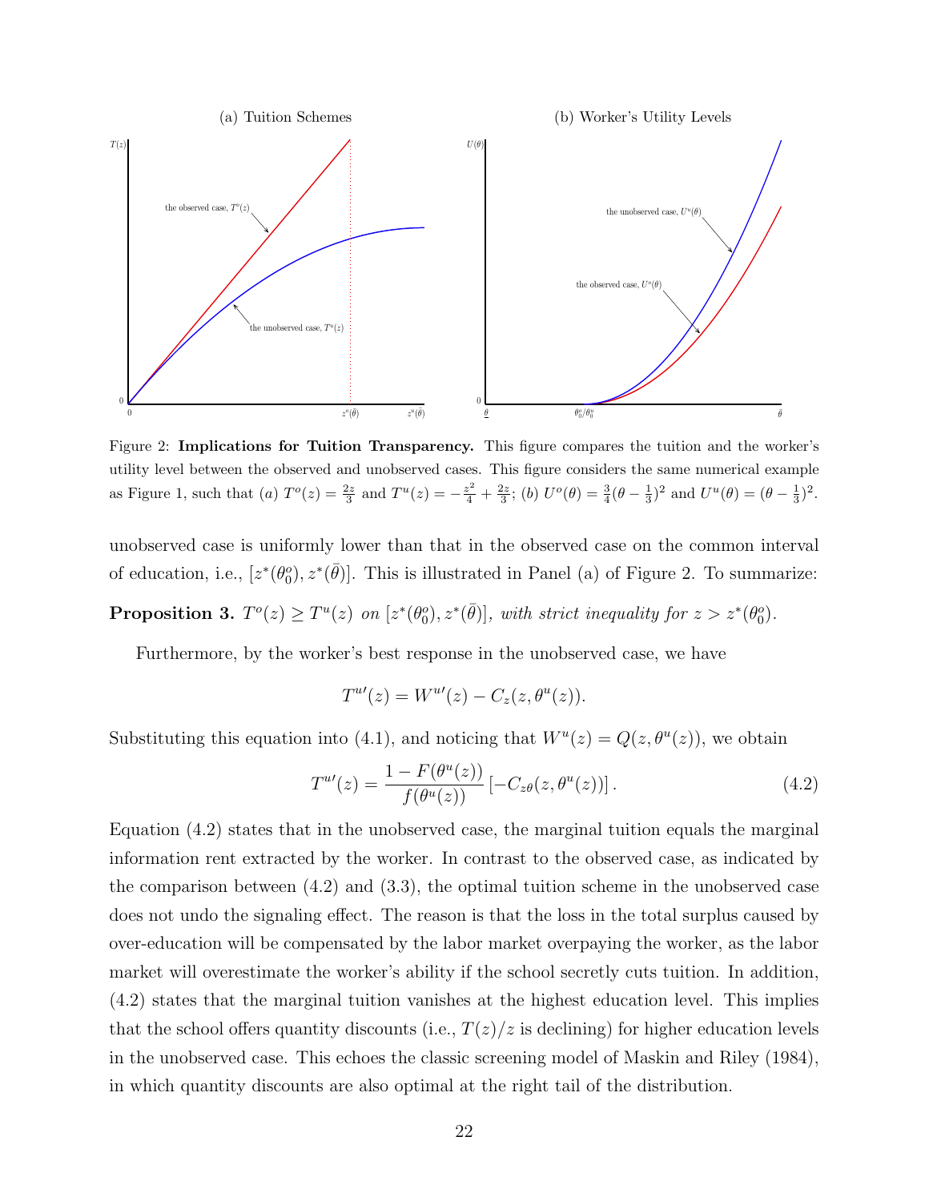Figure 2: **Implications for Tuition Transparency.** This figure compares the tuition and the worker's utility level between the observed and unobserved cases. This figure considers the same numerical example as Figure 1, such that *(a)* $T^o(z) = \frac{2z}{3}$ and $T^u(z) = -\frac{z^2}{4} + \frac{2z}{3}$; *(b)* $U^o(\theta) = \frac{3}{4}(\theta - \frac{1}{3})^2$ and $U^u(\theta) = (\theta - \frac{1}{3})^2$.

unobserved case is uniformly lower than that in the observed case on the common interval of education, i.e., $[z^*(\theta_0^o), z^*(\bar{\theta})]$. This is illustrated in Panel (a) of Figure 2. To summarize:

**Proposition 3.** *$T^o(z) \geq T^u(z)$ on $[z^*(\theta_0^o), z^*(\bar{\theta})]$, with strict inequality for $z > z^*(\theta_0^o)$.*

Furthermore, by the worker's best response in the unobserved case, we have

$$T^{u\prime}(z) = W^{u\prime}(z) - C_z(z, \theta^u(z)).$$

Substituting this equation into (4.1), and noticing that $W^u(z) = Q(z, \theta^u(z))$, we obtain

$$T^{u\prime}(z) = \frac{1 - F(\theta^u(z))}{f(\theta^u(z))} \left[ -C_{z\theta}(z, \theta^u(z)) \right]. \tag{4.2}$$

Equation (4.2) states that in the unobserved case, the marginal tuition equals the marginal information rent extracted by the worker. In contrast to the observed case, as indicated by the comparison between (4.2) and (3.3), the optimal tuition scheme in the unobserved case does not undo the signaling effect. The reason is that the loss in the total surplus caused by over-education will be compensated by the labor market overpaying the worker, as the labor market will overestimate the worker's ability if the school secretly cuts tuition. In addition, (4.2) states that the marginal tuition vanishes at the highest education level. This implies that the school offers quantity discounts (i.e., $T(z)/z$ is declining) for higher education levels in the unobserved case. This echoes the classic screening model of Maskin and Riley (1984), in which quantity discounts are also optimal at the right tail of the distribution.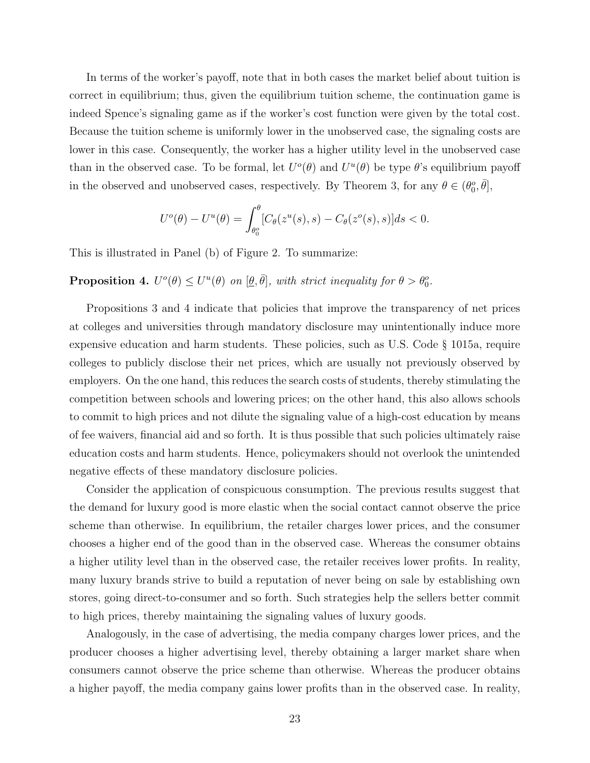In terms of the worker's payoff, note that in both cases the market belief about tuition is correct in equilibrium; thus, given the equilibrium tuition scheme, the continuation game is indeed Spence's signaling game as if the worker's cost function were given by the total cost. Because the tuition scheme is uniformly lower in the unobserved case, the signaling costs are lower in this case. Consequently, the worker has a higher utility level in the unobserved case than in the observed case. To be formal, let $U^o(\theta)$ and $U^u(\theta)$ be type $\theta$'s equilibrium payoff in the observed and unobserved cases, respectively. By Theorem 3, for any $\theta \in (\theta_0^o, \bar{\theta}]$,

$$U^o(\theta) - U^u(\theta) = \int_{\theta_0^o}^{\theta} [C_\theta(z^u(s), s) - C_\theta(z^o(s), s)] ds < 0.$$

This is illustrated in Panel (b) of Figure 2. To summarize:

**Proposition 4.** *$U^o(\theta) \leq U^u(\theta)$ on $[\underline{\theta}, \bar{\theta}]$, with strict inequality for $\theta > \theta_0^o$.*

Propositions 3 and 4 indicate that policies that improve the transparency of net prices at colleges and universities through mandatory disclosure may unintentionally induce more expensive education and harm students. These policies, such as U.S. Code § 1015a, require colleges to publicly disclose their net prices, which are usually not previously observed by employers. On the one hand, this reduces the search costs of students, thereby stimulating the competition between schools and lowering prices; on the other hand, this also allows schools to commit to high prices and not dilute the signaling value of a high-cost education by means of fee waivers, financial aid and so forth. It is thus possible that such policies ultimately raise education costs and harm students. Hence, policymakers should not overlook the unintended negative effects of these mandatory disclosure policies.

Consider the application of conspicuous consumption. The previous results suggest that the demand for luxury good is more elastic when the social contact cannot observe the price scheme than otherwise. In equilibrium, the retailer charges lower prices, and the consumer chooses a higher end of the good than in the observed case. Whereas the consumer obtains a higher utility level than in the observed case, the retailer receives lower profits. In reality, many luxury brands strive to build a reputation of never being on sale by establishing own stores, going direct-to-consumer and so forth. Such strategies help the sellers better commit to high prices, thereby maintaining the signaling values of luxury goods.

Analogously, in the case of advertising, the media company charges lower prices, and the producer chooses a higher advertising level, thereby obtaining a larger market share when consumers cannot observe the price scheme than otherwise. Whereas the producer obtains a higher payoff, the media company gains lower profits than in the observed case. In reality,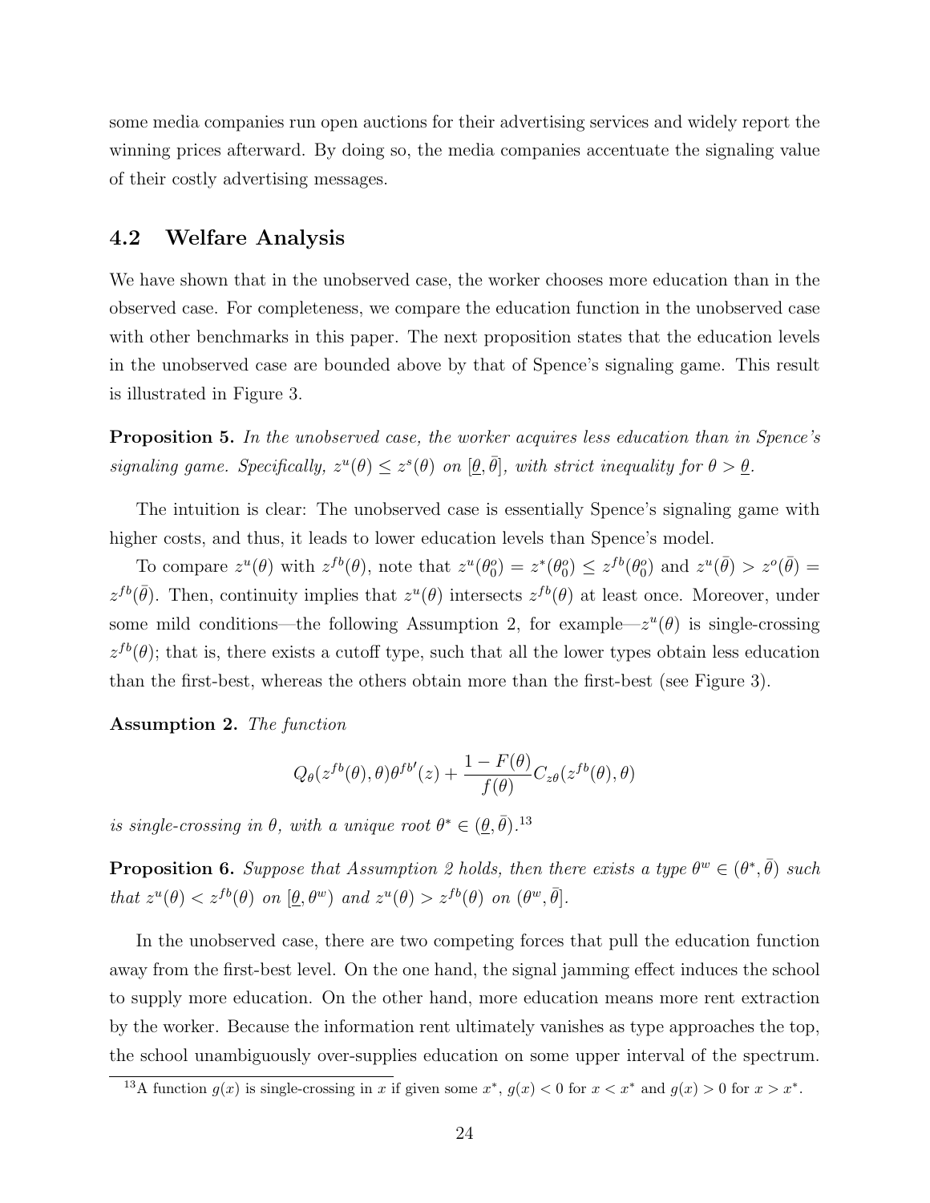some media companies run open auctions for their advertising services and widely report the winning prices afterward. By doing so, the media companies accentuate the signaling value of their costly advertising messages.

## 4.2 Welfare Analysis

We have shown that in the unobserved case, the worker chooses more education than in the observed case. For completeness, we compare the education function in the unobserved case with other benchmarks in this paper. The next proposition states that the education levels in the unobserved case are bounded above by that of Spence's signaling game. This result is illustrated in Figure 3.

**Proposition 5.** *In the unobserved case, the worker acquires less education than in Spence's signaling game. Specifically, $z^u(\theta) \leq z^s(\theta)$ on $[\underline{\theta}, \bar{\theta}]$, with strict inequality for $\theta > \underline{\theta}$.*

The intuition is clear: The unobserved case is essentially Spence's signaling game with higher costs, and thus, it leads to lower education levels than Spence's model.

To compare $z^u(\theta)$ with $z^{fb}(\theta)$, note that $z^u(\theta_0^o) = z^*(\theta_0^o) \leq z^{fb}(\theta_0^o)$ and $z^u(\bar{\theta}) > z^o(\bar{\theta}) = z^{fb}(\bar{\theta})$. Then, continuity implies that $z^u(\theta)$ intersects $z^{fb}(\theta)$ at least once. Moreover, under some mild conditions—the following Assumption 2, for example—$z^u(\theta)$ is single-crossing $z^{fb}(\theta)$; that is, there exists a cutoff type, such that all the lower types obtain less education than the first-best, whereas the others obtain more than the first-best (see Figure 3).

**Assumption 2.** *The function*

$$Q_\theta(z^{fb}(\theta), \theta)\theta^{fb\prime}(z) + \frac{1 - F(\theta)}{f(\theta)} C_{z\theta}(z^{fb}(\theta), \theta)$$

*is single-crossing in $\theta$, with a unique root $\theta^* \in (\underline{\theta}, \bar{\theta})$.*[13]

**Proposition 6.** *Suppose that Assumption 2 holds, then there exists a type $\theta^w \in (\theta^*, \bar{\theta})$ such that $z^u(\theta) < z^{fb}(\theta)$ on $[\underline{\theta}, \theta^w)$ and $z^u(\theta) > z^{fb}(\theta)$ on $(\theta^w, \bar{\theta}]$.*

In the unobserved case, there are two competing forces that pull the education function away from the first-best level. On the one hand, the signal jamming effect induces the school to supply more education. On the other hand, more education means more rent extraction by the worker. Because the information rent ultimately vanishes as type approaches the top, the school unambiguously over-supplies education on some upper interval of the spectrum.

[13] A function $g(x)$ is single-crossing in $x$ if given some $x^*$, $g(x) < 0$ for $x < x^*$ and $g(x) > 0$ for $x > x^*$.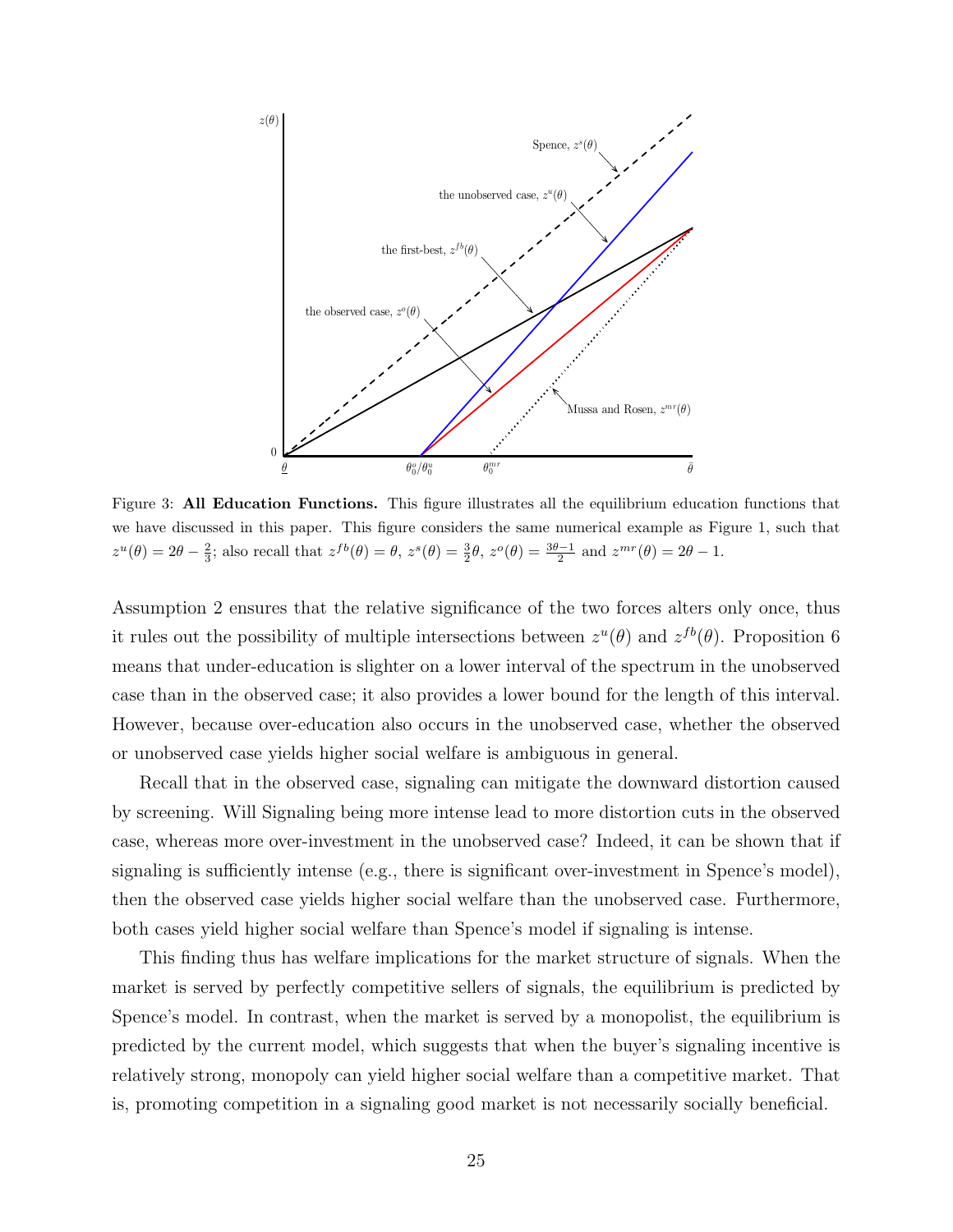Figure 3: **All Education Functions.** This figure illustrates all the equilibrium education functions that we have discussed in this paper. This figure considers the same numerical example as Figure 1, such that $z^u(\theta) = 2\theta - \frac{2}{3}$; also recall that $z^{fb}(\theta) = \theta$, $z^s(\theta) = \frac{3}{2}\theta$, $z^o(\theta) = \frac{3\theta-1}{2}$ and $z^{mr}(\theta) = 2\theta - 1$.

Assumption 2 ensures that the relative significance of the two forces alters only once, thus it rules out the possibility of multiple intersections between $z^u(\theta)$ and $z^{fb}(\theta)$. Proposition 6 means that under-education is slighter on a lower interval of the spectrum in the unobserved case than in the observed case; it also provides a lower bound for the length of this interval. However, because over-education also occurs in the unobserved case, whether the observed or unobserved case yields higher social welfare is ambiguous in general.

Recall that in the observed case, signaling can mitigate the downward distortion caused by screening. Will Signaling being more intense lead to more distortion cuts in the observed case, whereas more over-investment in the unobserved case? Indeed, it can be shown that if signaling is sufficiently intense (e.g., there is significant over-investment in Spence's model), then the observed case yields higher social welfare than the unobserved case. Furthermore, both cases yield higher social welfare than Spence's model if signaling is intense.

This finding thus has welfare implications for the market structure of signals. When the market is served by perfectly competitive sellers of signals, the equilibrium is predicted by Spence's model. In contrast, when the market is served by a monopolist, the equilibrium is predicted by the current model, which suggests that when the buyer's signaling incentive is relatively strong, monopoly can yield higher social welfare than a competitive market. That is, promoting competition in a signaling good market is not necessarily socially beneficial.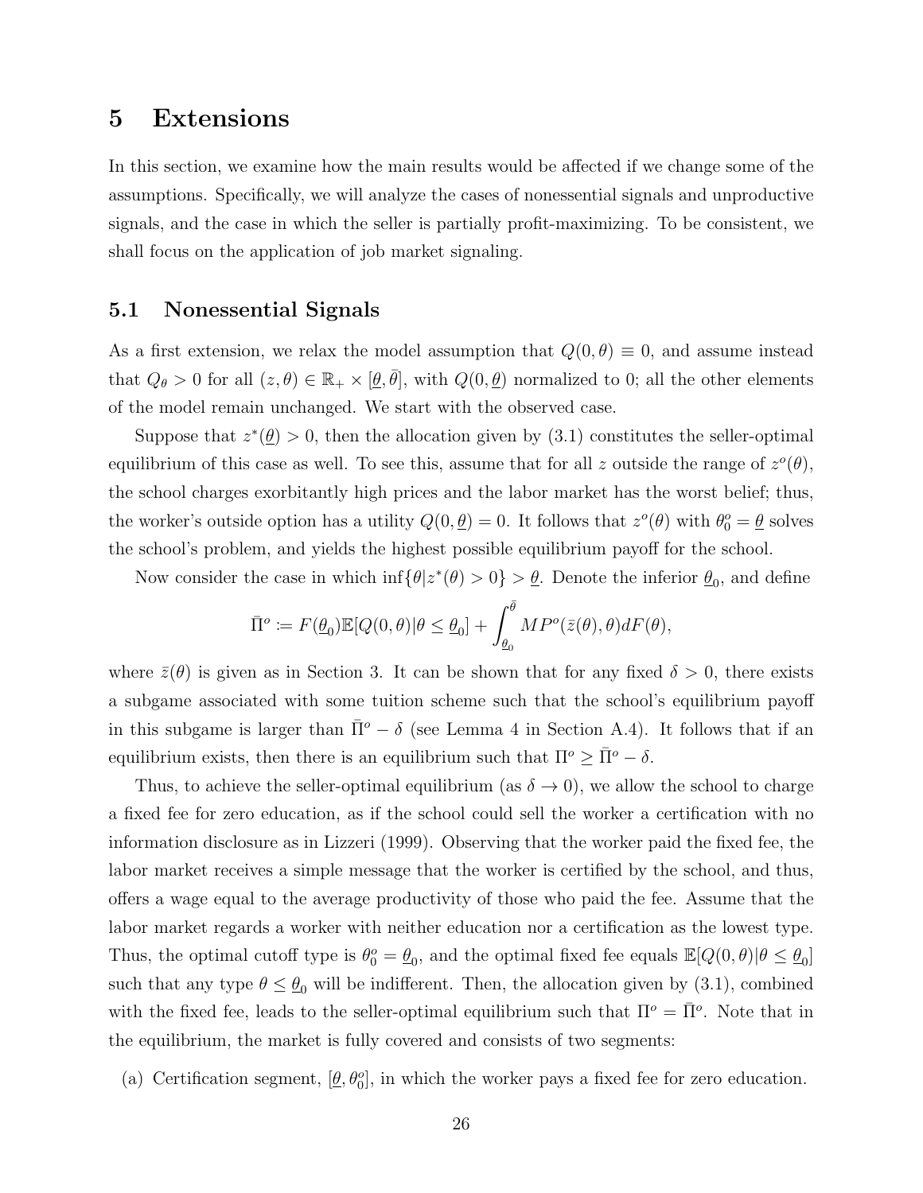# 5 Extensions

In this section, we examine how the main results would be affected if we change some of the assumptions. Specifically, we will analyze the cases of nonessential signals and unproductive signals, and the case in which the seller is partially profit-maximizing. To be consistent, we shall focus on the application of job market signaling.

## 5.1 Nonessential Signals

As a first extension, we relax the model assumption that $Q(0, \theta) \equiv 0$, and assume instead that $Q_\theta > 0$ for all $(z, \theta) \in \mathbb{R}_+ \times [\underline{\theta}, \bar{\theta}]$, with $Q(0, \underline{\theta})$ normalized to 0; all the other elements of the model remain unchanged. We start with the observed case.

Suppose that $z^*(\underline{\theta}) > 0$, then the allocation given by (3.1) constitutes the seller-optimal equilibrium of this case as well. To see this, assume that for all $z$ outside the range of $z^o(\theta)$, the school charges exorbitantly high prices and the labor market has the worst belief; thus, the worker's outside option has a utility $Q(0, \underline{\theta}) = 0$. It follows that $z^o(\theta)$ with $\theta_0^o = \underline{\theta}$ solves the school's problem, and yields the highest possible equilibrium payoff for the school.

Now consider the case in which $\inf\{\theta | z^*(\theta) > 0\} > \underline{\theta}$. Denote the inferior $\underline{\theta}_0$, and define

$$
\bar{\Pi}^o \coloneqq F(\underline{\theta}_0)\mathbb{E}[Q(0, \theta)|\theta \leq \underline{\theta}_0] + \int_{\underline{\theta}_0}^{\bar{\theta}} MP^o(\bar{z}(\theta), \theta)dF(\theta),
$$

where $\bar{z}(\theta)$ is given as in Section 3. It can be shown that for any fixed $\delta > 0$, there exists a subgame associated with some tuition scheme such that the school's equilibrium payoff in this subgame is larger than $\bar{\Pi}^o - \delta$ (see Lemma 4 in Section A.4). It follows that if an equilibrium exists, then there is an equilibrium such that $\Pi^o \geq \bar{\Pi}^o - \delta$.

Thus, to achieve the seller-optimal equilibrium (as $\delta \to 0$), we allow the school to charge a fixed fee for zero education, as if the school could sell the worker a certification with no information disclosure as in Lizzeri (1999). Observing that the worker paid the fixed fee, the labor market receives a simple message that the worker is certified by the school, and thus, offers a wage equal to the average productivity of those who paid the fee. Assume that the labor market regards a worker with neither education nor a certification as the lowest type. Thus, the optimal cutoff type is $\theta_0^o = \underline{\theta}_0$, and the optimal fixed fee equals $\mathbb{E}[Q(0, \theta)|\theta \leq \underline{\theta}_0]$ such that any type $\theta \leq \underline{\theta}_0$ will be indifferent. Then, the allocation given by (3.1), combined with the fixed fee, leads to the seller-optimal equilibrium such that $\Pi^o = \bar{\Pi}^o$. Note that in the equilibrium, the market is fully covered and consists of two segments:

(a) Certification segment, $[\underline{\theta}, \theta_0^o]$, in which the worker pays a fixed fee for zero education.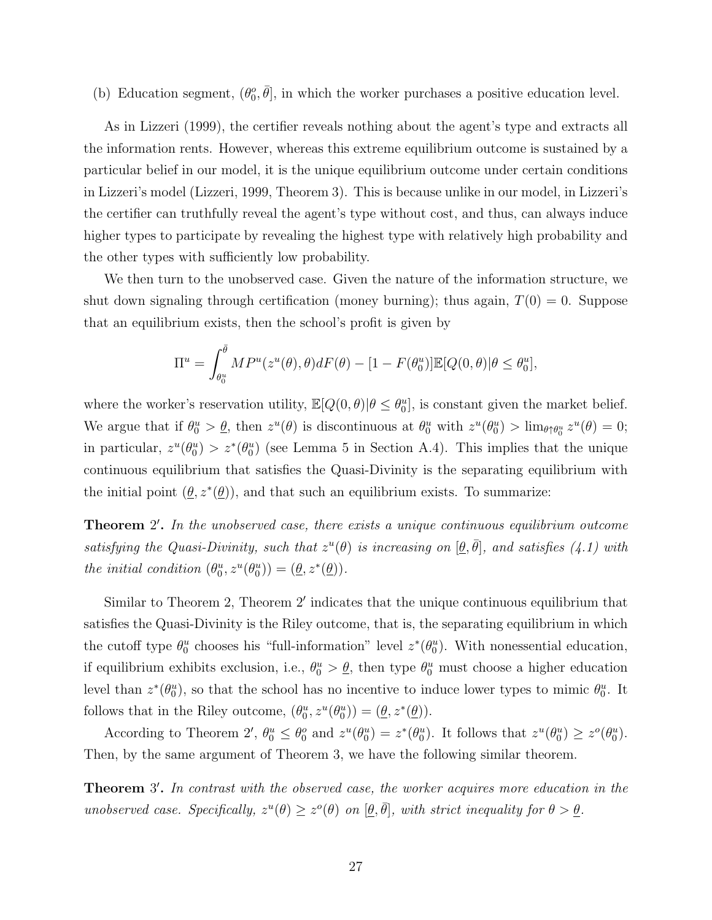(b) Education segment, $(\theta_0^o, \bar{\theta}]$, in which the worker purchases a positive education level.

As in Lizzeri (1999), the certifier reveals nothing about the agent's type and extracts all the information rents. However, whereas this extreme equilibrium outcome is sustained by a particular belief in our model, it is the unique equilibrium outcome under certain conditions in Lizzeri's model (Lizzeri, 1999, Theorem 3). This is because unlike in our model, in Lizzeri's the certifier can truthfully reveal the agent's type without cost, and thus, can always induce higher types to participate by revealing the highest type with relatively high probability and the other types with sufficiently low probability.

We then turn to the unobserved case. Given the nature of the information structure, we shut down signaling through certification (money burning); thus again, $T(0) = 0$. Suppose that an equilibrium exists, then the school's profit is given by

$$\Pi^u = \int_{\theta_0^u}^{\bar{\theta}} MP^u(z^u(\theta), \theta) dF(\theta) - [1 - F(\theta_0^u)]\mathbb{E}[Q(0, \theta)|\theta \leq \theta_0^u],$$

where the worker's reservation utility, $\mathbb{E}[Q(0, \theta)|\theta \leq \theta_0^u]$, is constant given the market belief. We argue that if $\theta_0^u > \underline{\theta}$, then $z^u(\theta)$ is discontinuous at $\theta_0^u$ with $z^u(\theta_0^u) > \lim_{\theta \uparrow \theta_0^u} z^u(\theta) = 0$; in particular, $z^u(\theta_0^u) > z^*(\theta_0^u)$ (see Lemma 5 in Section A.4). This implies that the unique continuous equilibrium that satisfies the Quasi-Divinity is the separating equilibrium with the initial point $(\underline{\theta}, z^*(\underline{\theta}))$, and that such an equilibrium exists. To summarize:

**Theorem 2′.** *In the unobserved case, there exists a unique continuous equilibrium outcome satisfying the Quasi-Divinity, such that $z^u(\theta)$ is increasing on $[\underline{\theta}, \bar{\theta}]$, and satisfies (4.1) with the initial condition $(\theta_0^u, z^u(\theta_0^u)) = (\underline{\theta}, z^*(\underline{\theta}))$.*

Similar to Theorem 2, Theorem 2′ indicates that the unique continuous equilibrium that satisfies the Quasi-Divinity is the Riley outcome, that is, the separating equilibrium in which the cutoff type $\theta_0^u$ chooses his "full-information" level $z^*(\theta_0^u)$. With nonessential education, if equilibrium exhibits exclusion, i.e., $\theta_0^u > \underline{\theta}$, then type $\theta_0^u$ must choose a higher education level than $z^*(\theta_0^u)$, so that the school has no incentive to induce lower types to mimic $\theta_0^u$. It follows that in the Riley outcome, $(\theta_0^u, z^u(\theta_0^u)) = (\underline{\theta}, z^*(\underline{\theta}))$.

According to Theorem 2′, $\theta_0^u \leq \theta_0^o$ and $z^u(\theta_0^u) = z^*(\theta_0^u)$. It follows that $z^u(\theta_0^u) \geq z^o(\theta_0^u)$. Then, by the same argument of Theorem 3, we have the following similar theorem.

**Theorem 3′.** *In contrast with the observed case, the worker acquires more education in the unobserved case. Specifically, $z^u(\theta) \geq z^o(\theta)$ on $[\underline{\theta}, \bar{\theta}]$, with strict inequality for $\theta > \underline{\theta}$.*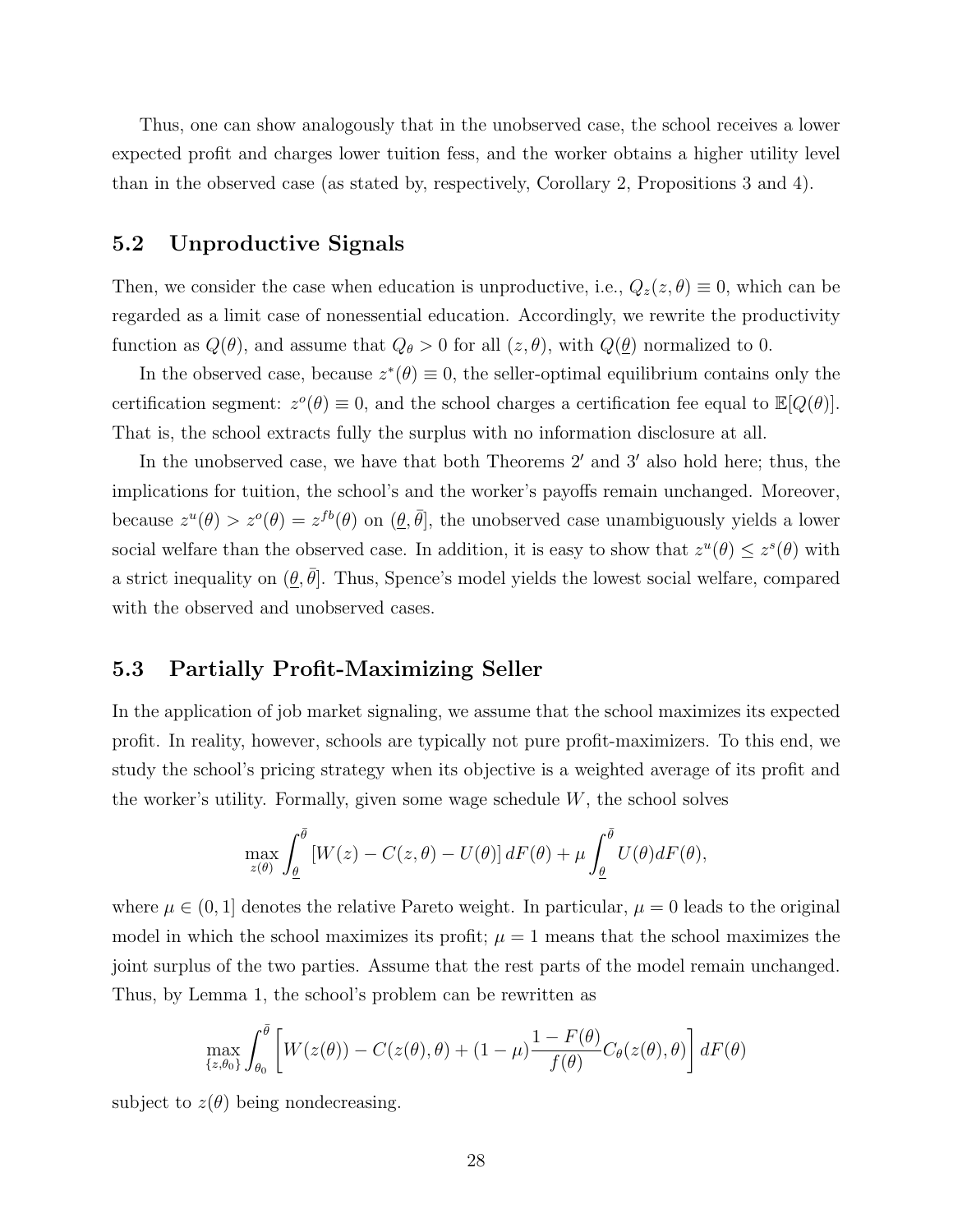Thus, one can show analogously that in the unobserved case, the school receives a lower expected profit and charges lower tuition fess, and the worker obtains a higher utility level than in the observed case (as stated by, respectively, Corollary 2, Propositions 3 and 4).

## 5.2 Unproductive Signals

Then, we consider the case when education is unproductive, i.e., $Q_z(z, \theta) \equiv 0$, which can be regarded as a limit case of nonessential education. Accordingly, we rewrite the productivity function as $Q(\theta)$, and assume that $Q_\theta > 0$ for all $(z, \theta)$, with $Q(\underline{\theta})$ normalized to 0.

In the observed case, because $z^*(\theta) \equiv 0$, the seller-optimal equilibrium contains only the certification segment: $z^o(\theta) \equiv 0$, and the school charges a certification fee equal to $\mathbb{E}[Q(\theta)]$. That is, the school extracts fully the surplus with no information disclosure at all.

In the unobserved case, we have that both Theorems 2′ and 3′ also hold here; thus, the implications for tuition, the school's and the worker's payoffs remain unchanged. Moreover, because $z^u(\theta) > z^o(\theta) = z^{fb}(\theta)$ on $(\underline{\theta}, \bar{\theta}]$, the unobserved case unambiguously yields a lower social welfare than the observed case. In addition, it is easy to show that $z^u(\theta) \leq z^s(\theta)$ with a strict inequality on $(\underline{\theta}, \bar{\theta}]$. Thus, Spence's model yields the lowest social welfare, compared with the observed and unobserved cases.

## 5.3 Partially Profit-Maximizing Seller

In the application of job market signaling, we assume that the school maximizes its expected profit. In reality, however, schools are typically not pure profit-maximizers. To this end, we study the school's pricing strategy when its objective is a weighted average of its profit and the worker's utility. Formally, given some wage schedule $W$, the school solves

$$\max_{z(\theta)} \int_{\underline{\theta}}^{\bar{\theta}} \left[W(z) - C(z, \theta) - U(\theta)\right] dF(\theta) + \mu \int_{\underline{\theta}}^{\bar{\theta}} U(\theta) dF(\theta),$$

where $\mu \in (0, 1]$ denotes the relative Pareto weight. In particular, $\mu = 0$ leads to the original model in which the school maximizes its profit; $\mu = 1$ means that the school maximizes the joint surplus of the two parties. Assume that the rest parts of the model remain unchanged. Thus, by Lemma 1, the school's problem can be rewritten as

$$\max_{\{z, \theta_0\}} \int_{\theta_0}^{\bar{\theta}} \left[W(z(\theta)) - C(z(\theta), \theta) + (1 - \mu) \frac{1 - F(\theta)}{f(\theta)} C_\theta(z(\theta), \theta)\right] dF(\theta)$$

subject to $z(\theta)$ being nondecreasing.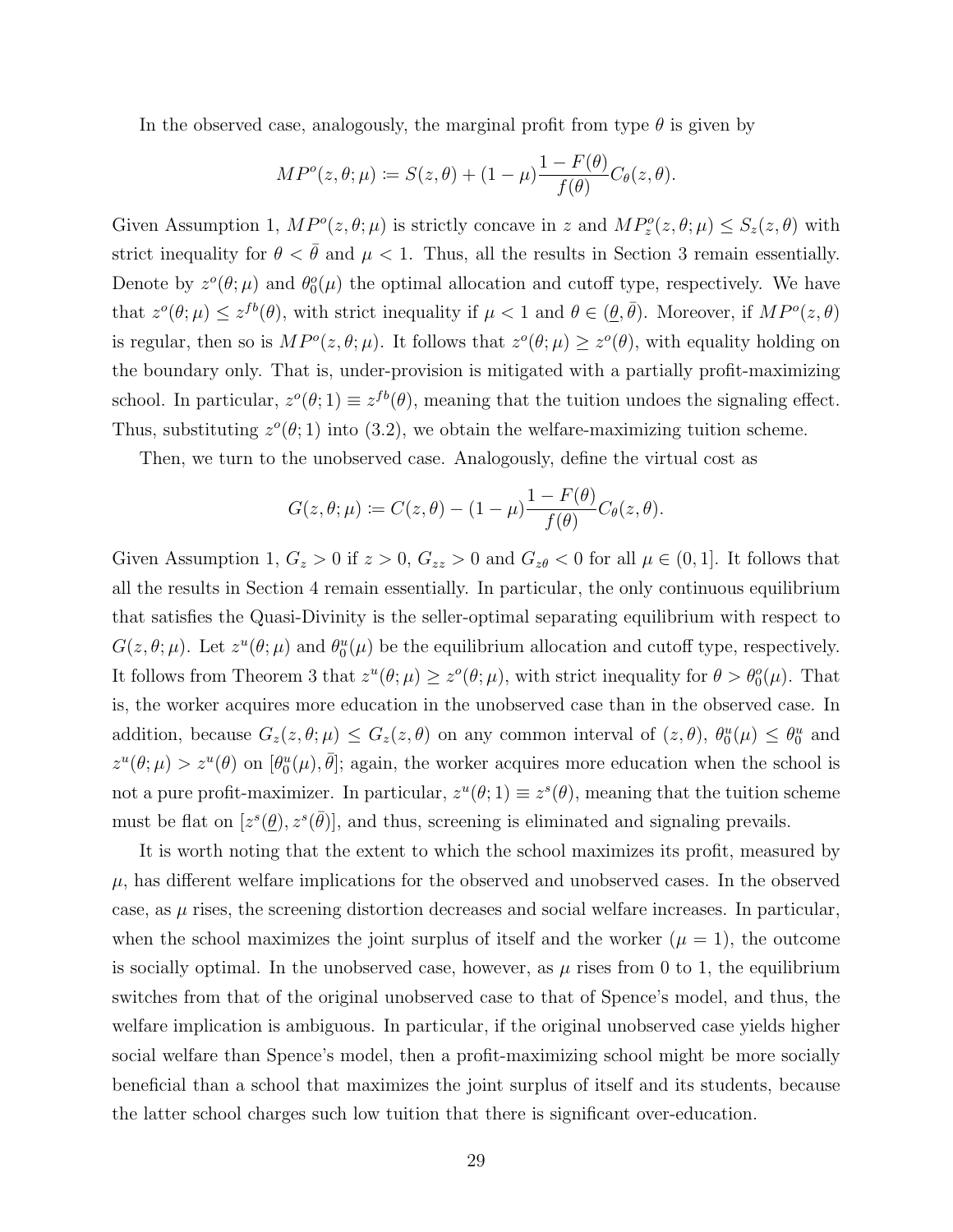In the observed case, analogously, the marginal profit from type $\theta$ is given by

$$MP^o(z, \theta; \mu) \coloneqq S(z, \theta) + (1 - \mu)\frac{1 - F(\theta)}{f(\theta)} C_\theta(z, \theta).$$

Given Assumption 1, $MP^o(z, \theta; \mu)$ is strictly concave in $z$ and $MP^o_z(z, \theta; \mu) \leq S_z(z, \theta)$ with strict inequality for $\theta < \bar{\theta}$ and $\mu < 1$. Thus, all the results in Section 3 remain essentially. Denote by $z^o(\theta; \mu)$ and $\theta^o_0(\mu)$ the optimal allocation and cutoff type, respectively. We have that $z^o(\theta; \mu) \leq z^{fb}(\theta)$, with strict inequality if $\mu < 1$ and $\theta \in (\underline{\theta}, \bar{\theta})$. Moreover, if $MP^o(z, \theta)$ is regular, then so is $MP^o(z, \theta; \mu)$. It follows that $z^o(\theta; \mu) \geq z^o(\theta)$, with equality holding on the boundary only. That is, under-provision is mitigated with a partially profit-maximizing school. In particular, $z^o(\theta; 1) \equiv z^{fb}(\theta)$, meaning that the tuition undoes the signaling effect. Thus, substituting $z^o(\theta; 1)$ into (3.2), we obtain the welfare-maximizing tuition scheme.

Then, we turn to the unobserved case. Analogously, define the virtual cost as

$$G(z, \theta; \mu) \coloneqq C(z, \theta) - (1 - \mu)\frac{1 - F(\theta)}{f(\theta)} C_\theta(z, \theta).$$

Given Assumption 1, $G_z > 0$ if $z > 0$, $G_{zz} > 0$ and $G_{z\theta} < 0$ for all $\mu \in (0, 1]$. It follows that all the results in Section 4 remain essentially. In particular, the only continuous equilibrium that satisfies the Quasi-Divinity is the seller-optimal separating equilibrium with respect to $G(z, \theta; \mu)$. Let $z^u(\theta; \mu)$ and $\theta^u_0(\mu)$ be the equilibrium allocation and cutoff type, respectively. It follows from Theorem 3 that $z^u(\theta; \mu) \geq z^o(\theta; \mu)$, with strict inequality for $\theta > \theta^o_0(\mu)$. That is, the worker acquires more education in the unobserved case than in the observed case. In addition, because $G_z(z, \theta; \mu) \leq G_z(z, \theta)$ on any common interval of $(z, \theta)$, $\theta^u_0(\mu) \leq \theta^u_0$ and $z^u(\theta; \mu) > z^u(\theta)$ on $[\theta^u_0(\mu), \bar{\theta}]$; again, the worker acquires more education when the school is not a pure profit-maximizer. In particular, $z^u(\theta; 1) \equiv z^s(\theta)$, meaning that the tuition scheme must be flat on $[z^s(\underline{\theta}), z^s(\bar{\theta})]$, and thus, screening is eliminated and signaling prevails.

It is worth noting that the extent to which the school maximizes its profit, measured by $\mu$, has different welfare implications for the observed and unobserved cases. In the observed case, as $\mu$ rises, the screening distortion decreases and social welfare increases. In particular, when the school maximizes the joint surplus of itself and the worker ($\mu = 1$), the outcome is socially optimal. In the unobserved case, however, as $\mu$ rises from 0 to 1, the equilibrium switches from that of the original unobserved case to that of Spence's model, and thus, the welfare implication is ambiguous. In particular, if the original unobserved case yields higher social welfare than Spence's model, then a profit-maximizing school might be more socially beneficial than a school that maximizes the joint surplus of itself and its students, because the latter school charges such low tuition that there is significant over-education.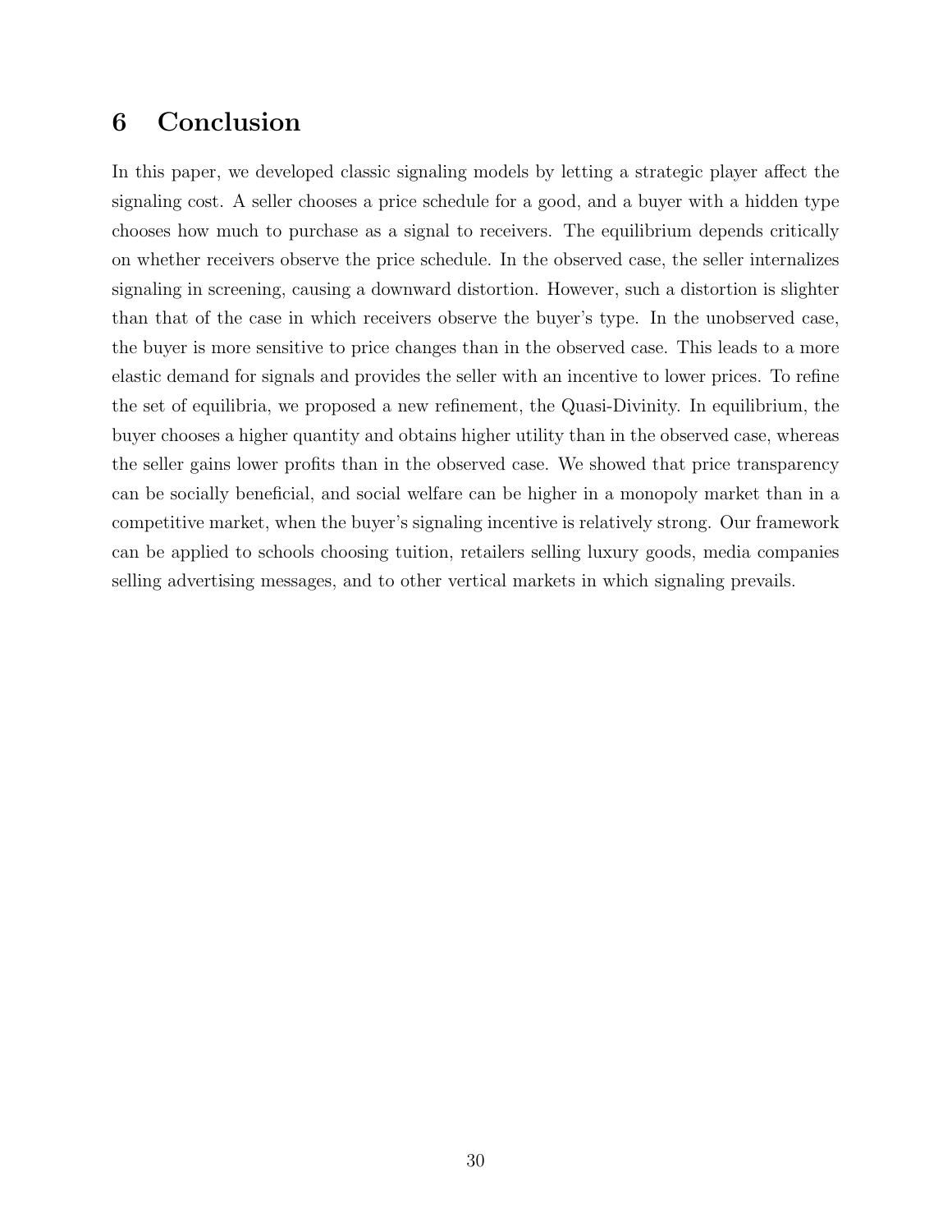# 6 Conclusion

In this paper, we developed classic signaling models by letting a strategic player affect the signaling cost. A seller chooses a price schedule for a good, and a buyer with a hidden type chooses how much to purchase as a signal to receivers. The equilibrium depends critically on whether receivers observe the price schedule. In the observed case, the seller internalizes signaling in screening, causing a downward distortion. However, such a distortion is slighter than that of the case in which receivers observe the buyer's type. In the unobserved case, the buyer is more sensitive to price changes than in the observed case. This leads to a more elastic demand for signals and provides the seller with an incentive to lower prices. To refine the set of equilibria, we proposed a new refinement, the Quasi-Divinity. In equilibrium, the buyer chooses a higher quantity and obtains higher utility than in the observed case, whereas the seller gains lower profits than in the observed case. We showed that price transparency can be socially beneficial, and social welfare can be higher in a monopoly market than in a competitive market, when the buyer's signaling incentive is relatively strong. Our framework can be applied to schools choosing tuition, retailers selling luxury goods, media companies selling advertising messages, and to other vertical markets in which signaling prevails.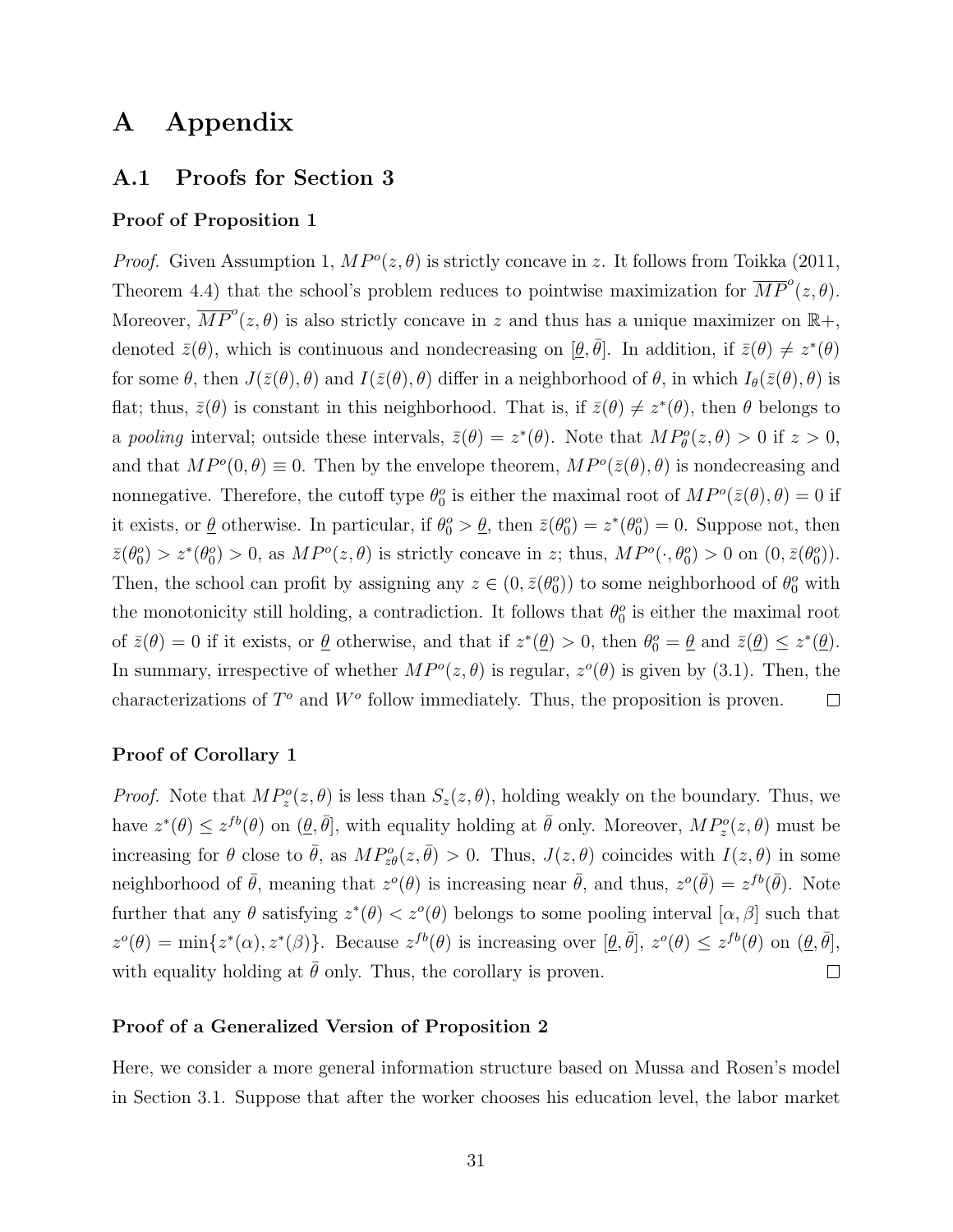# A Appendix

## A.1 Proofs for Section 3

### Proof of Proposition 1

*Proof.* Given Assumption 1, $MP^o(z,\theta)$ is strictly concave in $z$. It follows from Toikka (2011, Theorem 4.4) that the school's problem reduces to pointwise maximization for $\overline{MP}^o(z,\theta)$. Moreover, $\overline{MP}^o(z,\theta)$ is also strictly concave in $z$ and thus has a unique maximizer on $\mathbb{R}+$, denoted $\bar{z}(\theta)$, which is continuous and nondecreasing on $[\underline{\theta},\bar{\theta}]$. In addition, if $\bar{z}(\theta) \neq z^*(\theta)$ for some $\theta$, then $J(\bar{z}(\theta),\theta)$ and $I(\bar{z}(\theta),\theta)$ differ in a neighborhood of $\theta$, in which $I_\theta(\bar{z}(\theta),\theta)$ is flat; thus, $\bar{z}(\theta)$ is constant in this neighborhood. That is, if $\bar{z}(\theta) \neq z^*(\theta)$, then $\theta$ belongs to a *pooling* interval; outside these intervals, $\bar{z}(\theta) = z^*(\theta)$. Note that $MP^o_\theta(z,\theta) > 0$ if $z > 0$, and that $MP^o(0,\theta) \equiv 0$. Then by the envelope theorem, $MP^o(\bar{z}(\theta),\theta)$ is nondecreasing and nonnegative. Therefore, the cutoff type $\theta^o_0$ is either the maximal root of $MP^o(\bar{z}(\theta),\theta) = 0$ if it exists, or $\underline{\theta}$ otherwise. In particular, if $\theta^o_0 > \underline{\theta}$, then $\bar{z}(\theta^o_0) = z^*(\theta^o_0) = 0$. Suppose not, then $\bar{z}(\theta^o_0) > z^*(\theta^o_0) > 0$, as $MP^o(z,\theta)$ is strictly concave in $z$; thus, $MP^o(\cdot,\theta^o_0) > 0$ on $(0,\bar{z}(\theta^o_0))$. Then, the school can profit by assigning any $z \in (0,\bar{z}(\theta^o_0))$ to some neighborhood of $\theta^o_0$ with the monotonicity still holding, a contradiction. It follows that $\theta^o_0$ is either the maximal root of $\bar{z}(\theta) = 0$ if it exists, or $\underline{\theta}$ otherwise, and that if $z^*(\underline{\theta}) > 0$, then $\theta^o_0 = \underline{\theta}$ and $\bar{z}(\underline{\theta}) \leq z^*(\underline{\theta})$. In summary, irrespective of whether $MP^o(z,\theta)$ is regular, $z^o(\theta)$ is given by (3.1). Then, the characterizations of $T^o$ and $W^o$ follow immediately. Thus, the proposition is proven. $\square$

### Proof of Corollary 1

*Proof.* Note that $MP^o_z(z,\theta)$ is less than $S_z(z,\theta)$, holding weakly on the boundary. Thus, we have $z^*(\theta) \leq z^{fb}(\theta)$ on $(\underline{\theta},\bar{\theta}]$, with equality holding at $\bar{\theta}$ only. Moreover, $MP^o_z(z,\theta)$ must be increasing for $\theta$ close to $\bar{\theta}$, as $MP^o_{z\theta}(z,\bar{\theta}) > 0$. Thus, $J(z,\theta)$ coincides with $I(z,\theta)$ in some neighborhood of $\bar{\theta}$, meaning that $z^o(\theta)$ is increasing near $\bar{\theta}$, and thus, $z^o(\bar{\theta}) = z^{fb}(\bar{\theta})$. Note further that any $\theta$ satisfying $z^*(\theta) < z^o(\theta)$ belongs to some pooling interval $[\alpha,\beta]$ such that $z^o(\theta) = \min\{z^*(\alpha), z^*(\beta)\}$. Because $z^{fb}(\theta)$ is increasing over $[\underline{\theta},\bar{\theta}]$, $z^o(\theta) \leq z^{fb}(\theta)$ on $(\underline{\theta},\bar{\theta}]$, with equality holding at $\bar{\theta}$ only. Thus, the corollary is proven. $\square$

### Proof of a Generalized Version of Proposition 2

Here, we consider a more general information structure based on Mussa and Rosen's model in Section 3.1. Suppose that after the worker chooses his education level, the labor market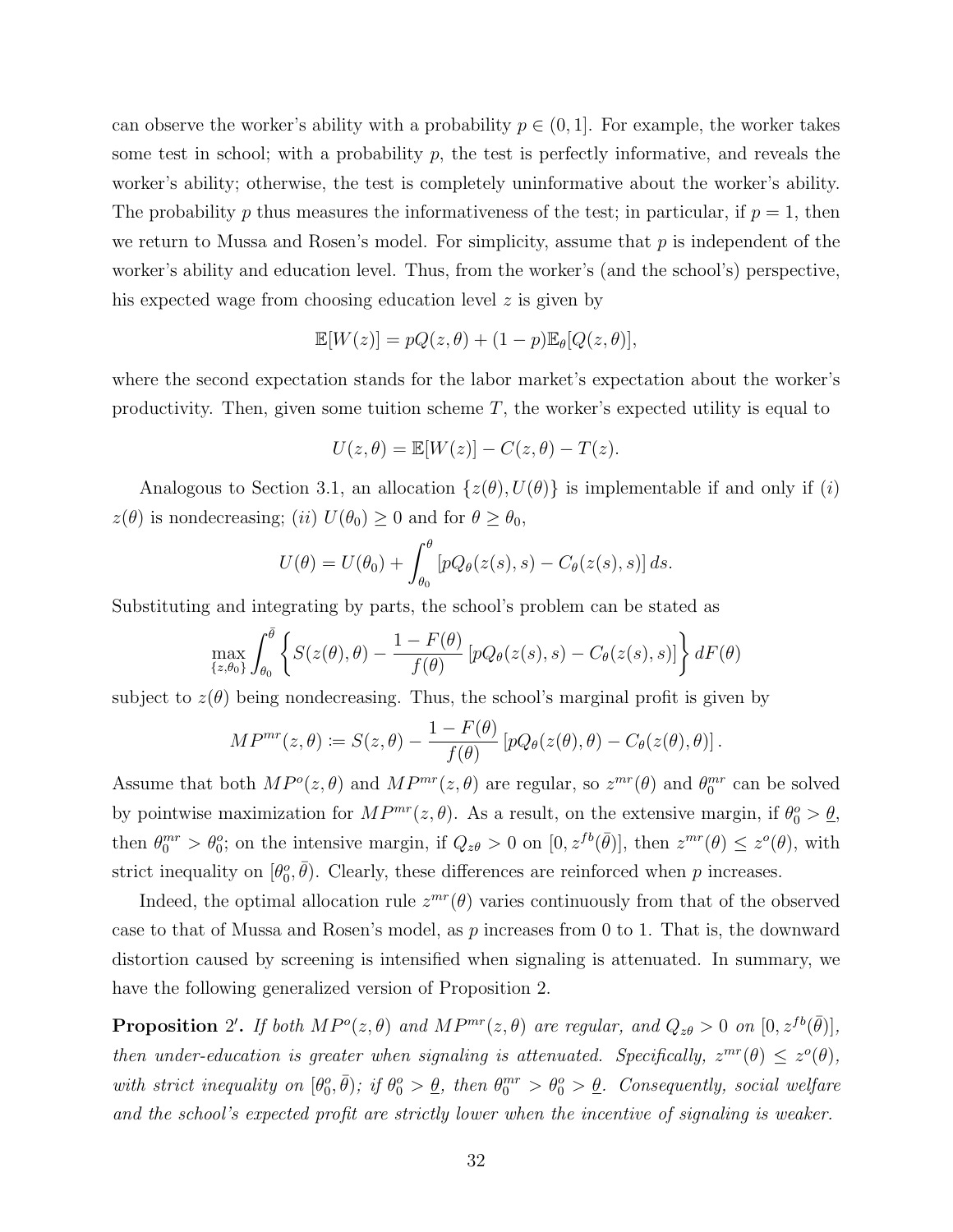can observe the worker's ability with a probability $p \in (0, 1]$. For example, the worker takes some test in school; with a probability $p$, the test is perfectly informative, and reveals the worker's ability; otherwise, the test is completely uninformative about the worker's ability. The probability $p$ thus measures the informativeness of the test; in particular, if $p = 1$, then we return to Mussa and Rosen's model. For simplicity, assume that $p$ is independent of the worker's ability and education level. Thus, from the worker's (and the school's) perspective, his expected wage from choosing education level $z$ is given by

$$\mathbb{E}[W(z)] = pQ(z, \theta) + (1 - p)\mathbb{E}_{\theta}[Q(z, \theta)],$$

where the second expectation stands for the labor market's expectation about the worker's productivity. Then, given some tuition scheme $T$, the worker's expected utility is equal to

$$U(z, \theta) = \mathbb{E}[W(z)] - C(z, \theta) - T(z).$$

Analogous to Section 3.1, an allocation $\{z(\theta), U(\theta)\}$ is implementable if and only if $(i)$ $z(\theta)$ is nondecreasing; $(ii)$ $U(\theta_0) \geq 0$ and for $\theta \geq \theta_0$,

$$U(\theta) = U(\theta_0) + \int_{\theta_0}^{\theta} [pQ_{\theta}(z(s), s) - C_{\theta}(z(s), s)]\, ds.$$

Substituting and integrating by parts, the school's problem can be stated as

$$\max_{\{z, \theta_0\}} \int_{\theta_0}^{\bar{\theta}} \left\{ S(z(\theta), \theta) - \frac{1 - F(\theta)}{f(\theta)} [pQ_{\theta}(z(s), s) - C_{\theta}(z(s), s)] \right\} dF(\theta)$$

subject to $z(\theta)$ being nondecreasing. Thus, the school's marginal profit is given by

$$MP^{mr}(z, \theta) \coloneqq S(z, \theta) - \frac{1 - F(\theta)}{f(\theta)} \left[ pQ_{\theta}(z(\theta), \theta) - C_{\theta}(z(\theta), \theta) \right].$$

Assume that both $MP^{o}(z, \theta)$ and $MP^{mr}(z, \theta)$ are regular, so $z^{mr}(\theta)$ and $\theta_0^{mr}$ can be solved by pointwise maximization for $MP^{mr}(z, \theta)$. As a result, on the extensive margin, if $\theta_0^{o} > \underline{\theta}$, then $\theta_0^{mr} > \theta_0^{o}$; on the intensive margin, if $Q_{z\theta} > 0$ on $[0, z^{fb}(\bar{\theta})]$, then $z^{mr}(\theta) \leq z^{o}(\theta)$, with strict inequality on $[\theta_0^{o}, \bar{\theta})$. Clearly, these differences are reinforced when $p$ increases.

Indeed, the optimal allocation rule $z^{mr}(\theta)$ varies continuously from that of the observed case to that of Mussa and Rosen's model, as $p$ increases from 0 to 1. That is, the downward distortion caused by screening is intensified when signaling is attenuated. In summary, we have the following generalized version of Proposition 2.

**Proposition 2′.** *If both $MP^{o}(z, \theta)$ and $MP^{mr}(z, \theta)$ are regular, and $Q_{z\theta} > 0$ on $[0, z^{fb}(\bar{\theta})]$, then under-education is greater when signaling is attenuated. Specifically, $z^{mr}(\theta) \leq z^{o}(\theta)$, with strict inequality on $[\theta_0^{o}, \bar{\theta})$; if $\theta_0^{o} > \underline{\theta}$, then $\theta_0^{mr} > \theta_0^{o} > \underline{\theta}$. Consequently, social welfare and the school's expected profit are strictly lower when the incentive of signaling is weaker.*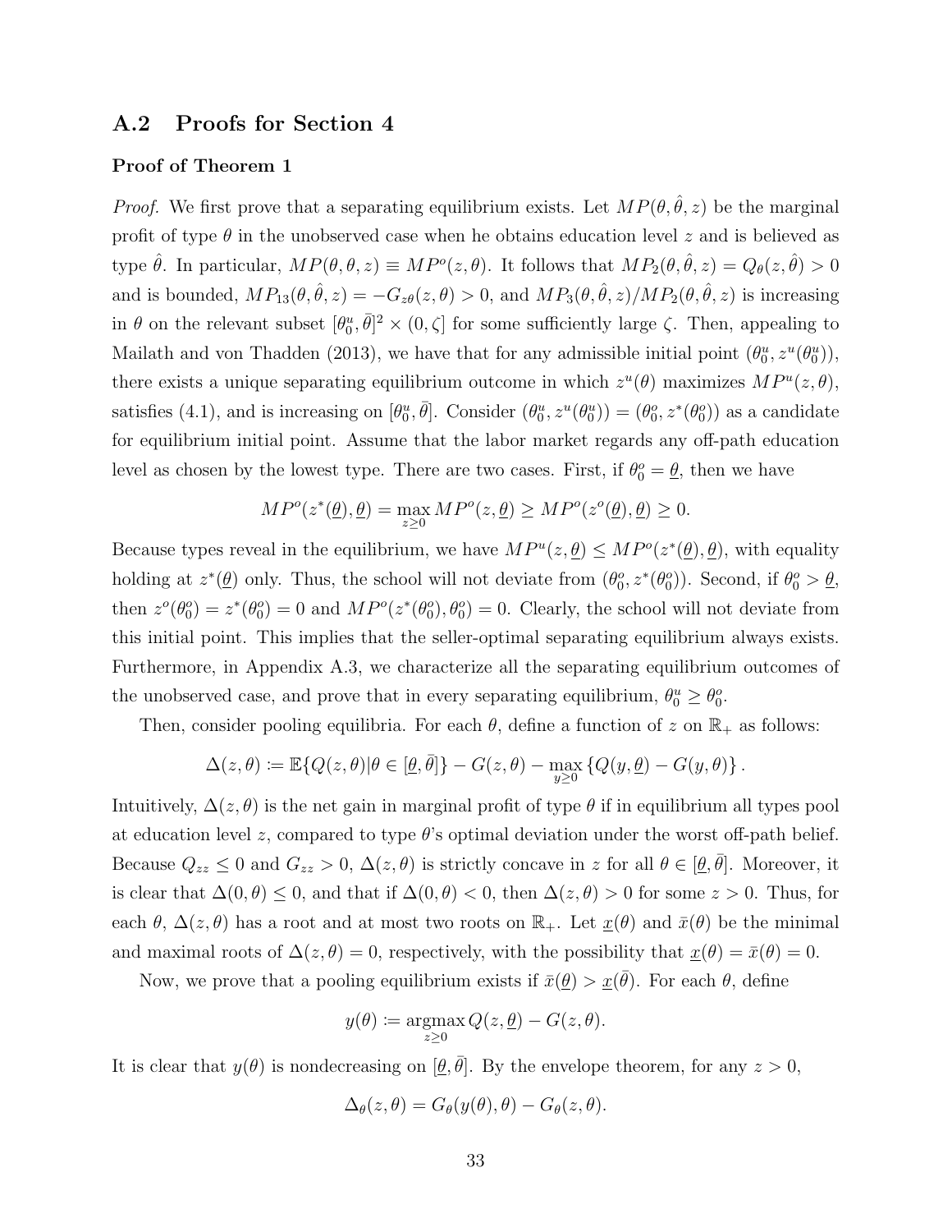## A.2 Proofs for Section 4

### Proof of Theorem 1

*Proof.* We first prove that a separating equilibrium exists. Let $MP(\theta, \hat{\theta}, z)$ be the marginal profit of type $\theta$ in the unobserved case when he obtains education level $z$ and is believed as type $\hat{\theta}$. In particular, $MP(\theta, \theta, z) \equiv MP^o(z, \theta)$. It follows that $MP_2(\theta, \hat{\theta}, z) = Q_\theta(z, \hat{\theta}) > 0$ and is bounded, $MP_{13}(\theta, \hat{\theta}, z) = -G_{z\theta}(z, \theta) > 0$, and $MP_3(\theta, \hat{\theta}, z)/MP_2(\theta, \hat{\theta}, z)$ is increasing in $\theta$ on the relevant subset $[\theta_0^u, \bar{\theta}]^2 \times (0, \zeta]$ for some sufficiently large $\zeta$. Then, appealing to Mailath and von Thadden (2013), we have that for any admissible initial point $(\theta_0^u, z^u(\theta_0^u))$, there exists a unique separating equilibrium outcome in which $z^u(\theta)$ maximizes $MP^u(z, \theta)$, satisfies (4.1), and is increasing on $[\theta_0^u, \bar{\theta}]$. Consider $(\theta_0^u, z^u(\theta_0^u)) = (\theta_0^o, z^*(\theta_0^o))$ as a candidate for equilibrium initial point. Assume that the labor market regards any off-path education level as chosen by the lowest type. There are two cases. First, if $\theta_0^o = \underline{\theta}$, then we have

$$MP^o(z^*(\underline{\theta}), \underline{\theta}) = \max_{z \geq 0} MP^o(z, \underline{\theta}) \geq MP^o(z^o(\underline{\theta}), \underline{\theta}) \geq 0.$$

Because types reveal in the equilibrium, we have $MP^u(z, \underline{\theta}) \leq MP^o(z^*(\underline{\theta}), \underline{\theta})$, with equality holding at $z^*(\underline{\theta})$ only. Thus, the school will not deviate from $(\theta_0^o, z^*(\theta_0^o))$. Second, if $\theta_0^o > \underline{\theta}$, then $z^o(\theta_0^o) = z^*(\theta_0^o) = 0$ and $MP^o(z^*(\theta_0^o), \theta_0^o) = 0$. Clearly, the school will not deviate from this initial point. This implies that the seller-optimal separating equilibrium always exists. Furthermore, in Appendix A.3, we characterize all the separating equilibrium outcomes of the unobserved case, and prove that in every separating equilibrium, $\theta_0^u \geq \theta_0^o$.

Then, consider pooling equilibria. For each $\theta$, define a function of $z$ on $\mathbb{R}_+$ as follows:

$$\Delta(z, \theta) \coloneqq \mathbb{E}\{Q(z, \theta) | \theta \in [\underline{\theta}, \bar{\theta}]\} - G(z, \theta) - \max_{y \geq 0} \{Q(y, \underline{\theta}) - G(y, \theta)\}.$$

Intuitively, $\Delta(z, \theta)$ is the net gain in marginal profit of type $\theta$ if in equilibrium all types pool at education level $z$, compared to type $\theta$'s optimal deviation under the worst off-path belief. Because $Q_{zz} \leq 0$ and $G_{zz} > 0$, $\Delta(z, \theta)$ is strictly concave in $z$ for all $\theta \in [\underline{\theta}, \bar{\theta}]$. Moreover, it is clear that $\Delta(0, \theta) \leq 0$, and that if $\Delta(0, \theta) < 0$, then $\Delta(z, \theta) > 0$ for some $z > 0$. Thus, for each $\theta$, $\Delta(z, \theta)$ has a root and at most two roots on $\mathbb{R}_+$. Let $\underline{x}(\theta)$ and $\bar{x}(\theta)$ be the minimal and maximal roots of $\Delta(z, \theta) = 0$, respectively, with the possibility that $\underline{x}(\theta) = \bar{x}(\theta) = 0$.

Now, we prove that a pooling equilibrium exists if $\bar{x}(\underline{\theta}) > \underline{x}(\bar{\theta})$. For each $\theta$, define

$$y(\theta) \coloneqq \operatorname*{argmax}_{z \geq 0} Q(z, \underline{\theta}) - G(z, \theta).$$

It is clear that $y(\theta)$ is nondecreasing on $[\underline{\theta}, \bar{\theta}]$. By the envelope theorem, for any $z > 0$,

$$\Delta_\theta(z, \theta) = G_\theta(y(\theta), \theta) - G_\theta(z, \theta).$$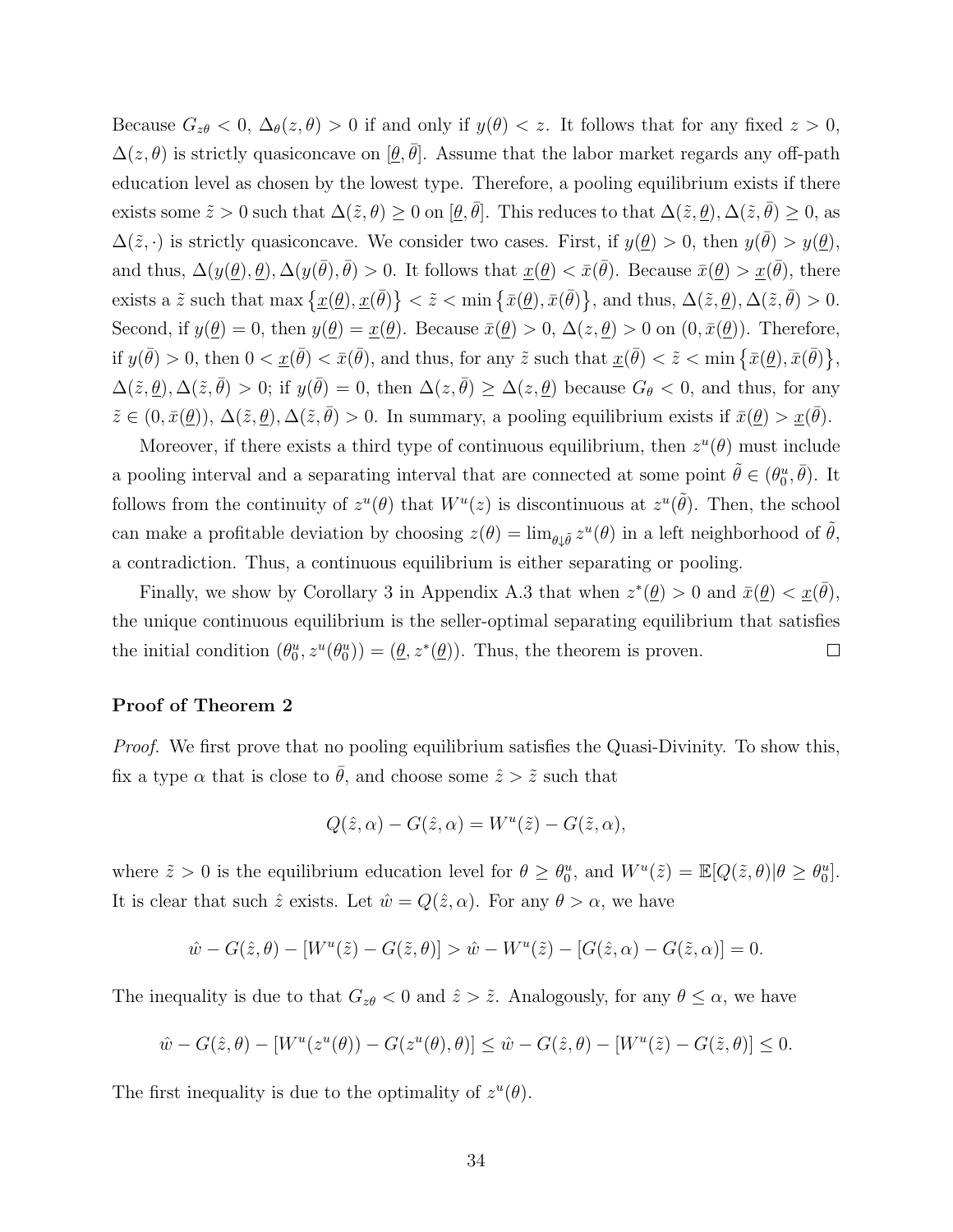Because $G_{z\theta} < 0$, $\Delta_\theta(z,\theta) > 0$ if and only if $y(\theta) < z$. It follows that for any fixed $z > 0$, $\Delta(z,\theta)$ is strictly quasiconcave on $[\underline{\theta}, \bar{\theta}]$. Assume that the labor market regards any off-path education level as chosen by the lowest type. Therefore, a pooling equilibrium exists if there exists some $\tilde{z} > 0$ such that $\Delta(\tilde{z},\theta) \geq 0$ on $[\underline{\theta}, \bar{\theta}]$. This reduces to that $\Delta(\tilde{z},\underline{\theta}), \Delta(\tilde{z},\bar{\theta}) \geq 0$, as $\Delta(\tilde{z},\cdot)$ is strictly quasiconcave. We consider two cases. First, if $y(\underline{\theta}) > 0$, then $y(\bar{\theta}) > y(\underline{\theta})$, and thus, $\Delta(y(\underline{\theta}),\underline{\theta}), \Delta(y(\bar{\theta}),\bar{\theta}) > 0$. It follows that $\underline{x}(\underline{\theta}) < \bar{x}(\bar{\theta})$. Because $\bar{x}(\underline{\theta}) > \underline{x}(\bar{\theta})$, there exists a $\tilde{z}$ such that $\max\{\underline{x}(\underline{\theta}), \underline{x}(\bar{\theta})\} < \tilde{z} < \min\{\bar{x}(\underline{\theta}), \bar{x}(\bar{\theta})\}$, and thus, $\Delta(\tilde{z},\underline{\theta}), \Delta(\tilde{z},\bar{\theta}) > 0$. Second, if $y(\underline{\theta}) = 0$, then $y(\underline{\theta}) = \underline{x}(\underline{\theta})$. Because $\bar{x}(\underline{\theta}) > 0$, $\Delta(z,\underline{\theta}) > 0$ on $(0, \bar{x}(\underline{\theta}))$. Therefore, if $y(\bar{\theta}) > 0$, then $0 < \underline{x}(\bar{\theta}) < \bar{x}(\bar{\theta})$, and thus, for any $\tilde{z}$ such that $\underline{x}(\bar{\theta}) < \tilde{z} < \min\{\bar{x}(\underline{\theta}), \bar{x}(\bar{\theta})\}$, $\Delta(\tilde{z},\underline{\theta}), \Delta(\tilde{z},\bar{\theta}) > 0$; if $y(\bar{\theta}) = 0$, then $\Delta(z,\bar{\theta}) \geq \Delta(z,\underline{\theta})$ because $G_\theta < 0$, and thus, for any $\tilde{z} \in (0, \bar{x}(\underline{\theta}))$, $\Delta(\tilde{z},\underline{\theta}), \Delta(\tilde{z},\bar{\theta}) > 0$. In summary, a pooling equilibrium exists if $\bar{x}(\underline{\theta}) > \underline{x}(\bar{\theta})$.

Moreover, if there exists a third type of continuous equilibrium, then $z^u(\theta)$ must include a pooling interval and a separating interval that are connected at some point $\tilde{\theta} \in (\theta_0^u, \bar{\theta})$. It follows from the continuity of $z^u(\theta)$ that $W^u(z)$ is discontinuous at $z^u(\tilde{\theta})$. Then, the school can make a profitable deviation by choosing $z(\theta) = \lim_{\theta \downarrow \tilde{\theta}} z^u(\theta)$ in a left neighborhood of $\tilde{\theta}$, a contradiction. Thus, a continuous equilibrium is either separating or pooling.

Finally, we show by Corollary 3 in Appendix A.3 that when $z^*(\underline{\theta}) > 0$ and $\bar{x}(\underline{\theta}) < \underline{x}(\bar{\theta})$, the unique continuous equilibrium is the seller-optimal separating equilibrium that satisfies the initial condition $(\theta_0^u, z^u(\theta_0^u)) = (\underline{\theta}, z^*(\underline{\theta}))$. Thus, the theorem is proven. $\square$

**Proof of Theorem 2**

*Proof.* We first prove that no pooling equilibrium satisfies the Quasi-Divinity. To show this, fix a type $\alpha$ that is close to $\bar{\theta}$, and choose some $\hat{z} > \tilde{z}$ such that

$$Q(\hat{z},\alpha) - G(\hat{z},\alpha) = W^u(\tilde{z}) - G(\tilde{z},\alpha),$$

where $\tilde{z} > 0$ is the equilibrium education level for $\theta \geq \theta_0^u$, and $W^u(\tilde{z}) = \mathbb{E}[Q(\tilde{z},\theta)|\theta \geq \theta_0^u]$. It is clear that such $\hat{z}$ exists. Let $\hat{w} = Q(\hat{z},\alpha)$. For any $\theta > \alpha$, we have

$$\hat{w} - G(\hat{z},\theta) - [W^u(\tilde{z}) - G(\tilde{z},\theta)] > \hat{w} - W^u(\tilde{z}) - [G(\hat{z},\alpha) - G(\tilde{z},\alpha)] = 0.$$

The inequality is due to that $G_{z\theta} < 0$ and $\hat{z} > \tilde{z}$. Analogously, for any $\theta \leq \alpha$, we have

$$\hat{w} - G(\hat{z},\theta) - [W^u(z^u(\theta)) - G(z^u(\theta),\theta)] \leq \hat{w} - G(\hat{z},\theta) - [W^u(\tilde{z}) - G(\tilde{z},\theta)] \leq 0.$$

The first inequality is due to the optimality of $z^u(\theta)$.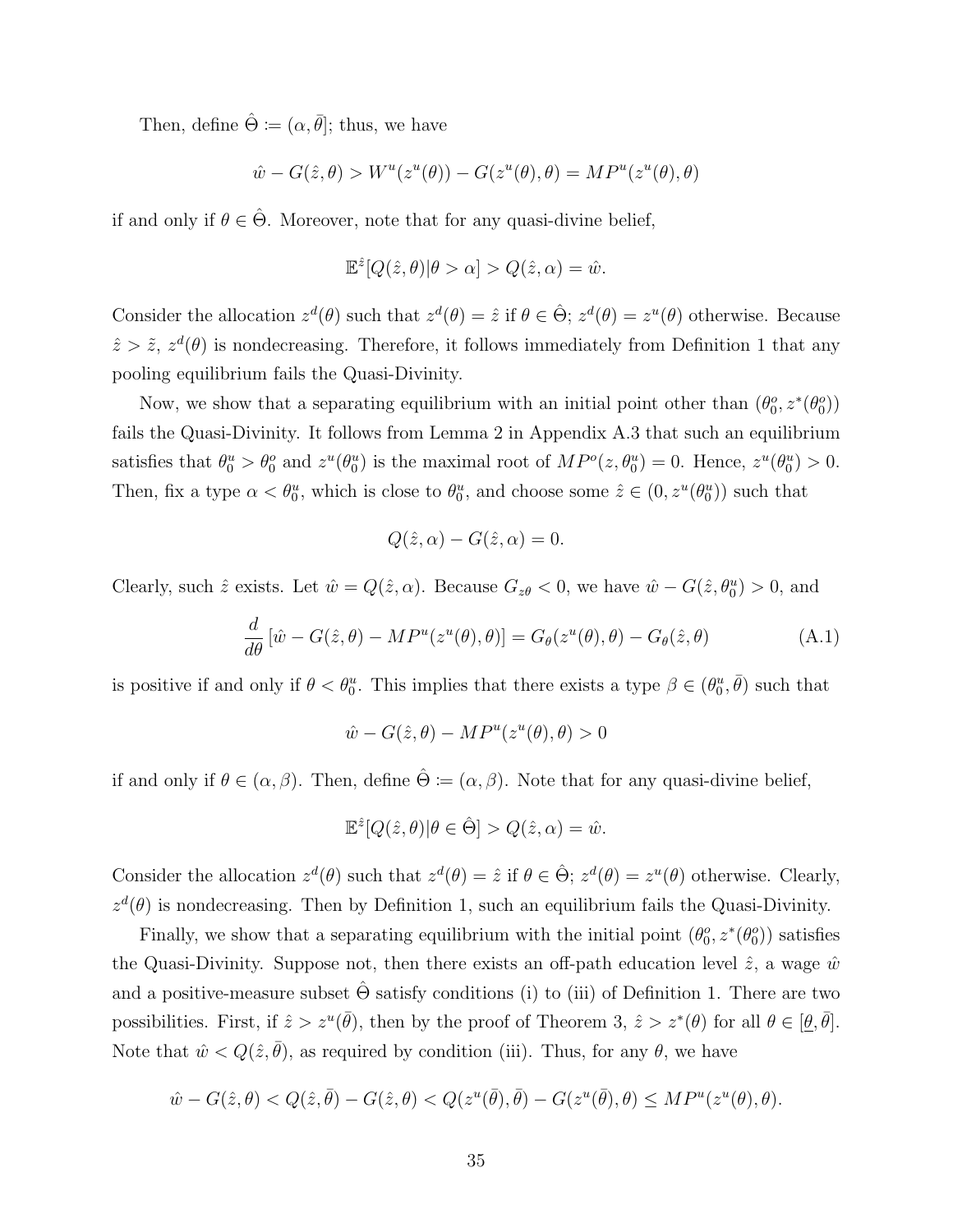Then, define $\hat{\Theta} := (\alpha, \bar{\theta}]$; thus, we have

$$\hat{w} - G(\hat{z}, \theta) > W^u(z^u(\theta)) - G(z^u(\theta), \theta) = MP^u(z^u(\theta), \theta)$$

if and only if $\theta \in \hat{\Theta}$. Moreover, note that for any quasi-divine belief,

$$\mathbb{E}^{\hat{z}}[Q(\hat{z}, \theta) | \theta > \alpha] > Q(\hat{z}, \alpha) = \hat{w}.$$

Consider the allocation $z^d(\theta)$ such that $z^d(\theta) = \hat{z}$ if $\theta \in \hat{\Theta}$; $z^d(\theta) = z^u(\theta)$ otherwise. Because $\hat{z} > \tilde{z}$, $z^d(\theta)$ is nondecreasing. Therefore, it follows immediately from Definition 1 that any pooling equilibrium fails the Quasi-Divinity.

Now, we show that a separating equilibrium with an initial point other than $(\theta_0^o, z^*(\theta_0^o))$ fails the Quasi-Divinity. It follows from Lemma 2 in Appendix A.3 that such an equilibrium satisfies that $\theta_0^u > \theta_0^o$ and $z^u(\theta_0^u)$ is the maximal root of $MP^o(z, \theta_0^u) = 0$. Hence, $z^u(\theta_0^u) > 0$. Then, fix a type $\alpha < \theta_0^u$, which is close to $\theta_0^u$, and choose some $\hat{z} \in (0, z^u(\theta_0^u))$ such that

$$Q(\hat{z}, \alpha) - G(\hat{z}, \alpha) = 0.$$

Clearly, such $\hat{z}$ exists. Let $\hat{w} = Q(\hat{z}, \alpha)$. Because $G_{z\theta} < 0$, we have $\hat{w} - G(\hat{z}, \theta_0^u) > 0$, and

$$\frac{d}{d\theta}\left[\hat{w} - G(\hat{z}, \theta) - MP^u(z^u(\theta), \theta)\right] = G_\theta(z^u(\theta), \theta) - G_\theta(\hat{z}, \theta) \tag{A.1}$$

is positive if and only if $\theta < \theta_0^u$. This implies that there exists a type $\beta \in (\theta_0^u, \bar{\theta})$ such that

$$\hat{w} - G(\hat{z}, \theta) - MP^u(z^u(\theta), \theta) > 0$$

if and only if $\theta \in (\alpha, \beta)$. Then, define $\hat{\Theta} := (\alpha, \beta)$. Note that for any quasi-divine belief,

$$\mathbb{E}^{\hat{z}}[Q(\hat{z}, \theta) | \theta \in \hat{\Theta}] > Q(\hat{z}, \alpha) = \hat{w}.$$

Consider the allocation $z^d(\theta)$ such that $z^d(\theta) = \hat{z}$ if $\theta \in \hat{\Theta}$; $z^d(\theta) = z^u(\theta)$ otherwise. Clearly, $z^d(\theta)$ is nondecreasing. Then by Definition 1, such an equilibrium fails the Quasi-Divinity.

Finally, we show that a separating equilibrium with the initial point $(\theta_0^o, z^*(\theta_0^o))$ satisfies the Quasi-Divinity. Suppose not, then there exists an off-path education level $\hat{z}$, a wage $\hat{w}$ and a positive-measure subset $\hat{\Theta}$ satisfy conditions (i) to (iii) of Definition 1. There are two possibilities. First, if $\hat{z} > z^u(\bar{\theta})$, then by the proof of Theorem 3, $\hat{z} > z^*(\theta)$ for all $\theta \in [\underline{\theta}, \bar{\theta}]$. Note that $\hat{w} < Q(\hat{z}, \bar{\theta})$, as required by condition (iii). Thus, for any $\theta$, we have

$$\hat{w} - G(\hat{z}, \theta) < Q(\hat{z}, \bar{\theta}) - G(\hat{z}, \theta) < Q(z^u(\bar{\theta}), \bar{\theta}) - G(z^u(\bar{\theta}), \theta) \leq MP^u(z^u(\theta), \theta).$$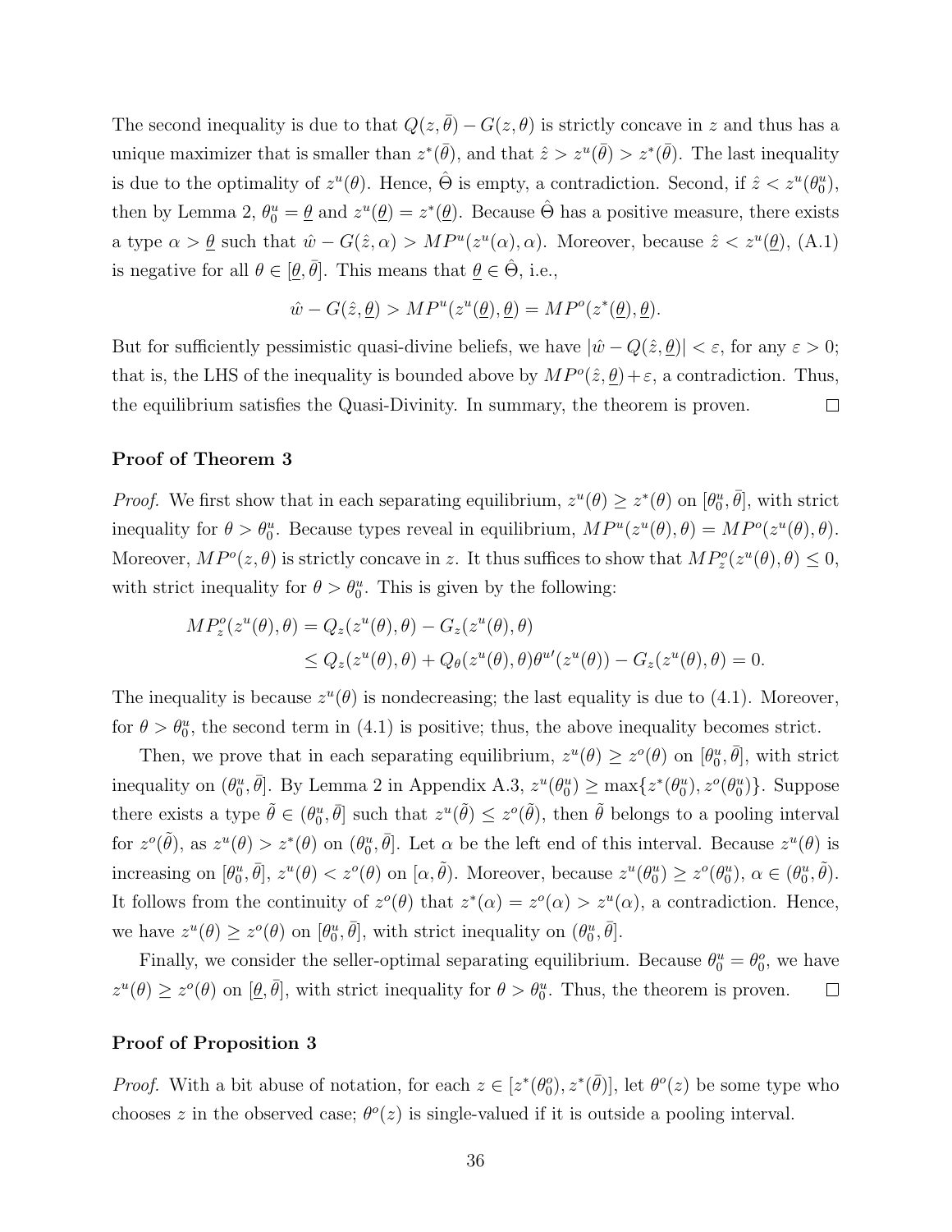The second inequality is due to that $Q(z, \bar{\theta}) - G(z, \theta)$ is strictly concave in $z$ and thus has a unique maximizer that is smaller than $z^*(\bar{\theta})$, and that $\hat{z} > z^u(\bar{\theta}) > z^*(\bar{\theta})$. The last inequality is due to the optimality of $z^u(\theta)$. Hence, $\hat{\Theta}$ is empty, a contradiction. Second, if $\hat{z} < z^u(\theta_0^u)$, then by Lemma 2, $\theta_0^u = \underline{\theta}$ and $z^u(\underline{\theta}) = z^*(\underline{\theta})$. Because $\hat{\Theta}$ has a positive measure, there exists a type $\alpha > \underline{\theta}$ such that $\hat{w} - G(\hat{z}, \alpha) > MP^u(z^u(\alpha), \alpha)$. Moreover, because $\hat{z} < z^u(\underline{\theta})$, (A.1) is negative for all $\theta \in [\underline{\theta}, \bar{\theta}]$. This means that $\underline{\theta} \in \hat{\Theta}$, i.e.,

$$\hat{w} - G(\hat{z}, \underline{\theta}) > MP^u(z^u(\underline{\theta}), \underline{\theta}) = MP^o(z^*(\underline{\theta}), \underline{\theta}).$$

But for sufficiently pessimistic quasi-divine beliefs, we have $|\hat{w} - Q(\hat{z}, \underline{\theta})| < \varepsilon$, for any $\varepsilon > 0$; that is, the LHS of the inequality is bounded above by $MP^o(\hat{z}, \underline{\theta}) + \varepsilon$, a contradiction. Thus, the equilibrium satisfies the Quasi-Divinity. In summary, the theorem is proven. $\square$

**Proof of Theorem 3**

*Proof.* We first show that in each separating equilibrium, $z^u(\theta) \geq z^*(\theta)$ on $[\theta_0^u, \bar{\theta}]$, with strict inequality for $\theta > \theta_0^u$. Because types reveal in equilibrium, $MP^u(z^u(\theta), \theta) = MP^o(z^u(\theta), \theta)$. Moreover, $MP^o(z, \theta)$ is strictly concave in $z$. It thus suffices to show that $MP_z^o(z^u(\theta), \theta) \leq 0$, with strict inequality for $\theta > \theta_0^u$. This is given by the following:

$$\begin{aligned}
MP_z^o(z^u(\theta), \theta) &= Q_z(z^u(\theta), \theta) - G_z(z^u(\theta), \theta) \\
&\leq Q_z(z^u(\theta), \theta) + Q_\theta(z^u(\theta), \theta)\theta^{u\prime}(z^u(\theta)) - G_z(z^u(\theta), \theta) = 0.
\end{aligned}$$

The inequality is because $z^u(\theta)$ is nondecreasing; the last equality is due to (4.1). Moreover, for $\theta > \theta_0^u$, the second term in (4.1) is positive; thus, the above inequality becomes strict.

Then, we prove that in each separating equilibrium, $z^u(\theta) \geq z^o(\theta)$ on $[\theta_0^u, \bar{\theta}]$, with strict inequality on $(\theta_0^u, \bar{\theta}]$. By Lemma 2 in Appendix A.3, $z^u(\theta_0^u) \geq \max\{z^*(\theta_0^u), z^o(\theta_0^u)\}$. Suppose there exists a type $\tilde{\theta} \in (\theta_0^u, \bar{\theta}]$ such that $z^u(\tilde{\theta}) \leq z^o(\tilde{\theta})$, then $\tilde{\theta}$ belongs to a pooling interval for $z^o(\tilde{\theta})$, as $z^u(\theta) > z^*(\theta)$ on $(\theta_0^u, \bar{\theta}]$. Let $\alpha$ be the left end of this interval. Because $z^u(\theta)$ is increasing on $[\theta_0^u, \bar{\theta}]$, $z^u(\theta) < z^o(\theta)$ on $[\alpha, \tilde{\theta})$. Moreover, because $z^u(\theta_0^u) \geq z^o(\theta_0^u)$, $\alpha \in (\theta_0^u, \tilde{\theta})$. It follows from the continuity of $z^o(\theta)$ that $z^*(\alpha) = z^o(\alpha) > z^u(\alpha)$, a contradiction. Hence, we have $z^u(\theta) \geq z^o(\theta)$ on $[\theta_0^u, \bar{\theta}]$, with strict inequality on $(\theta_0^u, \bar{\theta}]$.

Finally, we consider the seller-optimal separating equilibrium. Because $\theta_0^u = \theta_0^o$, we have $z^u(\theta) \geq z^o(\theta)$ on $[\underline{\theta}, \bar{\theta}]$, with strict inequality for $\theta > \theta_0^u$. Thus, the theorem is proven. $\square$

**Proof of Proposition 3**

*Proof.* With a bit abuse of notation, for each $z \in [z^*(\theta_0^o), z^*(\bar{\theta})]$, let $\theta^o(z)$ be some type who chooses $z$ in the observed case; $\theta^o(z)$ is single-valued if it is outside a pooling interval.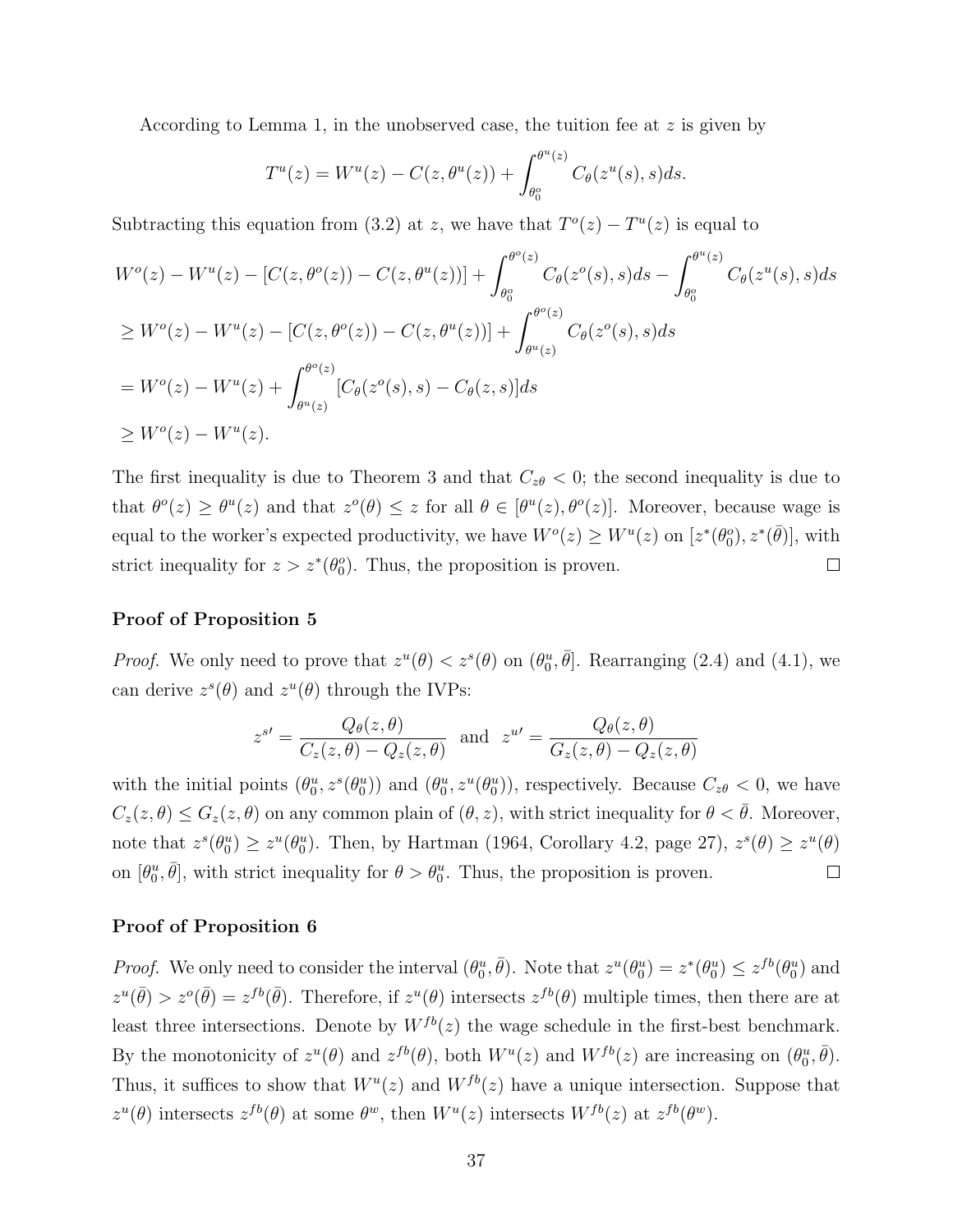According to Lemma 1, in the unobserved case, the tuition fee at $z$ is given by

$$T^u(z) = W^u(z) - C(z, \theta^u(z)) + \int_{\theta_0^o}^{\theta^u(z)} C_\theta(z^u(s), s) ds.$$

Subtracting this equation from (3.2) at $z$, we have that $T^o(z) - T^u(z)$ is equal to

$$\begin{aligned}
&W^o(z) - W^u(z) - [C(z, \theta^o(z)) - C(z, \theta^u(z))] + \int_{\theta_0^o}^{\theta^o(z)} C_\theta(z^o(s), s) ds - \int_{\theta_0^o}^{\theta^u(z)} C_\theta(z^u(s), s) ds \\
&\geq W^o(z) - W^u(z) - [C(z, \theta^o(z)) - C(z, \theta^u(z))] + \int_{\theta^u(z)}^{\theta^o(z)} C_\theta(z^o(s), s) ds \\
&= W^o(z) - W^u(z) + \int_{\theta^u(z)}^{\theta^o(z)} [C_\theta(z^o(s), s) - C_\theta(z, s)] ds \\
&\geq W^o(z) - W^u(z).
\end{aligned}$$

The first inequality is due to Theorem 3 and that $C_{z\theta} < 0$; the second inequality is due to that $\theta^o(z) \geq \theta^u(z)$ and that $z^o(\theta) \leq z$ for all $\theta \in [\theta^u(z), \theta^o(z)]$. Moreover, because wage is equal to the worker's expected productivity, we have $W^o(z) \geq W^u(z)$ on $[z^*(\theta_0^o), z^*(\bar{\theta})]$, with strict inequality for $z > z^*(\theta_0^o)$. Thus, the proposition is proven. □

**Proof of Proposition 5**

*Proof.* We only need to prove that $z^u(\theta) < z^s(\theta)$ on $(\theta_0^u, \bar{\theta}]$. Rearranging (2.4) and (4.1), we can derive $z^s(\theta)$ and $z^u(\theta)$ through the IVPs:

$$z^{s\prime} = \frac{Q_\theta(z, \theta)}{C_z(z, \theta) - Q_z(z, \theta)} \quad \text{and} \quad z^{u\prime} = \frac{Q_\theta(z, \theta)}{G_z(z, \theta) - Q_z(z, \theta)}$$

with the initial points $(\theta_0^u, z^s(\theta_0^u))$ and $(\theta_0^u, z^u(\theta_0^u))$, respectively. Because $C_{z\theta} < 0$, we have $C_z(z, \theta) \leq G_z(z, \theta)$ on any common plain of $(\theta, z)$, with strict inequality for $\theta < \bar{\theta}$. Moreover, note that $z^s(\theta_0^u) \geq z^u(\theta_0^u)$. Then, by Hartman (1964, Corollary 4.2, page 27), $z^s(\theta) \geq z^u(\theta)$ on $[\theta_0^u, \bar{\theta}]$, with strict inequality for $\theta > \theta_0^u$. Thus, the proposition is proven. □

**Proof of Proposition 6**

*Proof.* We only need to consider the interval $(\theta_0^u, \bar{\theta})$. Note that $z^u(\theta_0^u) = z^*(\theta_0^u) \leq z^{fb}(\theta_0^u)$ and $z^u(\bar{\theta}) > z^o(\bar{\theta}) = z^{fb}(\bar{\theta})$. Therefore, if $z^u(\theta)$ intersects $z^{fb}(\theta)$ multiple times, then there are at least three intersections. Denote by $W^{fb}(z)$ the wage schedule in the first-best benchmark. By the monotonicity of $z^u(\theta)$ and $z^{fb}(\theta)$, both $W^u(z)$ and $W^{fb}(z)$ are increasing on $(\theta_0^u, \bar{\theta})$. Thus, it suffices to show that $W^u(z)$ and $W^{fb}(z)$ have a unique intersection. Suppose that $z^u(\theta)$ intersects $z^{fb}(\theta)$ at some $\theta^w$, then $W^u(z)$ intersects $W^{fb}(z)$ at $z^{fb}(\theta^w)$.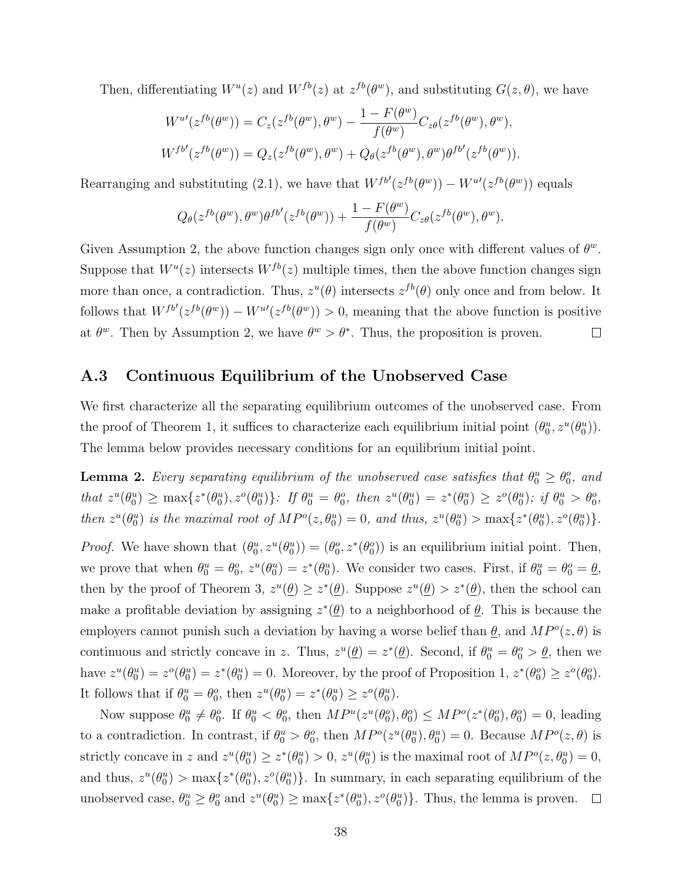Then, differentiating $W^u(z)$ and $W^{fb}(z)$ at $z^{fb}(\theta^w)$, and substituting $G(z, \theta)$, we have

$$W^{u\prime}(z^{fb}(\theta^w)) = C_z(z^{fb}(\theta^w), \theta^w) - \frac{1 - F(\theta^w)}{f(\theta^w)} C_{z\theta}(z^{fb}(\theta^w), \theta^w),$$
$$W^{fb\prime}(z^{fb}(\theta^w)) = Q_z(z^{fb}(\theta^w), \theta^w) + Q_\theta(z^{fb}(\theta^w), \theta^w)\theta^{fb\prime}(z^{fb}(\theta^w)).$$

Rearranging and substituting (2.1), we have that $W^{fb\prime}(z^{fb}(\theta^w)) - W^{u\prime}(z^{fb}(\theta^w))$ equals

$$Q_\theta(z^{fb}(\theta^w), \theta^w)\theta^{fb\prime}(z^{fb}(\theta^w)) + \frac{1 - F(\theta^w)}{f(\theta^w)} C_{z\theta}(z^{fb}(\theta^w), \theta^w).$$

Given Assumption 2, the above function changes sign only once with different values of $\theta^w$. Suppose that $W^u(z)$ intersects $W^{fb}(z)$ multiple times, then the above function changes sign more than once, a contradiction. Thus, $z^u(\theta)$ intersects $z^{fb}(\theta)$ only once and from below. It follows that $W^{fb\prime}(z^{fb}(\theta^w)) - W^{u\prime}(z^{fb}(\theta^w)) > 0$, meaning that the above function is positive at $\theta^w$. Then by Assumption 2, we have $\theta^w > \theta^*$. Thus, the proposition is proven. $\square$

## A.3 Continuous Equilibrium of the Unobserved Case

We first characterize all the separating equilibrium outcomes of the unobserved case. From the proof of Theorem 1, it suffices to characterize each equilibrium initial point $(\theta_0^u, z^u(\theta_0^u))$. The lemma below provides necessary conditions for an equilibrium initial point.

**Lemma 2.** *Every separating equilibrium of the unobserved case satisfies that $\theta_0^u \geq \theta_0^o$, and that $z^u(\theta_0^u) \geq \max\{z^*(\theta_0^u), z^o(\theta_0^u)\}$: If $\theta_0^u = \theta_0^o$, then $z^u(\theta_0^u) = z^*(\theta_0^u) \geq z^o(\theta_0^u)$; if $\theta_0^u > \theta_0^o$, then $z^u(\theta_0^u)$ is the maximal root of $MP^o(z, \theta_0^u) = 0$, and thus, $z^u(\theta_0^u) > \max\{z^*(\theta_0^u), z^o(\theta_0^u)\}$.*

*Proof.* We have shown that $(\theta_0^u, z^u(\theta_0^u)) = (\theta_0^o, z^*(\theta_0^o))$ is an equilibrium initial point. Then, we prove that when $\theta_0^u = \theta_0^o$, $z^u(\theta_0^u) = z^*(\theta_0^u)$. We consider two cases. First, if $\theta_0^u = \theta_0^o = \underline{\theta}$, then by the proof of Theorem 3, $z^u(\underline{\theta}) \geq z^*(\underline{\theta})$. Suppose $z^u(\underline{\theta}) > z^*(\underline{\theta})$, then the school can make a profitable deviation by assigning $z^*(\underline{\theta})$ to a neighborhood of $\underline{\theta}$. This is because the employers cannot punish such a deviation by having a worse belief than $\underline{\theta}$, and $MP^o(z, \theta)$ is continuous and strictly concave in $z$. Thus, $z^u(\underline{\theta}) = z^*(\underline{\theta})$. Second, if $\theta_0^u = \theta_0^o > \underline{\theta}$, then we have $z^u(\theta_0^u) = z^o(\theta_0^u) = z^*(\theta_0^u) = 0$. Moreover, by the proof of Proposition 1, $z^*(\theta_0^o) \geq z^o(\theta_0^o)$. It follows that if $\theta_0^u = \theta_0^o$, then $z^u(\theta_0^u) = z^*(\theta_0^u) \geq z^o(\theta_0^u)$.

Now suppose $\theta_0^u \neq \theta_0^o$. If $\theta_0^u < \theta_0^o$, then $MP^u(z^u(\theta_0^o), \theta_0^o) \leq MP^o(z^*(\theta_0^o), \theta_0^o) = 0$, leading to a contradiction. In contrast, if $\theta_0^u > \theta_0^o$, then $MP^o(z^u(\theta_0^u), \theta_0^u) = 0$. Because $MP^o(z, \theta)$ is strictly concave in $z$ and $z^u(\theta_0^u) \geq z^*(\theta_0^u) > 0$, $z^u(\theta_0^u)$ is the maximal root of $MP^o(z, \theta_0^u) = 0$, and thus, $z^u(\theta_0^u) > \max\{z^*(\theta_0^u), z^o(\theta_0^u)\}$. In summary, in each separating equilibrium of the unobserved case, $\theta_0^u \geq \theta_0^o$ and $z^u(\theta_0^u) \geq \max\{z^*(\theta_0^u), z^o(\theta_0^u)\}$. Thus, the lemma is proven. $\square$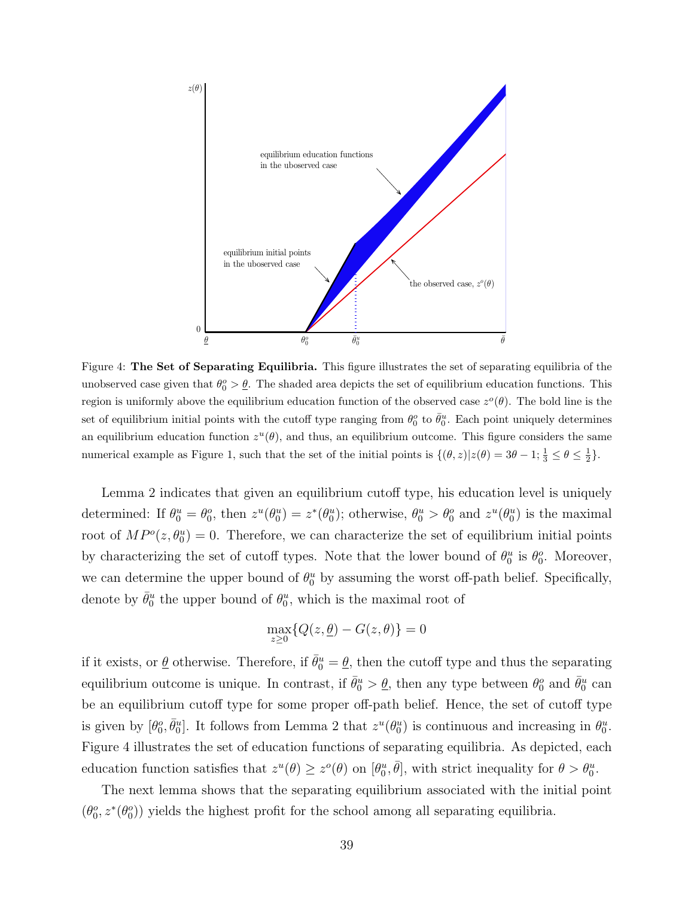Figure 4: **The Set of Separating Equilibria.** This figure illustrates the set of separating equilibria of the unobserved case given that $\theta_0^o > \underline{\theta}$. The shaded area depicts the set of equilibrium education functions. This region is uniformly above the equilibrium education function of the observed case $z^o(\theta)$. The bold line is the set of equilibrium initial points with the cutoff type ranging from $\theta_0^o$ to $\bar{\theta}_0^u$. Each point uniquely determines an equilibrium education function $z^u(\theta)$, and thus, an equilibrium outcome. This figure considers the same numerical example as Figure 1, such that the set of the initial points is $\{(\theta, z)|z(\theta) = 3\theta - 1; \frac{1}{3} \leq \theta \leq \frac{1}{2}\}$.

Lemma 2 indicates that given an equilibrium cutoff type, his education level is uniquely determined: If $\theta_0^u = \theta_0^o$, then $z^u(\theta_0^u) = z^*(\theta_0^u)$; otherwise, $\theta_0^u > \theta_0^o$ and $z^u(\theta_0^u)$ is the maximal root of $MP^o(z, \theta_0^u) = 0$. Therefore, we can characterize the set of equilibrium initial points by characterizing the set of cutoff types. Note that the lower bound of $\theta_0^u$ is $\theta_0^o$. Moreover, we can determine the upper bound of $\theta_0^u$ by assuming the worst off-path belief. Specifically, denote by $\bar{\theta}_0^u$ the upper bound of $\theta_0^u$, which is the maximal root of

$$\max_{z \geq 0}\{Q(z, \underline{\theta}) - G(z, \theta)\} = 0$$

if it exists, or $\underline{\theta}$ otherwise. Therefore, if $\bar{\theta}_0^u = \underline{\theta}$, then the cutoff type and thus the separating equilibrium outcome is unique. In contrast, if $\bar{\theta}_0^u > \underline{\theta}$, then any type between $\theta_0^o$ and $\bar{\theta}_0^u$ can be an equilibrium cutoff type for some proper off-path belief. Hence, the set of cutoff type is given by $[\theta_0^o, \bar{\theta}_0^u]$. It follows from Lemma 2 that $z^u(\theta_0^u)$ is continuous and increasing in $\theta_0^u$. Figure 4 illustrates the set of education functions of separating equilibria. As depicted, each education function satisfies that $z^u(\theta) \geq z^o(\theta)$ on $[\theta_0^u, \bar{\theta}]$, with strict inequality for $\theta > \theta_0^u$.

The next lemma shows that the separating equilibrium associated with the initial point $(\theta_0^o, z^*(\theta_0^o))$ yields the highest profit for the school among all separating equilibria.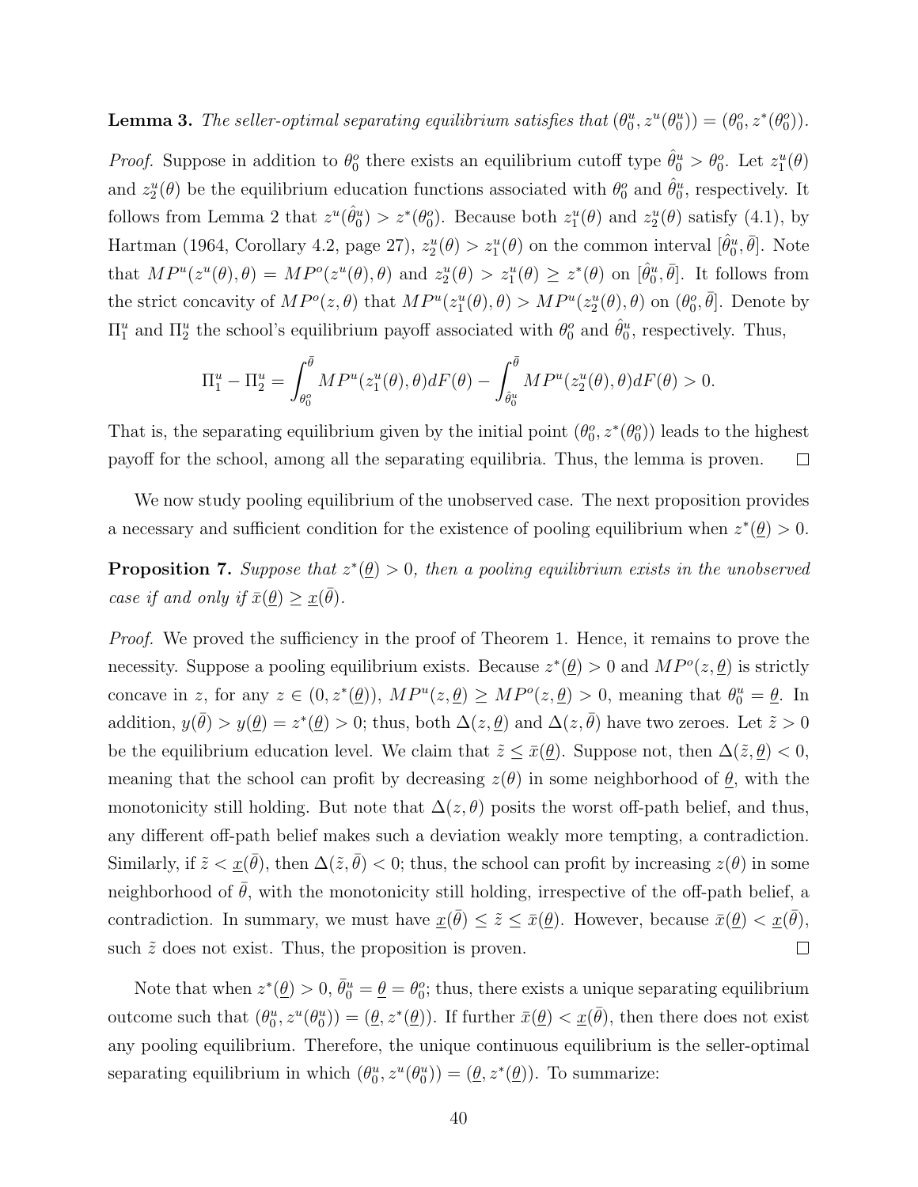**Lemma 3.** *The seller-optimal separating equilibrium satisfies that $(\theta_0^u, z^u(\theta_0^u)) = (\theta_0^o, z^*(\theta_0^o))$.*

*Proof.* Suppose in addition to $\theta_0^o$ there exists an equilibrium cutoff type $\hat{\theta}_0^u > \theta_0^o$. Let $z_1^u(\theta)$ and $z_2^u(\theta)$ be the equilibrium education functions associated with $\theta_0^o$ and $\hat{\theta}_0^u$, respectively. It follows from Lemma 2 that $z^u(\hat{\theta}_0^u) > z^*(\theta_0^o)$. Because both $z_1^u(\theta)$ and $z_2^u(\theta)$ satisfy (4.1), by Hartman (1964, Corollary 4.2, page 27), $z_2^u(\theta) > z_1^u(\theta)$ on the common interval $[\hat{\theta}_0^u, \bar{\theta}]$. Note that $MP^u(z^u(\theta), \theta) = MP^o(z^u(\theta), \theta)$ and $z_2^u(\theta) > z_1^u(\theta) \geq z^*(\theta)$ on $[\hat{\theta}_0^u, \bar{\theta}]$. It follows from the strict concavity of $MP^o(z, \theta)$ that $MP^u(z_1^u(\theta), \theta) > MP^u(z_2^u(\theta), \theta)$ on $(\theta_0^o, \bar{\theta}]$. Denote by $\Pi_1^u$ and $\Pi_2^u$ the school's equilibrium payoff associated with $\theta_0^o$ and $\hat{\theta}_0^u$, respectively. Thus,

$$\Pi_1^u - \Pi_2^u = \int_{\theta_0^o}^{\bar{\theta}} MP^u(z_1^u(\theta), \theta) dF(\theta) - \int_{\hat{\theta}_0^u}^{\bar{\theta}} MP^u(z_2^u(\theta), \theta) dF(\theta) > 0.$$

That is, the separating equilibrium given by the initial point $(\theta_0^o, z^*(\theta_0^o))$ leads to the highest payoff for the school, among all the separating equilibria. Thus, the lemma is proven. ☐

We now study pooling equilibrium of the unobserved case. The next proposition provides a necessary and sufficient condition for the existence of pooling equilibrium when $z^*(\underline{\theta}) > 0$.

**Proposition 7.** *Suppose that $z^*(\underline{\theta}) > 0$, then a pooling equilibrium exists in the unobserved case if and only if $\bar{x}(\underline{\theta}) \geq \underline{x}(\bar{\theta})$.*

*Proof.* We proved the sufficiency in the proof of Theorem 1. Hence, it remains to prove the necessity. Suppose a pooling equilibrium exists. Because $z^*(\underline{\theta}) > 0$ and $MP^o(z, \underline{\theta})$ is strictly concave in $z$, for any $z \in (0, z^*(\underline{\theta}))$, $MP^u(z, \underline{\theta}) \geq MP^o(z, \underline{\theta}) > 0$, meaning that $\theta_0^u = \underline{\theta}$. In addition, $y(\bar{\theta}) > y(\underline{\theta}) = z^*(\underline{\theta}) > 0$; thus, both $\Delta(z, \underline{\theta})$ and $\Delta(z, \bar{\theta})$ have two zeroes. Let $\tilde{z} > 0$ be the equilibrium education level. We claim that $\tilde{z} \leq \bar{x}(\underline{\theta})$. Suppose not, then $\Delta(\tilde{z}, \underline{\theta}) < 0$, meaning that the school can profit by decreasing $z(\theta)$ in some neighborhood of $\underline{\theta}$, with the monotonicity still holding. But note that $\Delta(z, \theta)$ posits the worst off-path belief, and thus, any different off-path belief makes such a deviation weakly more tempting, a contradiction. Similarly, if $\tilde{z} < \underline{x}(\bar{\theta})$, then $\Delta(\tilde{z}, \bar{\theta}) < 0$; thus, the school can profit by increasing $z(\theta)$ in some neighborhood of $\bar{\theta}$, with the monotonicity still holding, irrespective of the off-path belief, a contradiction. In summary, we must have $\underline{x}(\bar{\theta}) \leq \tilde{z} \leq \bar{x}(\underline{\theta})$. However, because $\bar{x}(\underline{\theta}) < \underline{x}(\bar{\theta})$, such $\tilde{z}$ does not exist. Thus, the proposition is proven. ☐

Note that when $z^*(\underline{\theta}) > 0$, $\bar{\theta}_0^u = \underline{\theta} = \theta_0^o$; thus, there exists a unique separating equilibrium outcome such that $(\theta_0^u, z^u(\theta_0^u)) = (\underline{\theta}, z^*(\underline{\theta}))$. If further $\bar{x}(\underline{\theta}) < \underline{x}(\bar{\theta})$, then there does not exist any pooling equilibrium. Therefore, the unique continuous equilibrium is the seller-optimal separating equilibrium in which $(\theta_0^u, z^u(\theta_0^u)) = (\underline{\theta}, z^*(\underline{\theta}))$. To summarize: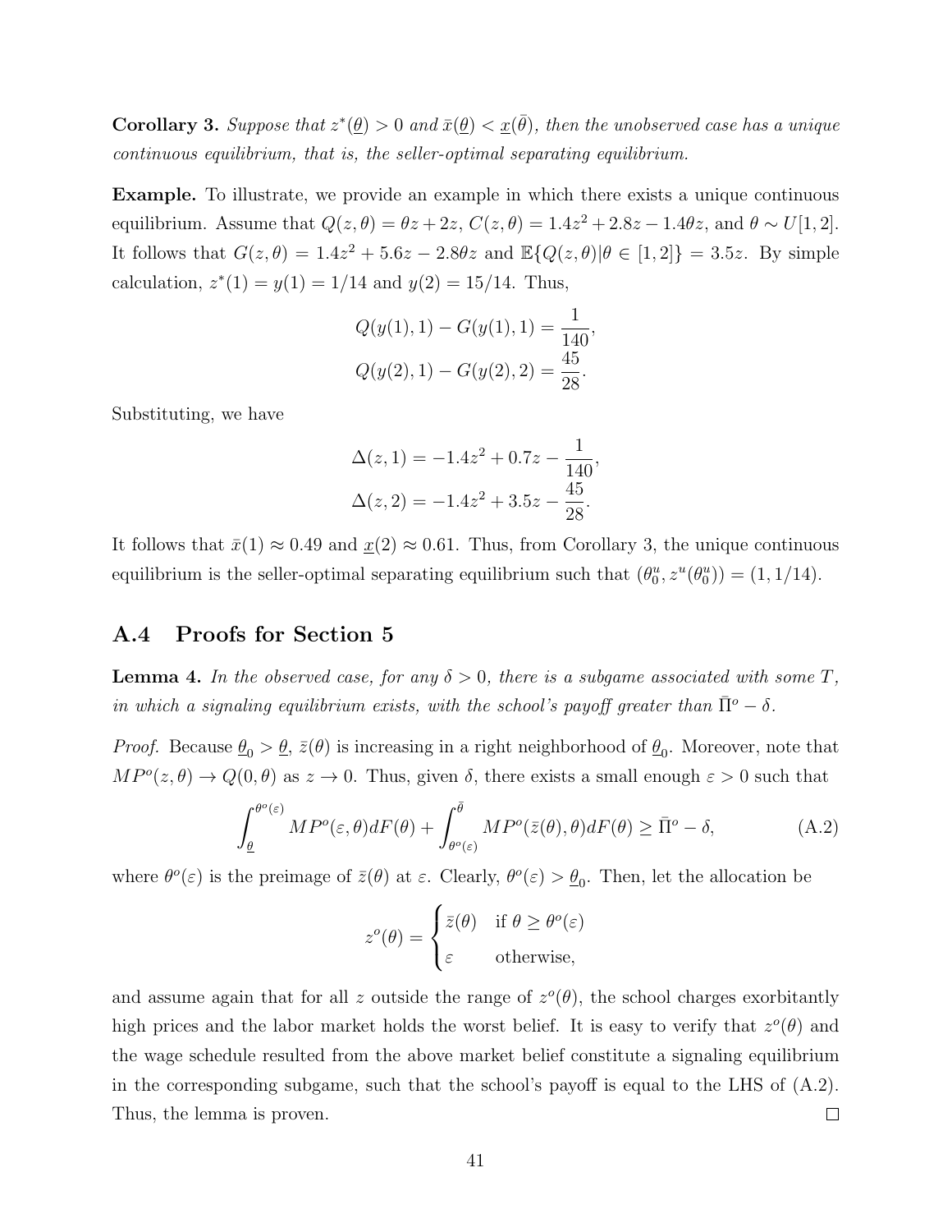**Corollary 3.** *Suppose that $z^*(\underline{\theta}) > 0$ and $\bar{x}(\underline{\theta}) < \underline{x}(\bar{\theta})$, then the unobserved case has a unique continuous equilibrium, that is, the seller-optimal separating equilibrium.*

**Example.** To illustrate, we provide an example in which there exists a unique continuous equilibrium. Assume that $Q(z,\theta) = \theta z + 2z$, $C(z,\theta) = 1.4z^2 + 2.8z - 1.4\theta z$, and $\theta \sim U[1,2]$. It follows that $G(z,\theta) = 1.4z^2 + 5.6z - 2.8\theta z$ and $\mathbb{E}\{Q(z,\theta)|\theta \in [1,2]\} = 3.5z$. By simple calculation, $z^*(1) = y(1) = 1/14$ and $y(2) = 15/14$. Thus,

$$
\begin{aligned}
Q(y(1),1) - G(y(1),1) &= \frac{1}{140},\\
Q(y(2),1) - G(y(2),2) &= \frac{45}{28}.
\end{aligned}
$$

Substituting, we have

$$
\begin{aligned}
\Delta(z,1) &= -1.4z^2 + 0.7z - \frac{1}{140},\\
\Delta(z,2) &= -1.4z^2 + 3.5z - \frac{45}{28}.
\end{aligned}
$$

It follows that $\bar{x}(1) \approx 0.49$ and $\underline{x}(2) \approx 0.61$. Thus, from Corollary 3, the unique continuous equilibrium is the seller-optimal separating equilibrium such that $(\theta_0^u, z^u(\theta_0^u)) = (1, 1/14)$.

## A.4 Proofs for Section 5

**Lemma 4.** *In the observed case, for any $\delta > 0$, there is a subgame associated with some $T$, in which a signaling equilibrium exists, with the school's payoff greater than $\bar{\Pi}^o - \delta$.*

*Proof.* Because $\underline{\theta}_0 > \underline{\theta}$, $\bar{z}(\theta)$ is increasing in a right neighborhood of $\underline{\theta}_0$. Moreover, note that $MP^o(z,\theta) \to Q(0,\theta)$ as $z \to 0$. Thus, given $\delta$, there exists a small enough $\varepsilon > 0$ such that

$$
\int_{\underline{\theta}}^{\theta^o(\varepsilon)} MP^o(\varepsilon,\theta)dF(\theta) + \int_{\theta^o(\varepsilon)}^{\bar{\theta}} MP^o(\bar{z}(\theta),\theta)dF(\theta) \geq \bar{\Pi}^o - \delta, \tag{A.2}
$$

where $\theta^o(\varepsilon)$ is the preimage of $\bar{z}(\theta)$ at $\varepsilon$. Clearly, $\theta^o(\varepsilon) > \underline{\theta}_0$. Then, let the allocation be

$$
z^o(\theta) = \begin{cases} \bar{z}(\theta) & \text{if } \theta \geq \theta^o(\varepsilon) \\ \varepsilon & \text{otherwise,} \end{cases}
$$

and assume again that for all $z$ outside the range of $z^o(\theta)$, the school charges exorbitantly high prices and the labor market holds the worst belief. It is easy to verify that $z^o(\theta)$ and the wage schedule resulted from the above market belief constitute a signaling equilibrium in the corresponding subgame, such that the school's payoff is equal to the LHS of (A.2). Thus, the lemma is proven. $\square$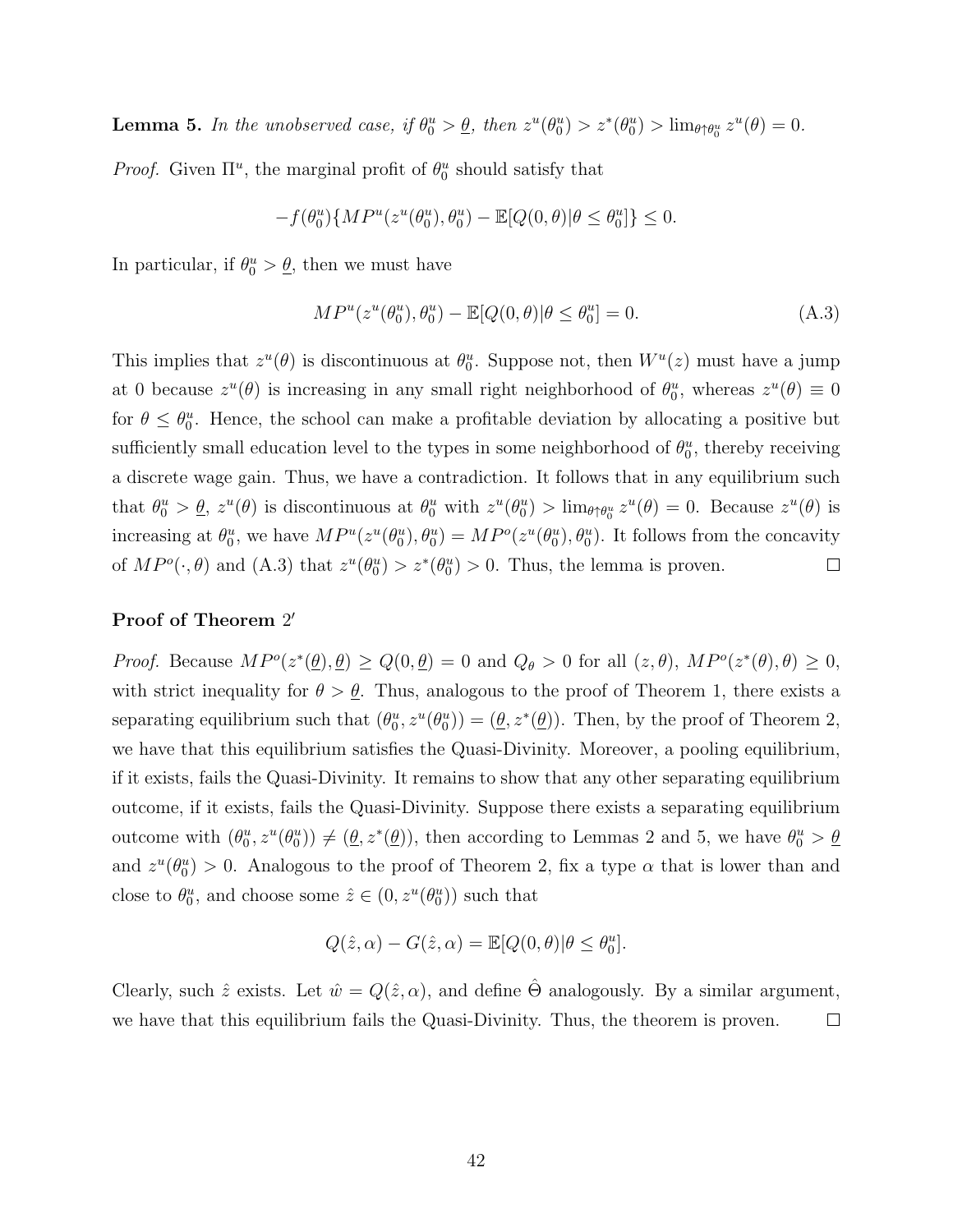**Lemma 5.** *In the unobserved case, if $\theta_0^u > \underline{\theta}$, then $z^u(\theta_0^u) > z^*(\theta_0^u) > \lim_{\theta \uparrow \theta_0^u} z^u(\theta) = 0$.*

*Proof.* Given $\Pi^u$, the marginal profit of $\theta_0^u$ should satisfy that

$$-f(\theta_0^u)\{MP^u(z^u(\theta_0^u), \theta_0^u) - \mathbb{E}[Q(0, \theta)|\theta \leq \theta_0^u]\} \leq 0.$$

In particular, if $\theta_0^u > \underline{\theta}$, then we must have

$$MP^u(z^u(\theta_0^u), \theta_0^u) - \mathbb{E}[Q(0, \theta)|\theta \leq \theta_0^u] = 0. \tag{A.3}$$

This implies that $z^u(\theta)$ is discontinuous at $\theta_0^u$. Suppose not, then $W^u(z)$ must have a jump at 0 because $z^u(\theta)$ is increasing in any small right neighborhood of $\theta_0^u$, whereas $z^u(\theta) \equiv 0$ for $\theta \leq \theta_0^u$. Hence, the school can make a profitable deviation by allocating a positive but sufficiently small education level to the types in some neighborhood of $\theta_0^u$, thereby receiving a discrete wage gain. Thus, we have a contradiction. It follows that in any equilibrium such that $\theta_0^u > \underline{\theta}$, $z^u(\theta)$ is discontinuous at $\theta_0^u$ with $z^u(\theta_0^u) > \lim_{\theta \uparrow \theta_0^u} z^u(\theta) = 0$. Because $z^u(\theta)$ is increasing at $\theta_0^u$, we have $MP^u(z^u(\theta_0^u), \theta_0^u) = MP^o(z^u(\theta_0^u), \theta_0^u)$. It follows from the concavity of $MP^o(\cdot, \theta)$ and (A.3) that $z^u(\theta_0^u) > z^*(\theta_0^u) > 0$. Thus, the lemma is proven. $\square$

**Proof of Theorem 2′**

*Proof.* Because $MP^o(z^*(\underline{\theta}), \underline{\theta}) \geq Q(0, \underline{\theta}) = 0$ and $Q_\theta > 0$ for all $(z, \theta)$, $MP^o(z^*(\theta), \theta) \geq 0$, with strict inequality for $\theta > \underline{\theta}$. Thus, analogous to the proof of Theorem 1, there exists a separating equilibrium such that $(\theta_0^u, z^u(\theta_0^u)) = (\underline{\theta}, z^*(\underline{\theta}))$. Then, by the proof of Theorem 2, we have that this equilibrium satisfies the Quasi-Divinity. Moreover, a pooling equilibrium, if it exists, fails the Quasi-Divinity. It remains to show that any other separating equilibrium outcome, if it exists, fails the Quasi-Divinity. Suppose there exists a separating equilibrium outcome with $(\theta_0^u, z^u(\theta_0^u)) \neq (\underline{\theta}, z^*(\underline{\theta}))$, then according to Lemmas 2 and 5, we have $\theta_0^u > \underline{\theta}$ and $z^u(\theta_0^u) > 0$. Analogous to the proof of Theorem 2, fix a type $\alpha$ that is lower than and close to $\theta_0^u$, and choose some $\hat{z} \in (0, z^u(\theta_0^u))$ such that

$$Q(\hat{z}, \alpha) - G(\hat{z}, \alpha) = \mathbb{E}[Q(0, \theta)|\theta \leq \theta_0^u].$$

Clearly, such $\hat{z}$ exists. Let $\hat{w} = Q(\hat{z}, \alpha)$, and define $\hat{\Theta}$ analogously. By a similar argument, we have that this equilibrium fails the Quasi-Divinity. Thus, the theorem is proven. $\square$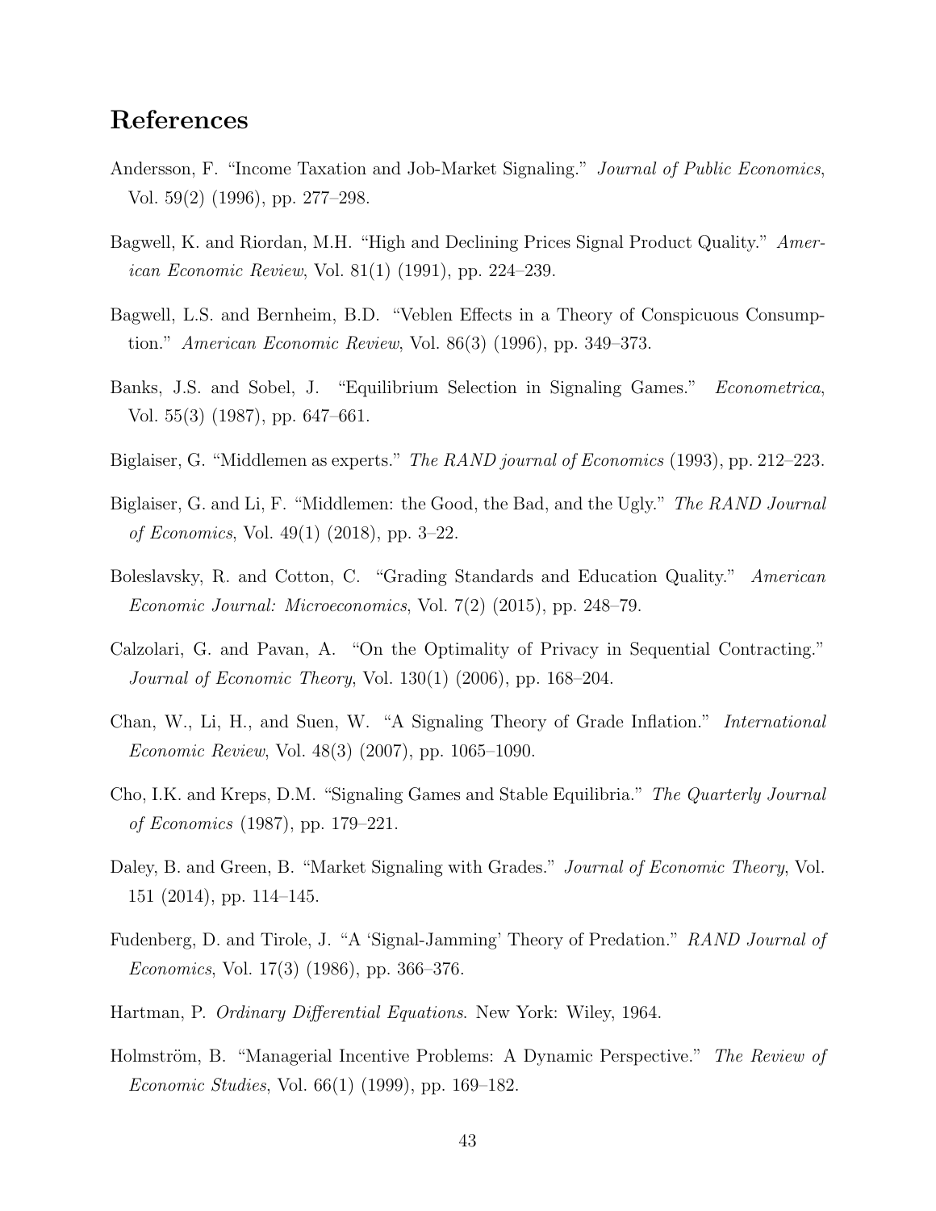## References

Andersson, F. "Income Taxation and Job-Market Signaling." *Journal of Public Economics*, Vol. 59(2) (1996), pp. 277–298.

Bagwell, K. and Riordan, M.H. "High and Declining Prices Signal Product Quality." *American Economic Review*, Vol. 81(1) (1991), pp. 224–239.

Bagwell, L.S. and Bernheim, B.D. "Veblen Effects in a Theory of Conspicuous Consumption." *American Economic Review*, Vol. 86(3) (1996), pp. 349–373.

Banks, J.S. and Sobel, J. "Equilibrium Selection in Signaling Games." *Econometrica*, Vol. 55(3) (1987), pp. 647–661.

Biglaiser, G. "Middlemen as experts." *The RAND journal of Economics* (1993), pp. 212–223.

Biglaiser, G. and Li, F. "Middlemen: the Good, the Bad, and the Ugly." *The RAND Journal of Economics*, Vol. 49(1) (2018), pp. 3–22.

Boleslavsky, R. and Cotton, C. "Grading Standards and Education Quality." *American Economic Journal: Microeconomics*, Vol. 7(2) (2015), pp. 248–79.

Calzolari, G. and Pavan, A. "On the Optimality of Privacy in Sequential Contracting." *Journal of Economic Theory*, Vol. 130(1) (2006), pp. 168–204.

Chan, W., Li, H., and Suen, W. "A Signaling Theory of Grade Inflation." *International Economic Review*, Vol. 48(3) (2007), pp. 1065–1090.

Cho, I.K. and Kreps, D.M. "Signaling Games and Stable Equilibria." *The Quarterly Journal of Economics* (1987), pp. 179–221.

Daley, B. and Green, B. "Market Signaling with Grades." *Journal of Economic Theory*, Vol. 151 (2014), pp. 114–145.

Fudenberg, D. and Tirole, J. "A 'Signal-Jamming' Theory of Predation." *RAND Journal of Economics*, Vol. 17(3) (1986), pp. 366–376.

Hartman, P. *Ordinary Differential Equations*. New York: Wiley, 1964.

Holmström, B. "Managerial Incentive Problems: A Dynamic Perspective." *The Review of Economic Studies*, Vol. 66(1) (1999), pp. 169–182.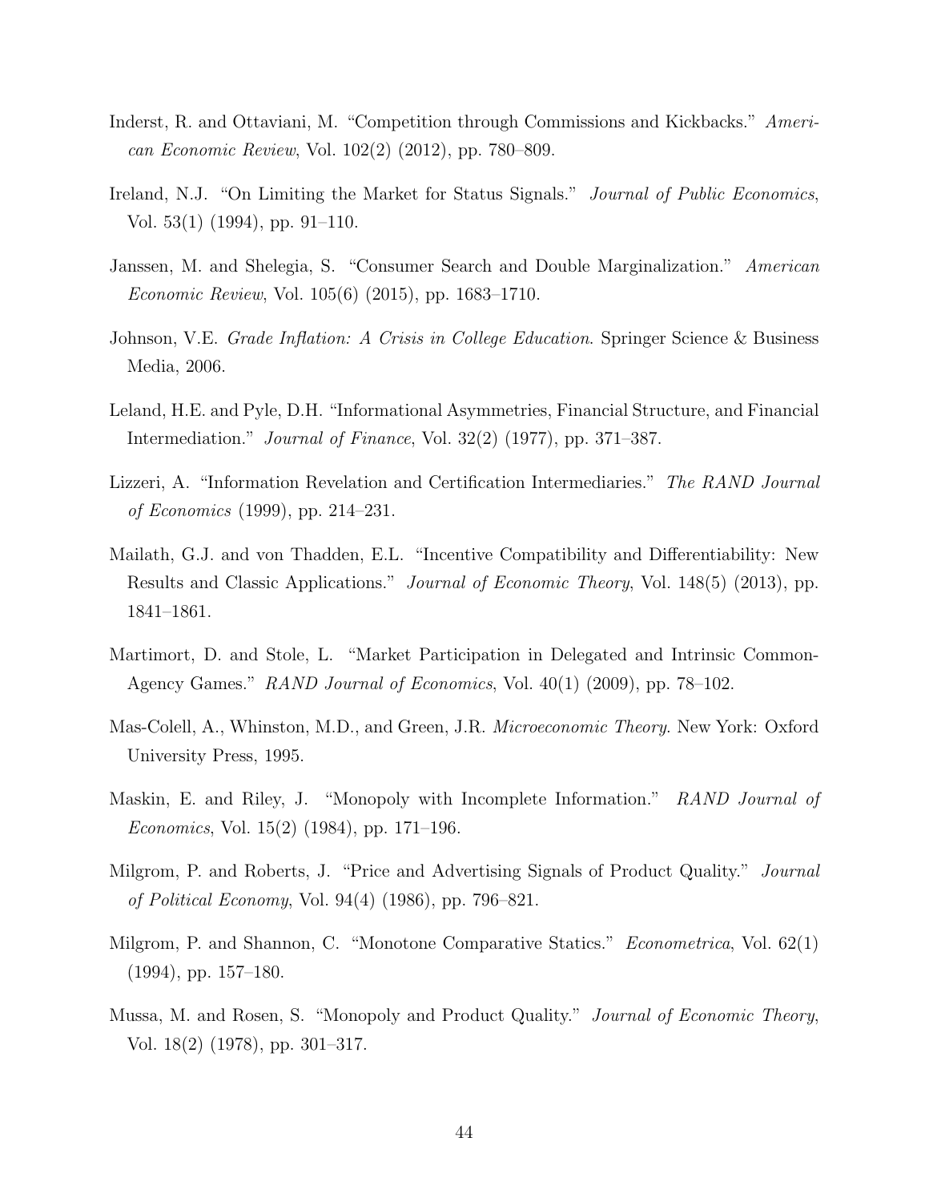Inderst, R. and Ottaviani, M. "Competition through Commissions and Kickbacks." *American Economic Review*, Vol. 102(2) (2012), pp. 780–809.

Ireland, N.J. "On Limiting the Market for Status Signals." *Journal of Public Economics*, Vol. 53(1) (1994), pp. 91–110.

Janssen, M. and Shelegia, S. "Consumer Search and Double Marginalization." *American Economic Review*, Vol. 105(6) (2015), pp. 1683–1710.

Johnson, V.E. *Grade Inflation: A Crisis in College Education*. Springer Science & Business Media, 2006.

Leland, H.E. and Pyle, D.H. "Informational Asymmetries, Financial Structure, and Financial Intermediation." *Journal of Finance*, Vol. 32(2) (1977), pp. 371–387.

Lizzeri, A. "Information Revelation and Certification Intermediaries." *The RAND Journal of Economics* (1999), pp. 214–231.

Mailath, G.J. and von Thadden, E.L. "Incentive Compatibility and Differentiability: New Results and Classic Applications." *Journal of Economic Theory*, Vol. 148(5) (2013), pp. 1841–1861.

Martimort, D. and Stole, L. "Market Participation in Delegated and Intrinsic Common-Agency Games." *RAND Journal of Economics*, Vol. 40(1) (2009), pp. 78–102.

Mas-Colell, A., Whinston, M.D., and Green, J.R. *Microeconomic Theory*. New York: Oxford University Press, 1995.

Maskin, E. and Riley, J. "Monopoly with Incomplete Information." *RAND Journal of Economics*, Vol. 15(2) (1984), pp. 171–196.

Milgrom, P. and Roberts, J. "Price and Advertising Signals of Product Quality." *Journal of Political Economy*, Vol. 94(4) (1986), pp. 796–821.

Milgrom, P. and Shannon, C. "Monotone Comparative Statics." *Econometrica*, Vol. 62(1) (1994), pp. 157–180.

Mussa, M. and Rosen, S. "Monopoly and Product Quality." *Journal of Economic Theory*, Vol. 18(2) (1978), pp. 301–317.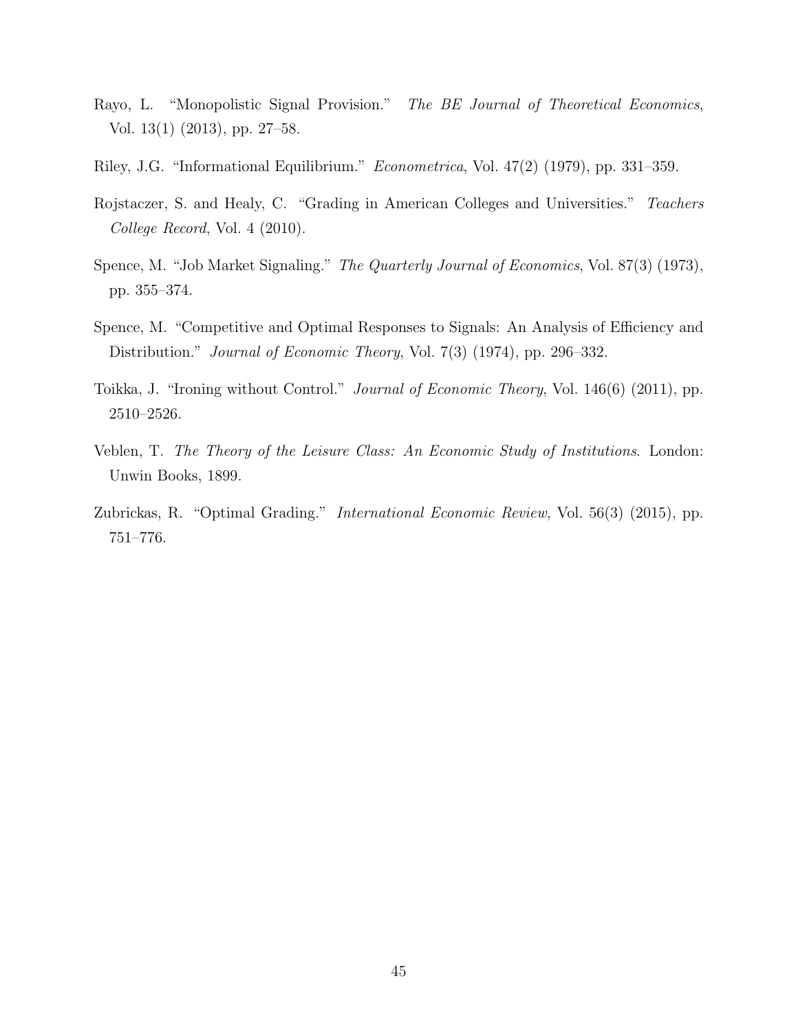Rayo, L. "Monopolistic Signal Provision." *The BE Journal of Theoretical Economics*, Vol. 13(1) (2013), pp. 27–58.

Riley, J.G. "Informational Equilibrium." *Econometrica*, Vol. 47(2) (1979), pp. 331–359.

Rojstaczer, S. and Healy, C. "Grading in American Colleges and Universities." *Teachers College Record*, Vol. 4 (2010).

Spence, M. "Job Market Signaling." *The Quarterly Journal of Economics*, Vol. 87(3) (1973), pp. 355–374.

Spence, M. "Competitive and Optimal Responses to Signals: An Analysis of Efficiency and Distribution." *Journal of Economic Theory*, Vol. 7(3) (1974), pp. 296–332.

Toikka, J. "Ironing without Control." *Journal of Economic Theory*, Vol. 146(6) (2011), pp. 2510–2526.

Veblen, T. *The Theory of the Leisure Class: An Economic Study of Institutions*. London: Unwin Books, 1899.

Zubrickas, R. "Optimal Grading." *International Economic Review*, Vol. 56(3) (2015), pp. 751–776.